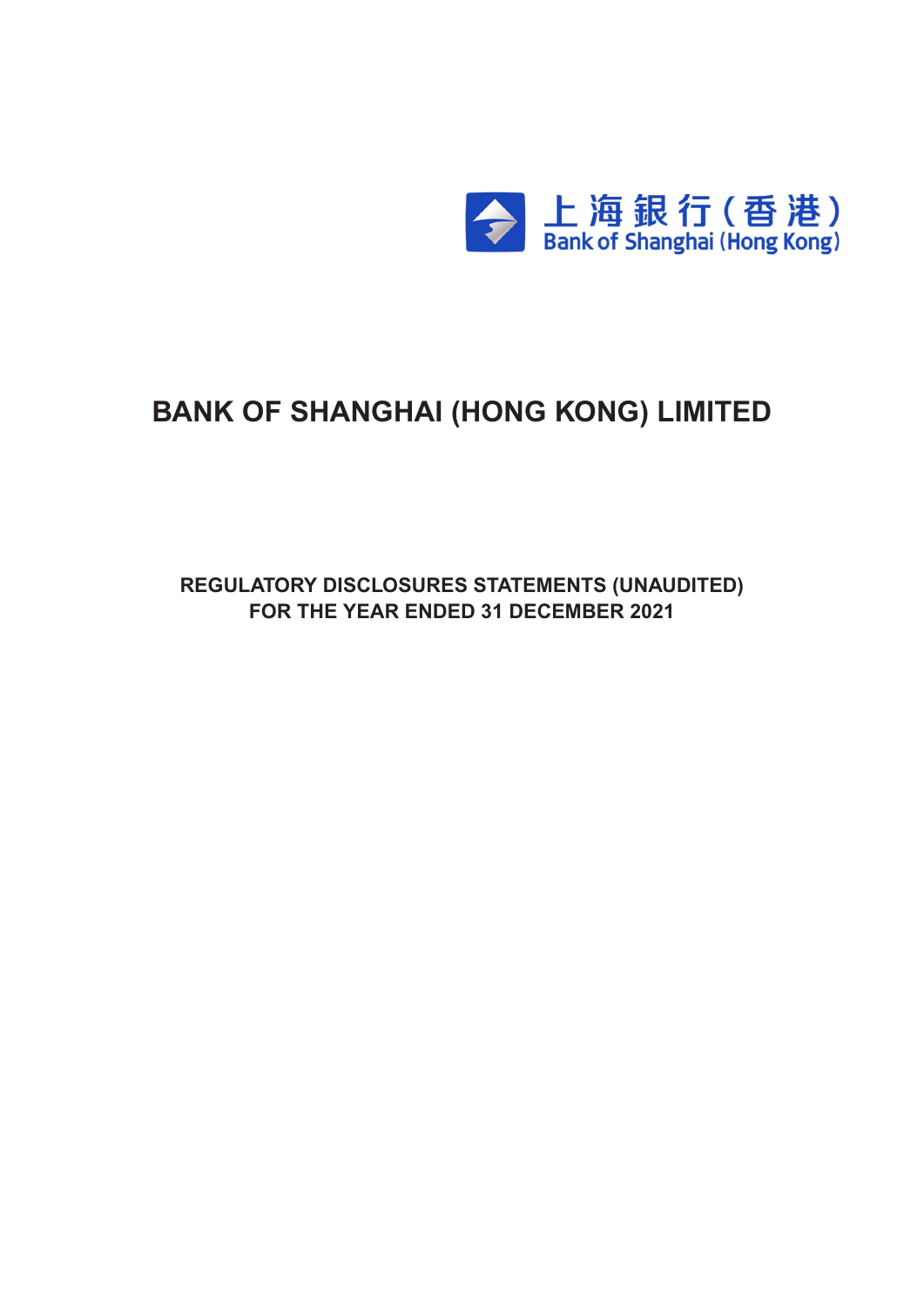上海銀行(香港)
Bank of Shanghai (Hong Kong)

# BANK OF SHANGHAI (HONG KONG) LIMITED

**REGULATORY DISCLOSURES STATEMENTS (UNAUDITED)**
**FOR THE YEAR ENDED 31 DECEMBER 2021**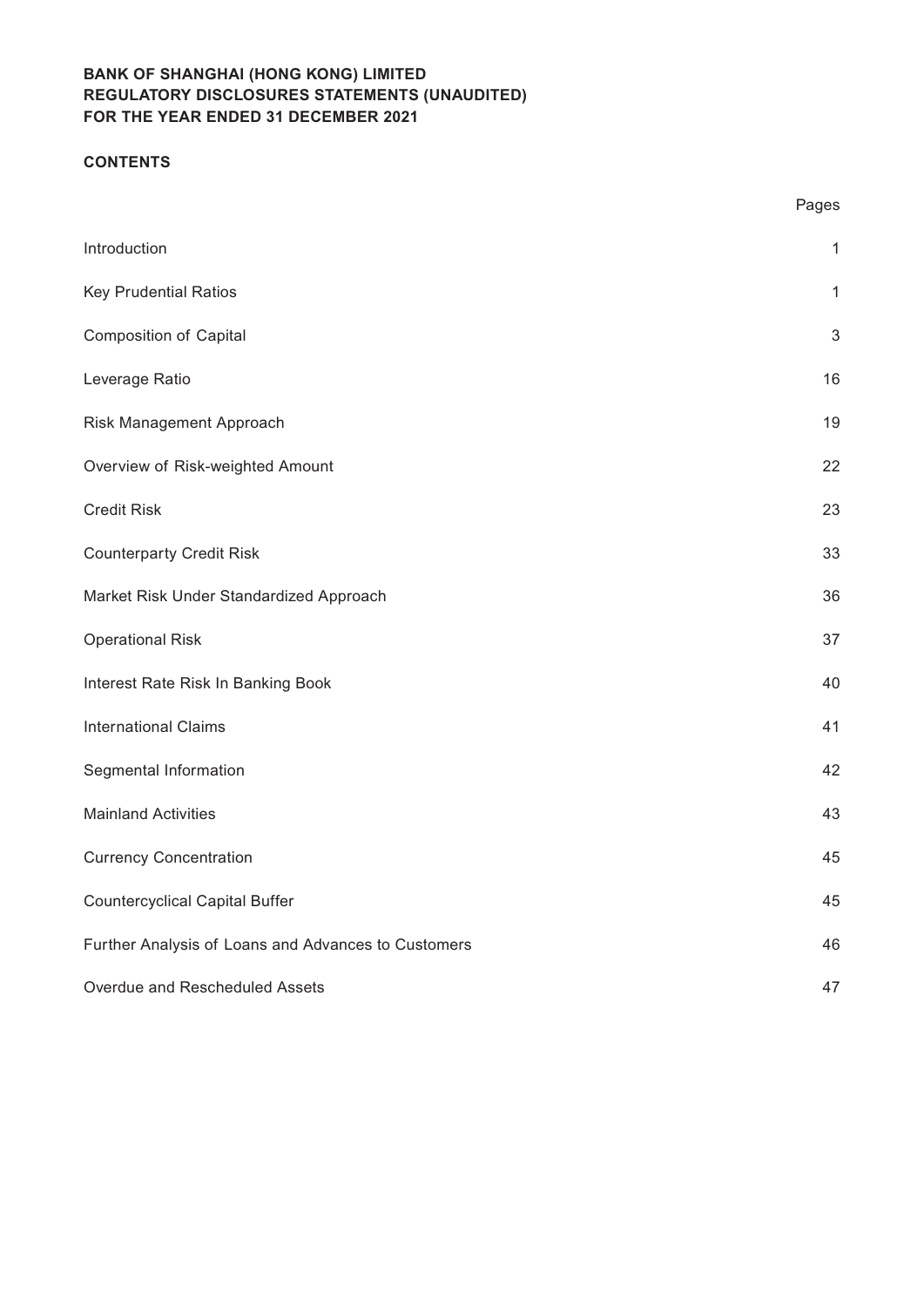**BANK OF SHANGHAI (HONG KONG) LIMITED**
**REGULATORY DISCLOSURES STATEMENTS (UNAUDITED)**
**FOR THE YEAR ENDED 31 DECEMBER 2021**

**CONTENTS**

| | Pages |
|---|---|
| Introduction | 1 |
| Key Prudential Ratios | 1 |
| Composition of Capital | 3 |
| Leverage Ratio | 16 |
| Risk Management Approach | 19 |
| Overview of Risk-weighted Amount | 22 |
| Credit Risk | 23 |
| Counterparty Credit Risk | 33 |
| Market Risk Under Standardized Approach | 36 |
| Operational Risk | 37 |
| Interest Rate Risk In Banking Book | 40 |
| International Claims | 41 |
| Segmental Information | 42 |
| Mainland Activities | 43 |
| Currency Concentration | 45 |
| Countercyclical Capital Buffer | 45 |
| Further Analysis of Loans and Advances to Customers | 46 |
| Overdue and Rescheduled Assets | 47 |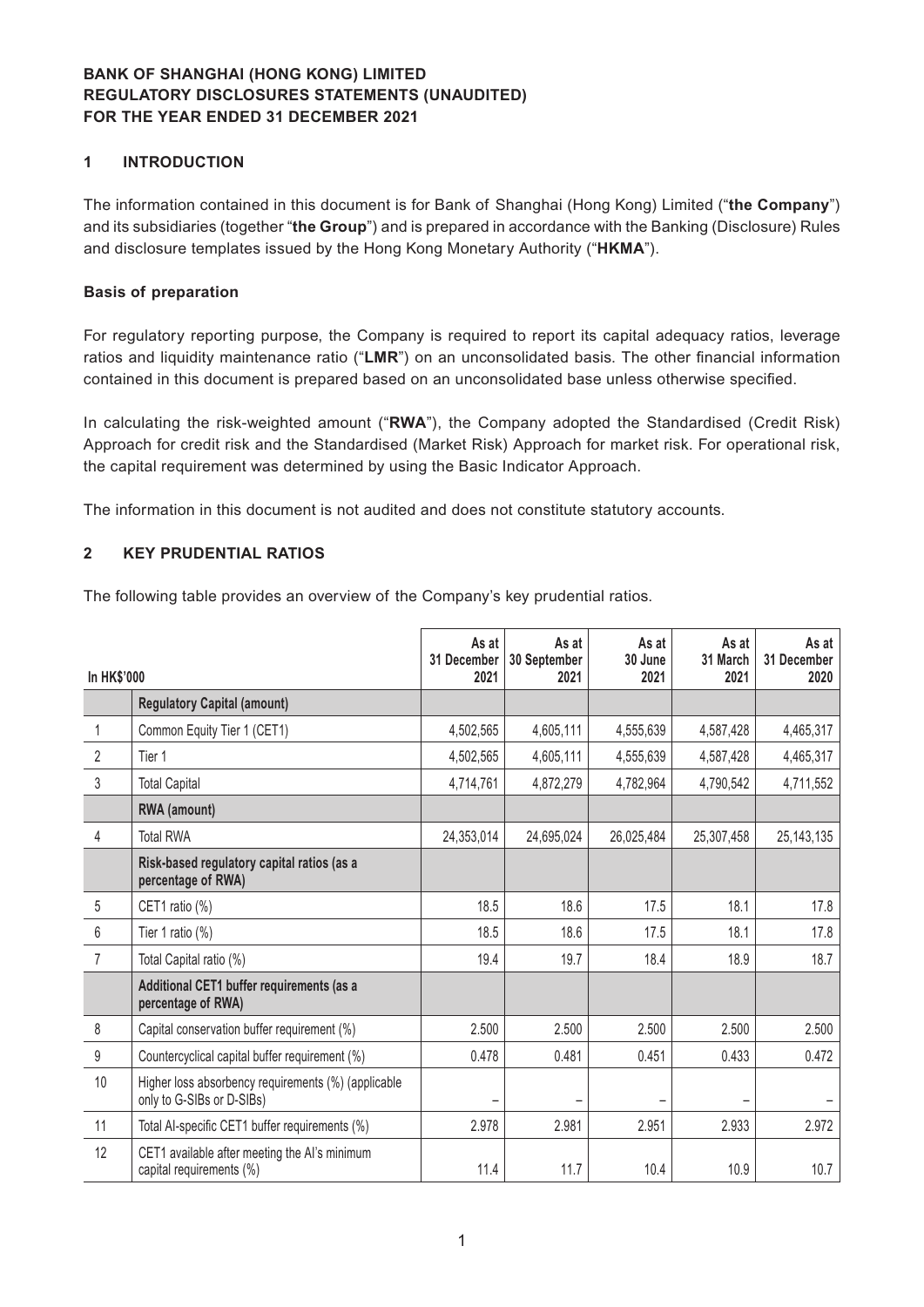**BANK OF SHANGHAI (HONG KONG) LIMITED**
**REGULATORY DISCLOSURES STATEMENTS (UNAUDITED)**
**FOR THE YEAR ENDED 31 DECEMBER 2021**

## 1 INTRODUCTION

The information contained in this document is for Bank of Shanghai (Hong Kong) Limited ("**the Company**") and its subsidiaries (together "**the Group**") and is prepared in accordance with the Banking (Disclosure) Rules and disclosure templates issued by the Hong Kong Monetary Authority ("**HKMA**").

### Basis of preparation

For regulatory reporting purpose, the Company is required to report its capital adequacy ratios, leverage ratios and liquidity maintenance ratio ("**LMR**") on an unconsolidated basis. The other financial information contained in this document is prepared based on an unconsolidated base unless otherwise specified.

In calculating the risk-weighted amount ("**RWA**"), the Company adopted the Standardised (Credit Risk) Approach for credit risk and the Standardised (Market Risk) Approach for market risk. For operational risk, the capital requirement was determined by using the Basic Indicator Approach.

The information in this document is not audited and does not constitute statutory accounts.

## 2 KEY PRUDENTIAL RATIOS

The following table provides an overview of the Company's key prudential ratios.

| In HK$'000 | | As at 31 December 2021 | As at 30 September 2021 | As at 30 June 2021 | As at 31 March 2021 | As at 31 December 2020 |
|---|---|---|---|---|---|---|
| | **Regulatory Capital (amount)** | | | | | |
| 1 | Common Equity Tier 1 (CET1) | 4,502,565 | 4,605,111 | 4,555,639 | 4,587,428 | 4,465,317 |
| 2 | Tier 1 | 4,502,565 | 4,605,111 | 4,555,639 | 4,587,428 | 4,465,317 |
| 3 | Total Capital | 4,714,761 | 4,872,279 | 4,782,964 | 4,790,542 | 4,711,552 |
| | **RWA (amount)** | | | | | |
| 4 | Total RWA | 24,353,014 | 24,695,024 | 26,025,484 | 25,307,458 | 25,143,135 |
| | **Risk-based regulatory capital ratios (as a percentage of RWA)** | | | | | |
| 5 | CET1 ratio (%) | 18.5 | 18.6 | 17.5 | 18.1 | 17.8 |
| 6 | Tier 1 ratio (%) | 18.5 | 18.6 | 17.5 | 18.1 | 17.8 |
| 7 | Total Capital ratio (%) | 19.4 | 19.7 | 18.4 | 18.9 | 18.7 |
| | **Additional CET1 buffer requirements (as a percentage of RWA)** | | | | | |
| 8 | Capital conservation buffer requirement (%) | 2.500 | 2.500 | 2.500 | 2.500 | 2.500 |
| 9 | Countercyclical capital buffer requirement (%) | 0.478 | 0.481 | 0.451 | 0.433 | 0.472 |
| 10 | Higher loss absorbency requirements (%) (applicable only to G-SIBs or D-SIBs) | – | – | – | – | – |
| 11 | Total AI-specific CET1 buffer requirements (%) | 2.978 | 2.981 | 2.951 | 2.933 | 2.972 |
| 12 | CET1 available after meeting the AI's minimum capital requirements (%) | 11.4 | 11.7 | 10.4 | 10.9 | 10.7 |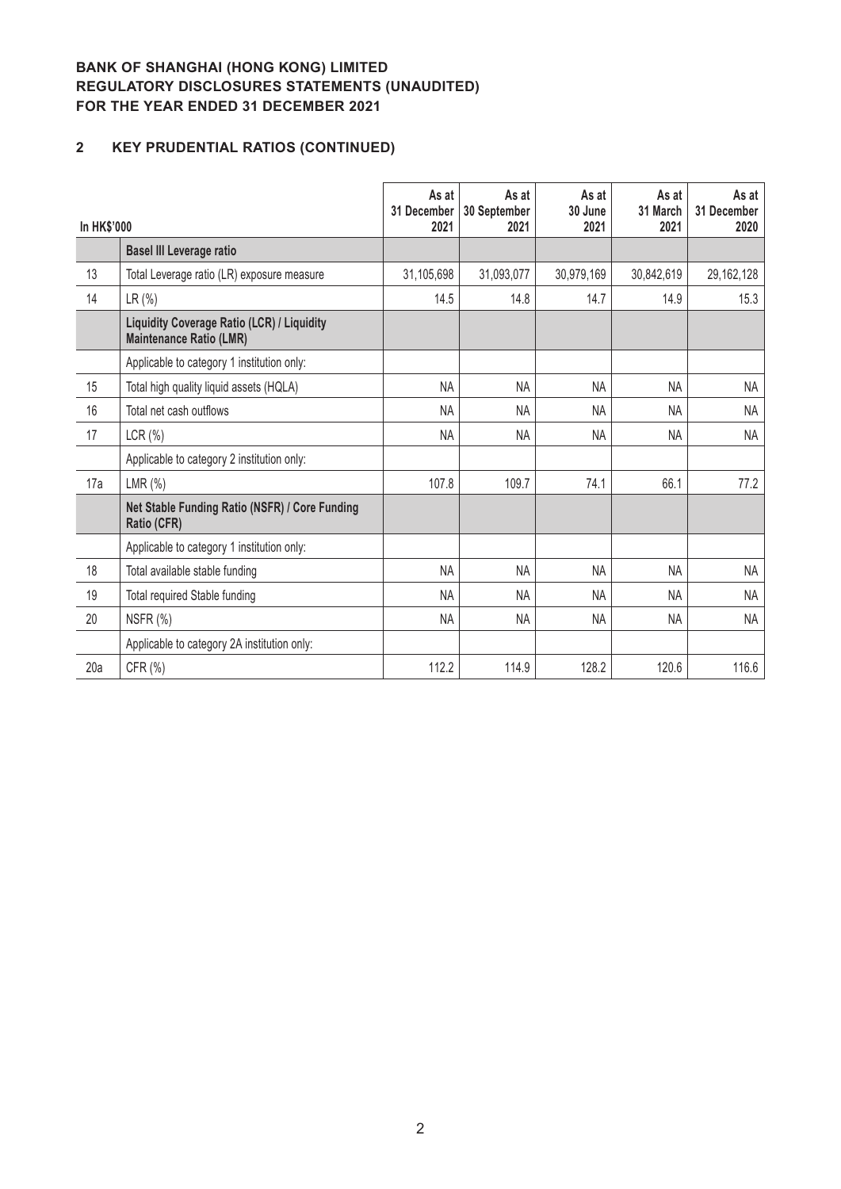**BANK OF SHANGHAI (HONG KONG) LIMITED**
**REGULATORY DISCLOSURES STATEMENTS (UNAUDITED)**
**FOR THE YEAR ENDED 31 DECEMBER 2021**

## 2 KEY PRUDENTIAL RATIOS (CONTINUED)

| In HK$'000 | | As at 31 December 2021 | As at 30 September 2021 | As at 30 June 2021 | As at 31 March 2021 | As at 31 December 2020 |
|---|---|---|---|---|---|---|
| | **Basel III Leverage ratio** | | | | | |
| 13 | Total Leverage ratio (LR) exposure measure | 31,105,698 | 31,093,077 | 30,979,169 | 30,842,619 | 29,162,128 |
| 14 | LR (%) | 14.5 | 14.8 | 14.7 | 14.9 | 15.3 |
| | **Liquidity Coverage Ratio (LCR) / Liquidity Maintenance Ratio (LMR)** | | | | | |
| | Applicable to category 1 institution only: | | | | | |
| 15 | Total high quality liquid assets (HQLA) | NA | NA | NA | NA | NA |
| 16 | Total net cash outflows | NA | NA | NA | NA | NA |
| 17 | LCR (%) | NA | NA | NA | NA | NA |
| | Applicable to category 2 institution only: | | | | | |
| 17a | LMR (%) | 107.8 | 109.7 | 74.1 | 66.1 | 77.2 |
| | **Net Stable Funding Ratio (NSFR) / Core Funding Ratio (CFR)** | | | | | |
| | Applicable to category 1 institution only: | | | | | |
| 18 | Total available stable funding | NA | NA | NA | NA | NA |
| 19 | Total required Stable funding | NA | NA | NA | NA | NA |
| 20 | NSFR (%) | NA | NA | NA | NA | NA |
| | Applicable to category 2A institution only: | | | | | |
| 20a | CFR (%) | 112.2 | 114.9 | 128.2 | 120.6 | 116.6 |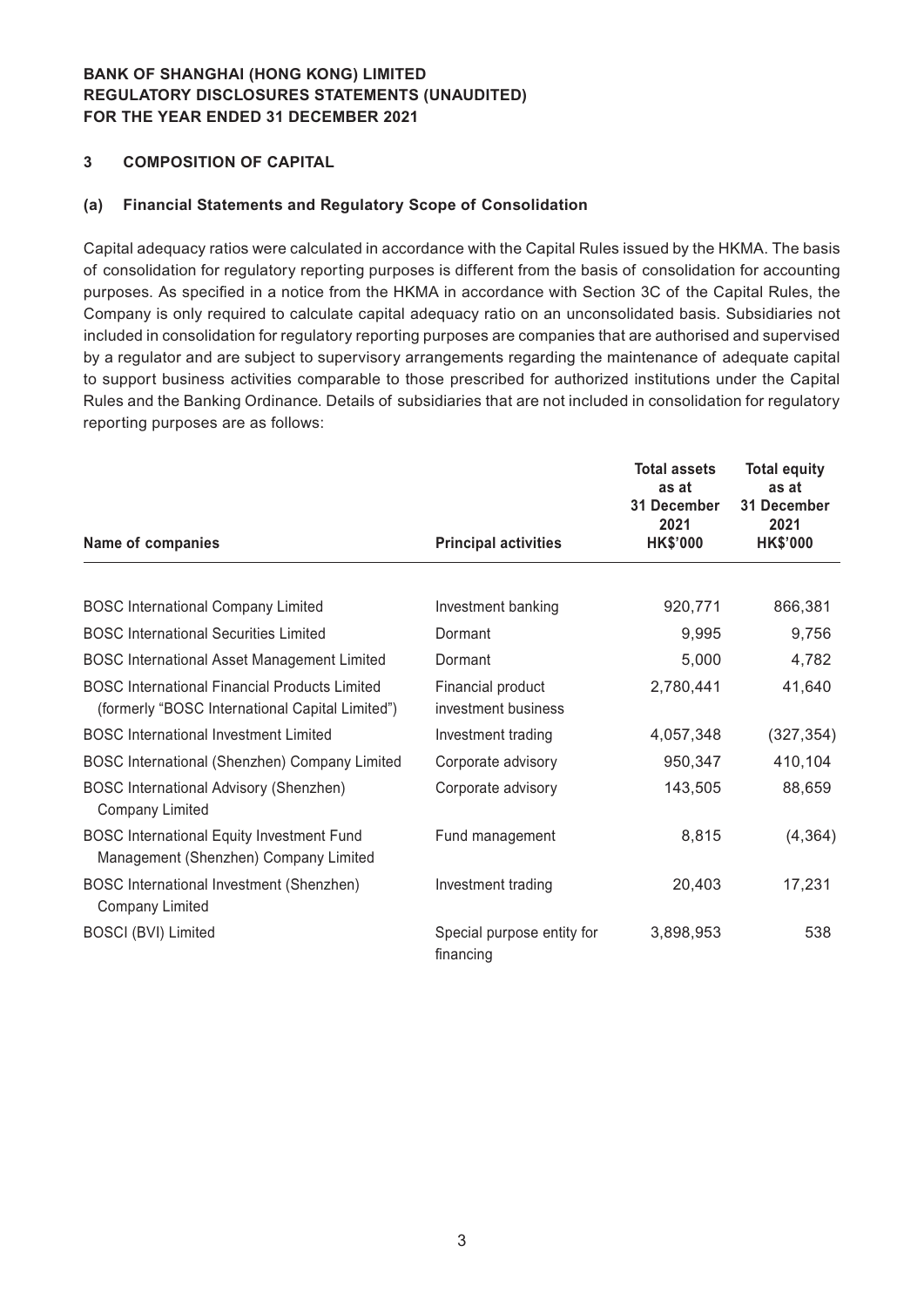**BANK OF SHANGHAI (HONG KONG) LIMITED**
**REGULATORY DISCLOSURES STATEMENTS (UNAUDITED)**
**FOR THE YEAR ENDED 31 DECEMBER 2021**

## 3 COMPOSITION OF CAPITAL

### (a) Financial Statements and Regulatory Scope of Consolidation

Capital adequacy ratios were calculated in accordance with the Capital Rules issued by the HKMA. The basis of consolidation for regulatory reporting purposes is different from the basis of consolidation for accounting purposes. As specified in a notice from the HKMA in accordance with Section 3C of the Capital Rules, the Company is only required to calculate capital adequacy ratio on an unconsolidated basis. Subsidiaries not included in consolidation for regulatory reporting purposes are companies that are authorised and supervised by a regulator and are subject to supervisory arrangements regarding the maintenance of adequate capital to support business activities comparable to those prescribed for authorized institutions under the Capital Rules and the Banking Ordinance. Details of subsidiaries that are not included in consolidation for regulatory reporting purposes are as follows:

| Name of companies | Principal activities | Total assets as at 31 December 2021 HK$'000 | Total equity as at 31 December 2021 HK$'000 |
|---|---|---|---|
| BOSC International Company Limited | Investment banking | 920,771 | 866,381 |
| BOSC International Securities Limited | Dormant | 9,995 | 9,756 |
| BOSC International Asset Management Limited | Dormant | 5,000 | 4,782 |
| BOSC International Financial Products Limited (formerly "BOSC International Capital Limited") | Financial product investment business | 2,780,441 | 41,640 |
| BOSC International Investment Limited | Investment trading | 4,057,348 | (327,354) |
| BOSC International (Shenzhen) Company Limited | Corporate advisory | 950,347 | 410,104 |
| BOSC International Advisory (Shenzhen) Company Limited | Corporate advisory | 143,505 | 88,659 |
| BOSC International Equity Investment Fund Management (Shenzhen) Company Limited | Fund management | 8,815 | (4,364) |
| BOSC International Investment (Shenzhen) Company Limited | Investment trading | 20,403 | 17,231 |
| BOSCI (BVI) Limited | Special purpose entity for financing | 3,898,953 | 538 |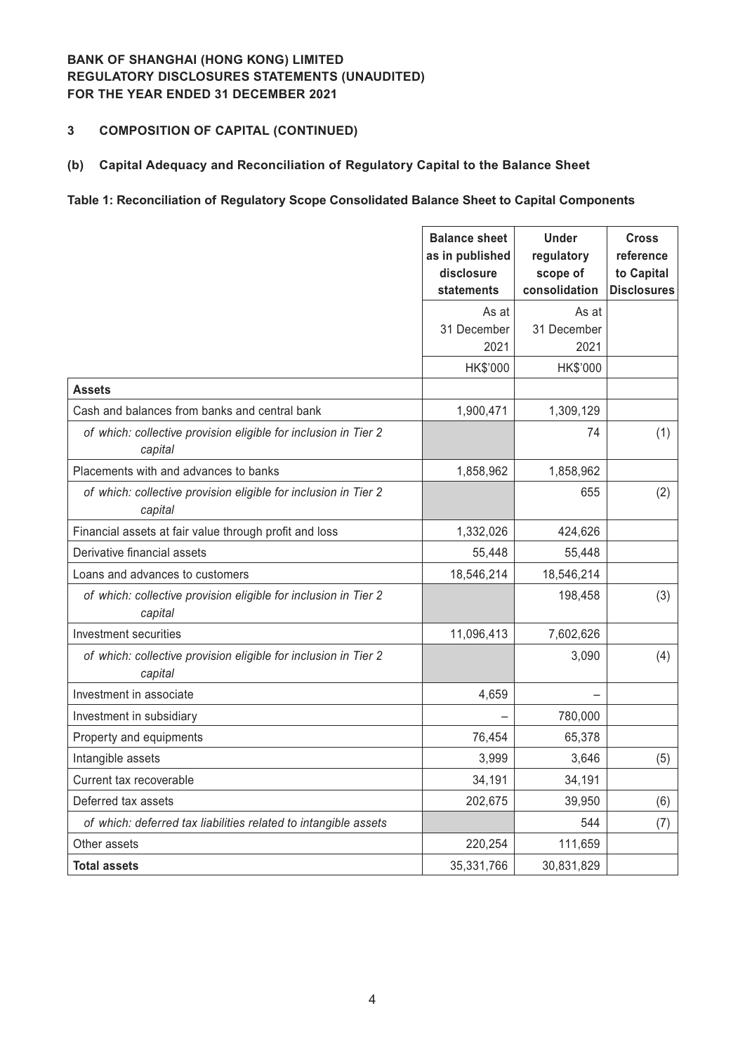**BANK OF SHANGHAI (HONG KONG) LIMITED**
**REGULATORY DISCLOSURES STATEMENTS (UNAUDITED)**
**FOR THE YEAR ENDED 31 DECEMBER 2021**

## 3 COMPOSITION OF CAPITAL (CONTINUED)

### (b) Capital Adequacy and Reconciliation of Regulatory Capital to the Balance Sheet

**Table 1: Reconciliation of Regulatory Scope Consolidated Balance Sheet to Capital Components**

| | Balance sheet as in published disclosure statements | Under regulatory scope of consolidation | Cross reference to Capital Disclosures |
|---|---|---|---|
| | As at 31 December 2021 | As at 31 December 2021 | |
| | HK$'000 | HK$'000 | |
| **Assets** | | | |
| Cash and balances from banks and central bank | 1,900,471 | 1,309,129 | |
| *of which: collective provision eligible for inclusion in Tier 2 capital* | | 74 | (1) |
| Placements with and advances to banks | 1,858,962 | 1,858,962 | |
| *of which: collective provision eligible for inclusion in Tier 2 capital* | | 655 | (2) |
| Financial assets at fair value through profit and loss | 1,332,026 | 424,626 | |
| Derivative financial assets | 55,448 | 55,448 | |
| Loans and advances to customers | 18,546,214 | 18,546,214 | |
| *of which: collective provision eligible for inclusion in Tier 2 capital* | | 198,458 | (3) |
| Investment securities | 11,096,413 | 7,602,626 | |
| *of which: collective provision eligible for inclusion in Tier 2 capital* | | 3,090 | (4) |
| Investment in associate | 4,659 | – | |
| Investment in subsidiary | – | 780,000 | |
| Property and equipments | 76,454 | 65,378 | |
| Intangible assets | 3,999 | 3,646 | (5) |
| Current tax recoverable | 34,191 | 34,191 | |
| Deferred tax assets | 202,675 | 39,950 | (6) |
| *of which: deferred tax liabilities related to intangible assets* | | 544 | (7) |
| Other assets | 220,254 | 111,659 | |
| **Total assets** | 35,331,766 | 30,831,829 | |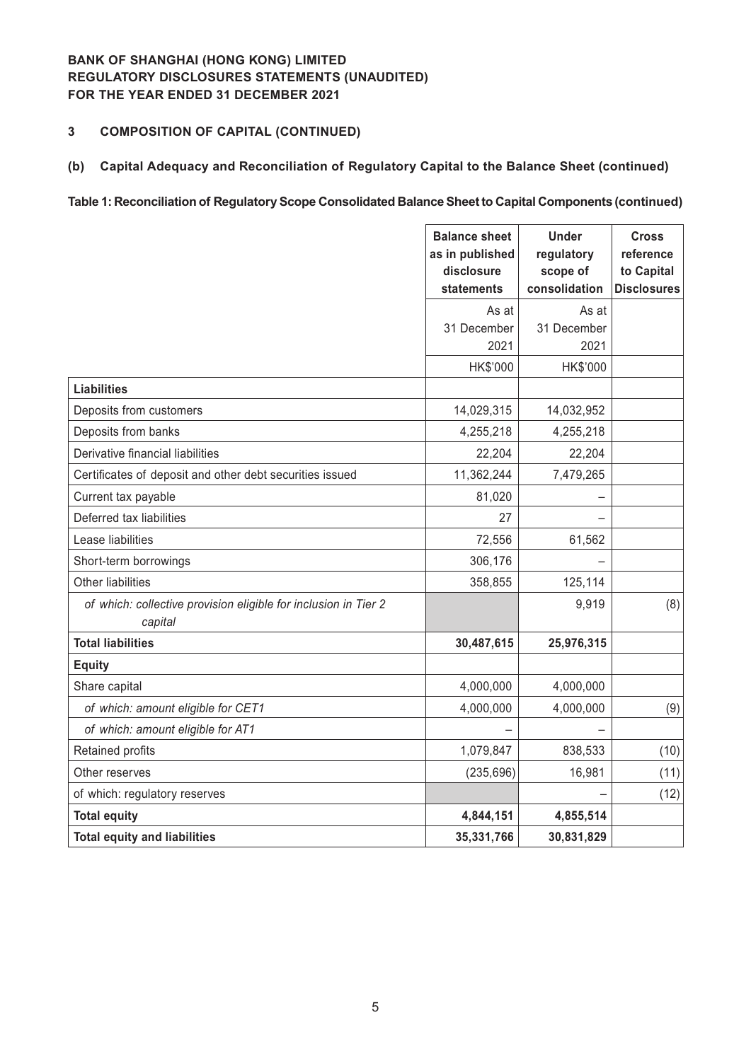**BANK OF SHANGHAI (HONG KONG) LIMITED**
**REGULATORY DISCLOSURES STATEMENTS (UNAUDITED)**
**FOR THE YEAR ENDED 31 DECEMBER 2021**

## 3 COMPOSITION OF CAPITAL (CONTINUED)

### (b) Capital Adequacy and Reconciliation of Regulatory Capital to the Balance Sheet (continued)

**Table 1: Reconciliation of Regulatory Scope Consolidated Balance Sheet to Capital Components (continued)**

| | Balance sheet as in published disclosure statements | Under regulatory scope of consolidation | Cross reference to Capital Disclosures |
|---|---|---|---|
| | As at 31 December 2021 | As at 31 December 2021 | |
| | HK$'000 | HK$'000 | |
| **Liabilities** | | | |
| Deposits from customers | 14,029,315 | 14,032,952 | |
| Deposits from banks | 4,255,218 | 4,255,218 | |
| Derivative financial liabilities | 22,204 | 22,204 | |
| Certificates of deposit and other debt securities issued | 11,362,244 | 7,479,265 | |
| Current tax payable | 81,020 | – | |
| Deferred tax liabilities | 27 | – | |
| Lease liabilities | 72,556 | 61,562 | |
| Short-term borrowings | 306,176 | – | |
| Other liabilities | 358,855 | 125,114 | |
| *of which: collective provision eligible for inclusion in Tier 2 capital* | | 9,919 | (8) |
| **Total liabilities** | **30,487,615** | **25,976,315** | |
| **Equity** | | | |
| Share capital | 4,000,000 | 4,000,000 | |
| *of which: amount eligible for CET1* | 4,000,000 | 4,000,000 | (9) |
| *of which: amount eligible for AT1* | – | – | |
| Retained profits | 1,079,847 | 838,533 | (10) |
| Other reserves | (235,696) | 16,981 | (11) |
| of which: regulatory reserves | | – | (12) |
| **Total equity** | **4,844,151** | **4,855,514** | |
| **Total equity and liabilities** | **35,331,766** | **30,831,829** | |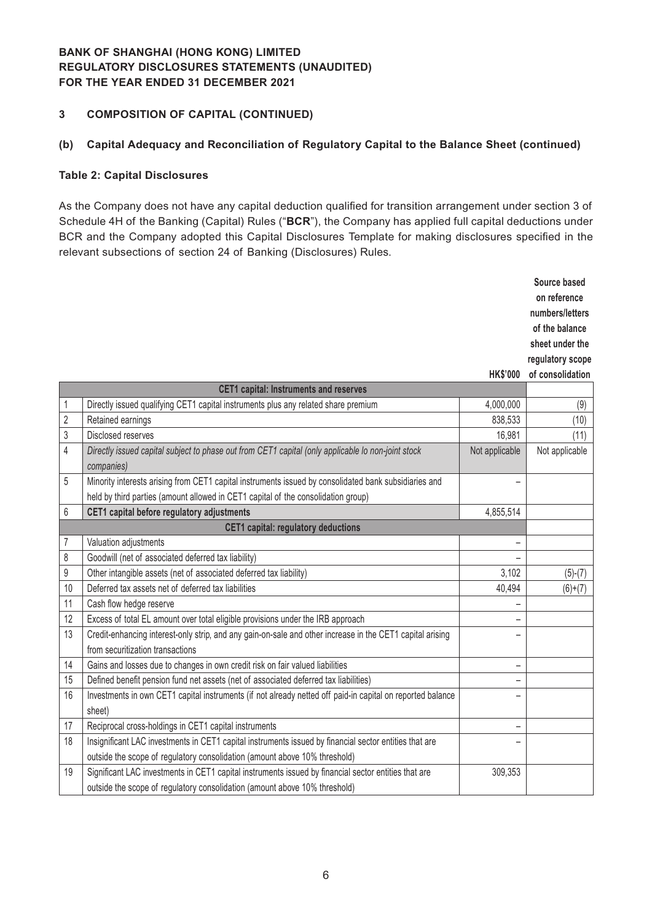**BANK OF SHANGHAI (HONG KONG) LIMITED**
**REGULATORY DISCLOSURES STATEMENTS (UNAUDITED)**
**FOR THE YEAR ENDED 31 DECEMBER 2021**

## 3 COMPOSITION OF CAPITAL (CONTINUED)

### (b) Capital Adequacy and Reconciliation of Regulatory Capital to the Balance Sheet (continued)

**Table 2: Capital Disclosures**

As the Company does not have any capital deduction qualified for transition arrangement under section 3 of Schedule 4H of the Banking (Capital) Rules ("**BCR**"), the Company has applied full capital deductions under BCR and the Company adopted this Capital Disclosures Template for making disclosures specified in the relevant subsections of section 24 of Banking (Disclosures) Rules.

| | | HK$'000 | Source based on reference numbers/letters of the balance sheet under the regulatory scope of consolidation |
|---|---|---|---|
| | **CET1 capital: Instruments and reserves** | | |
| 1 | Directly issued qualifying CET1 capital instruments plus any related share premium | 4,000,000 | (9) |
| 2 | Retained earnings | 838,533 | (10) |
| 3 | Disclosed reserves | 16,981 | (11) |
| 4 | *Directly issued capital subject to phase out from CET1 capital (only applicable lo non-joint stock companies)* | Not applicable | Not applicable |
| 5 | Minority interests arising from CET1 capital instruments issued by consolidated bank subsidiaries and held by third parties (amount allowed in CET1 capital of the consolidation group) | – | |
| 6 | **CET1 capital before regulatory adjustments** | 4,855,514 | |
| | **CET1 capital: regulatory deductions** | | |
| 7 | Valuation adjustments | – | |
| 8 | Goodwill (net of associated deferred tax liability) | – | |
| 9 | Other intangible assets (net of associated deferred tax liability) | 3,102 | (5)-(7) |
| 10 | Deferred tax assets net of deferred tax liabilities | 40,494 | (6)+(7) |
| 11 | Cash flow hedge reserve | – | |
| 12 | Excess of total EL amount over total eligible provisions under the IRB approach | – | |
| 13 | Credit-enhancing interest-only strip, and any gain-on-sale and other increase in the CET1 capital arising from securitization transactions | – | |
| 14 | Gains and losses due to changes in own credit risk on fair valued liabilities | – | |
| 15 | Defined benefit pension fund net assets (net of associated deferred tax liabilities) | – | |
| 16 | Investments in own CET1 capital instruments (if not already netted off paid-in capital on reported balance sheet) | – | |
| 17 | Reciprocal cross-holdings in CET1 capital instruments | – | |
| 18 | Insignificant LAC investments in CET1 capital instruments issued by financial sector entities that are outside the scope of regulatory consolidation (amount above 10% threshold) | – | |
| 19 | Significant LAC investments in CET1 capital instruments issued by financial sector entities that are outside the scope of regulatory consolidation (amount above 10% threshold) | 309,353 | |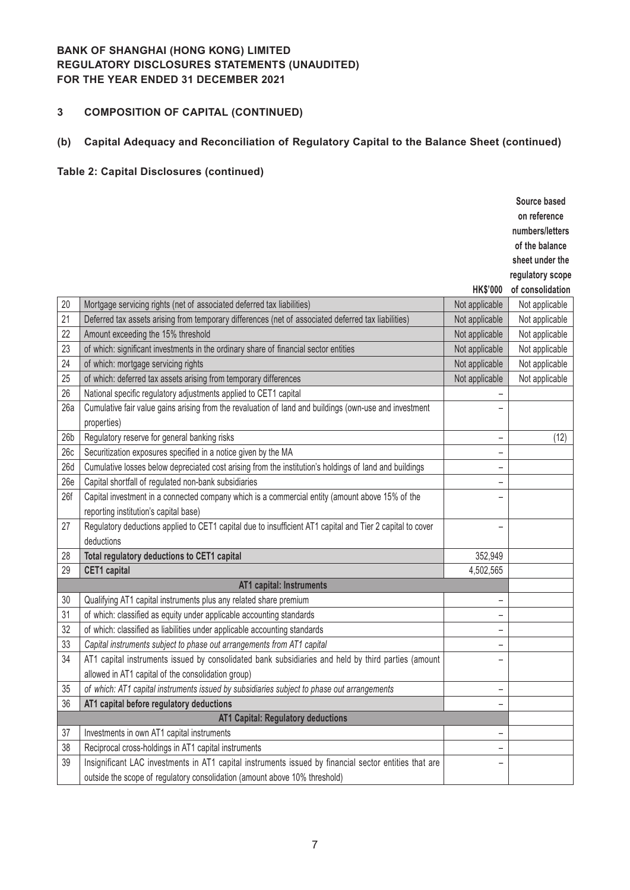**BANK OF SHANGHAI (HONG KONG) LIMITED**
**REGULATORY DISCLOSURES STATEMENTS (UNAUDITED)**
**FOR THE YEAR ENDED 31 DECEMBER 2021**

## 3 COMPOSITION OF CAPITAL (CONTINUED)

### (b) Capital Adequacy and Reconciliation of Regulatory Capital to the Balance Sheet (continued)

**Table 2: Capital Disclosures (continued)**

| | | HK$'000 | Source based on reference numbers/letters of the balance sheet under the regulatory scope of consolidation |
|---|---|---|---|
| 20 | Mortgage servicing rights (net of associated deferred tax liabilities) | Not applicable | Not applicable |
| 21 | Deferred tax assets arising from temporary differences (net of associated deferred tax liabilities) | Not applicable | Not applicable |
| 22 | Amount exceeding the 15% threshold | Not applicable | Not applicable |
| 23 | of which: significant investments in the ordinary share of financial sector entities | Not applicable | Not applicable |
| 24 | of which: mortgage servicing rights | Not applicable | Not applicable |
| 25 | of which: deferred tax assets arising from temporary differences | Not applicable | Not applicable |
| 26 | National specific regulatory adjustments applied to CET1 capital | – | |
| 26a | Cumulative fair value gains arising from the revaluation of land and buildings (own-use and investment properties) | – | |
| 26b | Regulatory reserve for general banking risks | – | (12) |
| 26c | Securitization exposures specified in a notice given by the MA | – | |
| 26d | Cumulative losses below depreciated cost arising from the institution's holdings of land and buildings | – | |
| 26e | Capital shortfall of regulated non-bank subsidiaries | – | |
| 26f | Capital investment in a connected company which is a commercial entity (amount above 15% of the reporting institution's capital base) | – | |
| 27 | Regulatory deductions applied to CET1 capital due to insufficient AT1 capital and Tier 2 capital to cover deductions | – | |
| 28 | **Total regulatory deductions to CET1 capital** | 352,949 | |
| 29 | **CET1 capital** | 4,502,565 | |
| | **AT1 capital: Instruments** | | |
| 30 | Qualifying AT1 capital instruments plus any related share premium | – | |
| 31 | of which: classified as equity under applicable accounting standards | – | |
| 32 | of which: classified as liabilities under applicable accounting standards | – | |
| 33 | *Capital instruments subject to phase out arrangements from AT1 capital* | – | |
| 34 | AT1 capital instruments issued by consolidated bank subsidiaries and held by third parties (amount allowed in AT1 capital of the consolidation group) | – | |
| 35 | *of which: AT1 capital instruments issued by subsidiaries subject to phase out arrangements* | – | |
| 36 | **AT1 capital before regulatory deductions** | – | |
| | **AT1 Capital: Regulatory deductions** | | |
| 37 | Investments in own AT1 capital instruments | – | |
| 38 | Reciprocal cross-holdings in AT1 capital instruments | – | |
| 39 | Insignificant LAC investments in AT1 capital instruments issued by financial sector entities that are outside the scope of regulatory consolidation (amount above 10% threshold) | – | |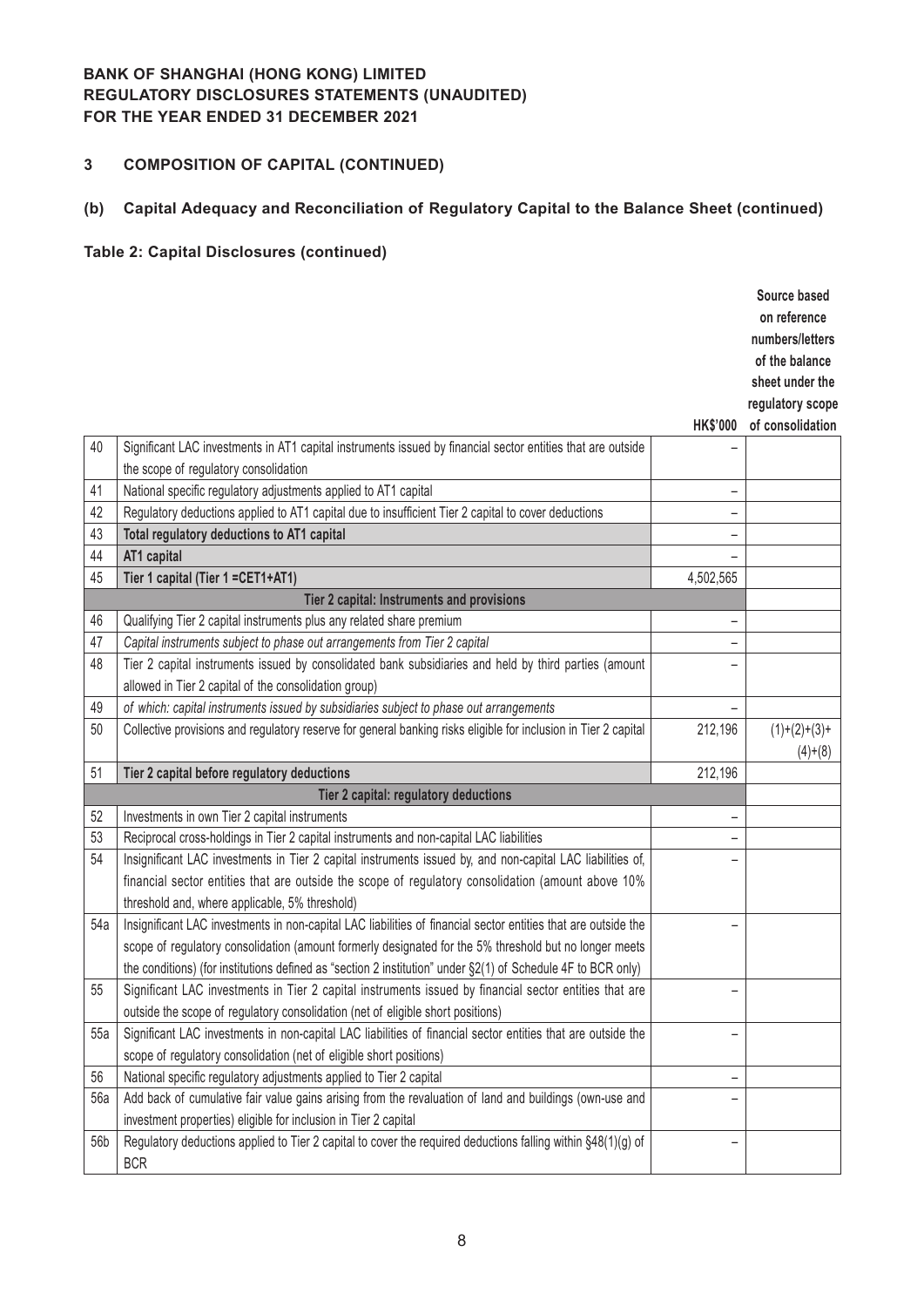**BANK OF SHANGHAI (HONG KONG) LIMITED**
**REGULATORY DISCLOSURES STATEMENTS (UNAUDITED)**
**FOR THE YEAR ENDED 31 DECEMBER 2021**

## 3 COMPOSITION OF CAPITAL (CONTINUED)

### (b) Capital Adequacy and Reconciliation of Regulatory Capital to the Balance Sheet (continued)

**Table 2: Capital Disclosures (continued)**

| | | HK$'000 | Source based on reference numbers/letters of the balance sheet under the regulatory scope of consolidation |
|---|---|---|---|
| 40 | Significant LAC investments in AT1 capital instruments issued by financial sector entities that are outside the scope of regulatory consolidation | – | |
| 41 | National specific regulatory adjustments applied to AT1 capital | – | |
| 42 | Regulatory deductions applied to AT1 capital due to insufficient Tier 2 capital to cover deductions | – | |
| 43 | **Total regulatory deductions to AT1 capital** | – | |
| 44 | **AT1 capital** | – | |
| 45 | **Tier 1 capital (Tier 1 =CET1+AT1)** | 4,502,565 | |
| | **Tier 2 capital: Instruments and provisions** | | |
| 46 | Qualifying Tier 2 capital instruments plus any related share premium | – | |
| 47 | *Capital instruments subject to phase out arrangements from Tier 2 capital* | – | |
| 48 | Tier 2 capital instruments issued by consolidated bank subsidiaries and held by third parties (amount allowed in Tier 2 capital of the consolidation group) | – | |
| 49 | *of which: capital instruments issued by subsidiaries subject to phase out arrangements* | – | |
| 50 | Collective provisions and regulatory reserve for general banking risks eligible for inclusion in Tier 2 capital | 212,196 | (1)+(2)+(3)+(4)+(8) |
| 51 | **Tier 2 capital before regulatory deductions** | 212,196 | |
| | **Tier 2 capital: regulatory deductions** | | |
| 52 | Investments in own Tier 2 capital instruments | – | |
| 53 | Reciprocal cross-holdings in Tier 2 capital instruments and non-capital LAC liabilities | – | |
| 54 | Insignificant LAC investments in Tier 2 capital instruments issued by, and non-capital LAC liabilities of, financial sector entities that are outside the scope of regulatory consolidation (amount above 10% threshold and, where applicable, 5% threshold) | – | |
| 54a | Insignificant LAC investments in non-capital LAC liabilities of financial sector entities that are outside the scope of regulatory consolidation (amount formerly designated for the 5% threshold but no longer meets the conditions) (for institutions defined as "section 2 institution" under §2(1) of Schedule 4F to BCR only) | – | |
| 55 | Significant LAC investments in Tier 2 capital instruments issued by financial sector entities that are outside the scope of regulatory consolidation (net of eligible short positions) | – | |
| 55a | Significant LAC investments in non-capital LAC liabilities of financial sector entities that are outside the scope of regulatory consolidation (net of eligible short positions) | – | |
| 56 | National specific regulatory adjustments applied to Tier 2 capital | – | |
| 56a | Add back of cumulative fair value gains arising from the revaluation of land and buildings (own-use and investment properties) eligible for inclusion in Tier 2 capital | – | |
| 56b | Regulatory deductions applied to Tier 2 capital to cover the required deductions falling within §48(1)(g) of BCR | – | |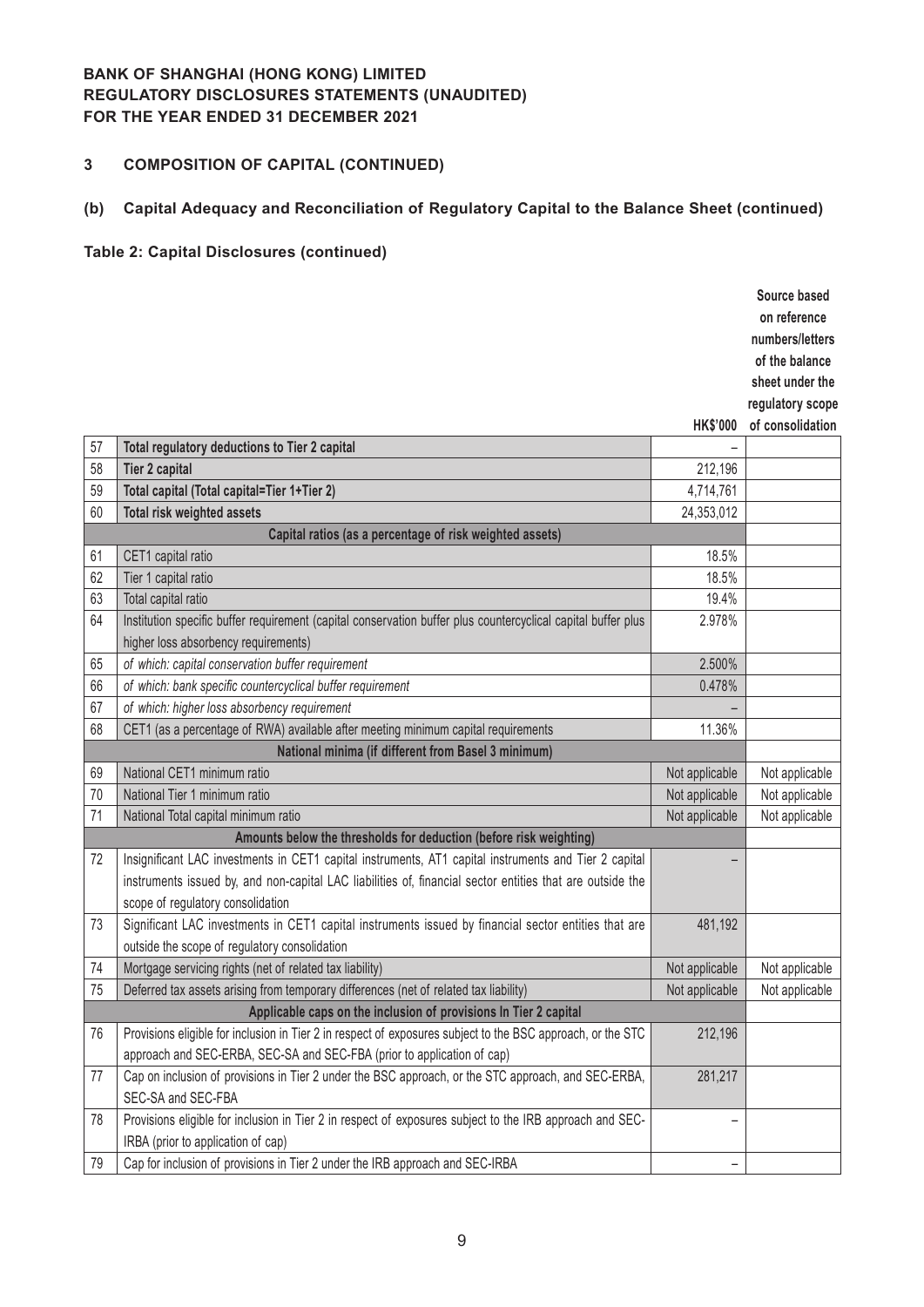**BANK OF SHANGHAI (HONG KONG) LIMITED**
**REGULATORY DISCLOSURES STATEMENTS (UNAUDITED)**
**FOR THE YEAR ENDED 31 DECEMBER 2021**

## 3 COMPOSITION OF CAPITAL (CONTINUED)

### (b) Capital Adequacy and Reconciliation of Regulatory Capital to the Balance Sheet (continued)

**Table 2: Capital Disclosures (continued)**

| | | HK$'000 | Source based on reference numbers/letters of the balance sheet under the regulatory scope of consolidation |
|---|---|---|---|
| 57 | **Total regulatory deductions to Tier 2 capital** | – | |
| 58 | **Tier 2 capital** | 212,196 | |
| 59 | **Total capital (Total capital=Tier 1+Tier 2)** | 4,714,761 | |
| 60 | **Total risk weighted assets** | 24,353,012 | |
| | **Capital ratios (as a percentage of risk weighted assets)** | | |
| 61 | CET1 capital ratio | 18.5% | |
| 62 | Tier 1 capital ratio | 18.5% | |
| 63 | Total capital ratio | 19.4% | |
| 64 | Institution specific buffer requirement (capital conservation buffer plus countercyclical capital buffer plus higher loss absorbency requirements) | 2.978% | |
| 65 | *of which: capital conservation buffer requirement* | 2.500% | |
| 66 | *of which: bank specific countercyclical buffer requirement* | 0.478% | |
| 67 | *of which: higher loss absorbency requirement* | – | |
| 68 | CET1 (as a percentage of RWA) available after meeting minimum capital requirements | 11.36% | |
| | **National minima (if different from Basel 3 minimum)** | | |
| 69 | National CET1 minimum ratio | Not applicable | Not applicable |
| 70 | National Tier 1 minimum ratio | Not applicable | Not applicable |
| 71 | National Total capital minimum ratio | Not applicable | Not applicable |
| | **Amounts below the thresholds for deduction (before risk weighting)** | | |
| 72 | Insignificant LAC investments in CET1 capital instruments, AT1 capital instruments and Tier 2 capital instruments issued by, and non-capital LAC liabilities of, financial sector entities that are outside the scope of regulatory consolidation | – | |
| 73 | Significant LAC investments in CET1 capital instruments issued by financial sector entities that are outside the scope of regulatory consolidation | 481,192 | |
| 74 | Mortgage servicing rights (net of related tax liability) | Not applicable | Not applicable |
| 75 | Deferred tax assets arising from temporary differences (net of related tax liability) | Not applicable | Not applicable |
| | **Applicable caps on the inclusion of provisions In Tier 2 capital** | | |
| 76 | Provisions eligible for inclusion in Tier 2 in respect of exposures subject to the BSC approach, or the STC approach and SEC-ERBA, SEC-SA and SEC-FBA (prior to application of cap) | 212,196 | |
| 77 | Cap on inclusion of provisions in Tier 2 under the BSC approach, or the STC approach, and SEC-ERBA, SEC-SA and SEC-FBA | 281,217 | |
| 78 | Provisions eligible for inclusion in Tier 2 in respect of exposures subject to the IRB approach and SEC-IRBA (prior to application of cap) | – | |
| 79 | Cap for inclusion of provisions in Tier 2 under the IRB approach and SEC-IRBA | – | |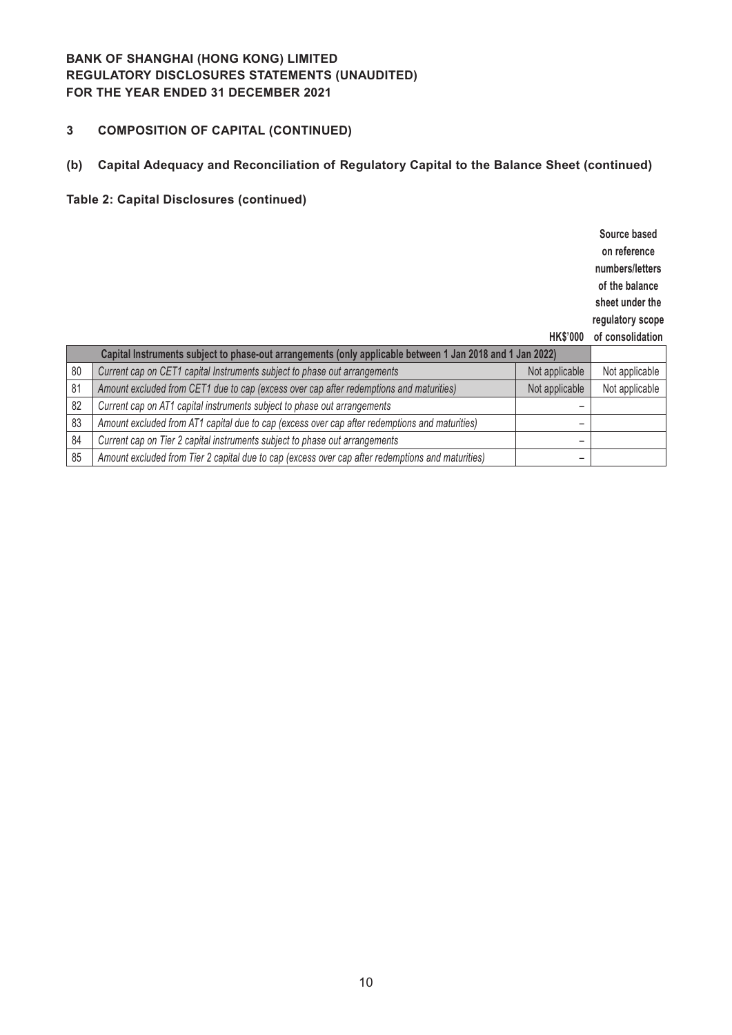**BANK OF SHANGHAI (HONG KONG) LIMITED**
**REGULATORY DISCLOSURES STATEMENTS (UNAUDITED)**
**FOR THE YEAR ENDED 31 DECEMBER 2021**

## 3 COMPOSITION OF CAPITAL (CONTINUED)

### (b) Capital Adequacy and Reconciliation of Regulatory Capital to the Balance Sheet (continued)

**Table 2: Capital Disclosures (continued)**

| | | HK$'000 | Source based on reference numbers/letters of the balance sheet under the regulatory scope of consolidation |
|---|---|---|---|
| | **Capital Instruments subject to phase-out arrangements (only applicable between 1 Jan 2018 and 1 Jan 2022)** | | |
| 80 | *Current cap on CET1 capital Instruments subject to phase out arrangements* | Not applicable | Not applicable |
| 81 | *Amount excluded from CET1 due to cap (excess over cap after redemptions and maturities)* | Not applicable | Not applicable |
| 82 | *Current cap on AT1 capital instruments subject to phase out arrangements* | – | |
| 83 | *Amount excluded from AT1 capital due to cap (excess over cap after redemptions and maturities)* | – | |
| 84 | *Current cap on Tier 2 capital instruments subject to phase out arrangements* | – | |
| 85 | *Amount excluded from Tier 2 capital due to cap (excess over cap after redemptions and maturities)* | – | |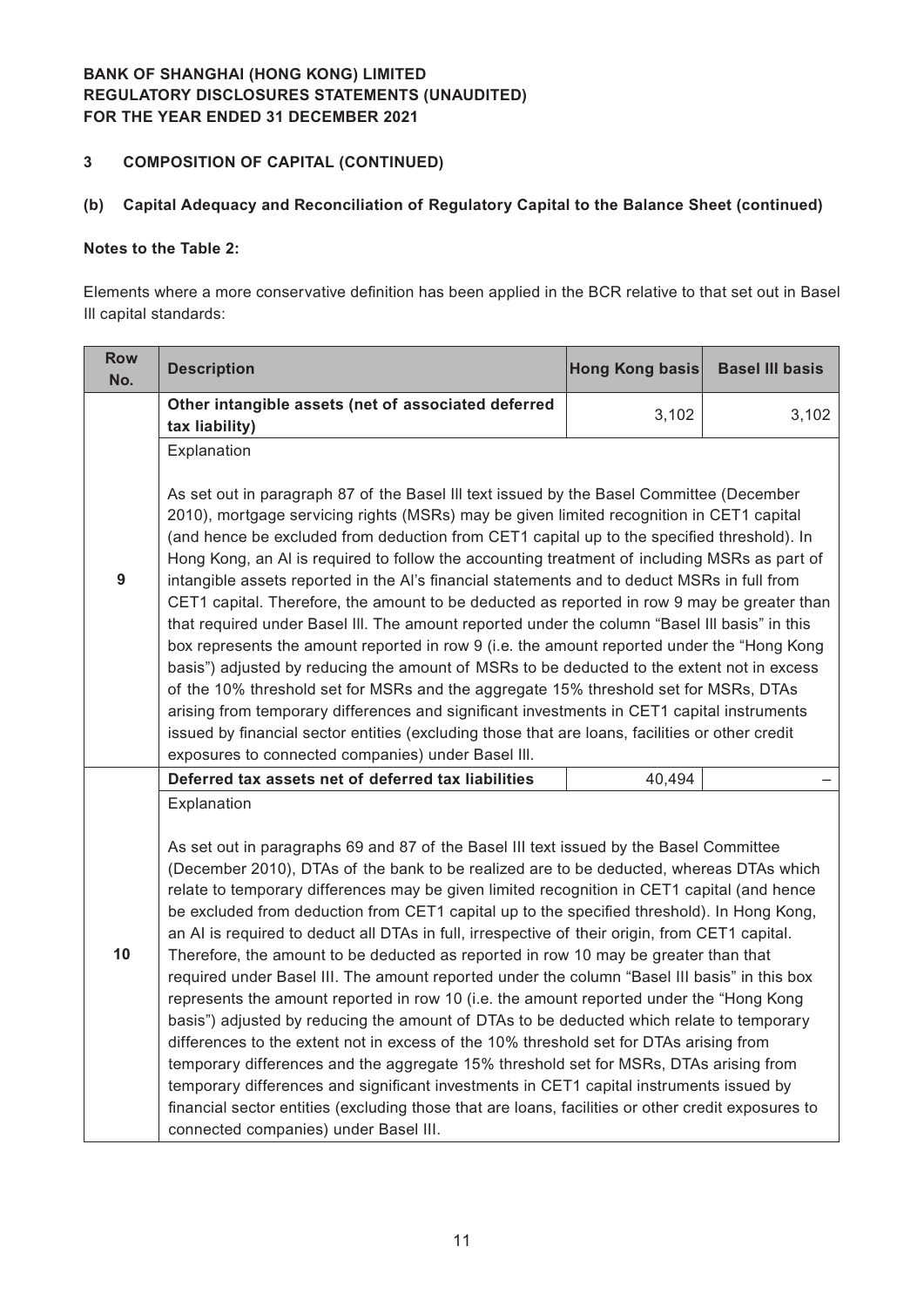**BANK OF SHANGHAI (HONG KONG) LIMITED**
**REGULATORY DISCLOSURES STATEMENTS (UNAUDITED)**
**FOR THE YEAR ENDED 31 DECEMBER 2021**

## 3 COMPOSITION OF CAPITAL (CONTINUED)

### (b) Capital Adequacy and Reconciliation of Regulatory Capital to the Balance Sheet (continued)

**Notes to the Table 2:**

Elements where a more conservative definition has been applied in the BCR relative to that set out in Basel III capital standards:

| Row No. | Description | Hong Kong basis | Basel III basis |
|---|---|---|---|
| 9 | **Other intangible assets (net of associated deferred tax liability)** | 3,102 | 3,102 |
| | Explanation<br><br>As set out in paragraph 87 of the Basel III text issued by the Basel Committee (December 2010), mortgage servicing rights (MSRs) may be given limited recognition in CET1 capital (and hence be excluded from deduction from CET1 capital up to the specified threshold). In Hong Kong, an AI is required to follow the accounting treatment of including MSRs as part of intangible assets reported in the AI's financial statements and to deduct MSRs in full from CET1 capital. Therefore, the amount to be deducted as reported in row 9 may be greater than that required under Basel III. The amount reported under the column "Basel III basis" in this box represents the amount reported in row 9 (i.e. the amount reported under the "Hong Kong basis") adjusted by reducing the amount of MSRs to be deducted to the extent not in excess of the 10% threshold set for MSRs and the aggregate 15% threshold set for MSRs, DTAs arising from temporary differences and significant investments in CET1 capital instruments issued by financial sector entities (excluding those that are loans, facilities or other credit exposures to connected companies) under Basel III. | | |
| 10 | **Deferred tax assets net of deferred tax liabilities** | 40,494 | – |
| | Explanation<br><br>As set out in paragraphs 69 and 87 of the Basel III text issued by the Basel Committee (December 2010), DTAs of the bank to be realized are to be deducted, whereas DTAs which relate to temporary differences may be given limited recognition in CET1 capital (and hence be excluded from deduction from CET1 capital up to the specified threshold). In Hong Kong, an AI is required to deduct all DTAs in full, irrespective of their origin, from CET1 capital. Therefore, the amount to be deducted as reported in row 10 may be greater than that required under Basel III. The amount reported under the column "Basel III basis" in this box represents the amount reported in row 10 (i.e. the amount reported under the "Hong Kong basis") adjusted by reducing the amount of DTAs to be deducted which relate to temporary differences to the extent not in excess of the 10% threshold set for DTAs arising from temporary differences and the aggregate 15% threshold set for MSRs, DTAs arising from temporary differences and significant investments in CET1 capital instruments issued by financial sector entities (excluding those that are loans, facilities or other credit exposures to connected companies) under Basel III. | | |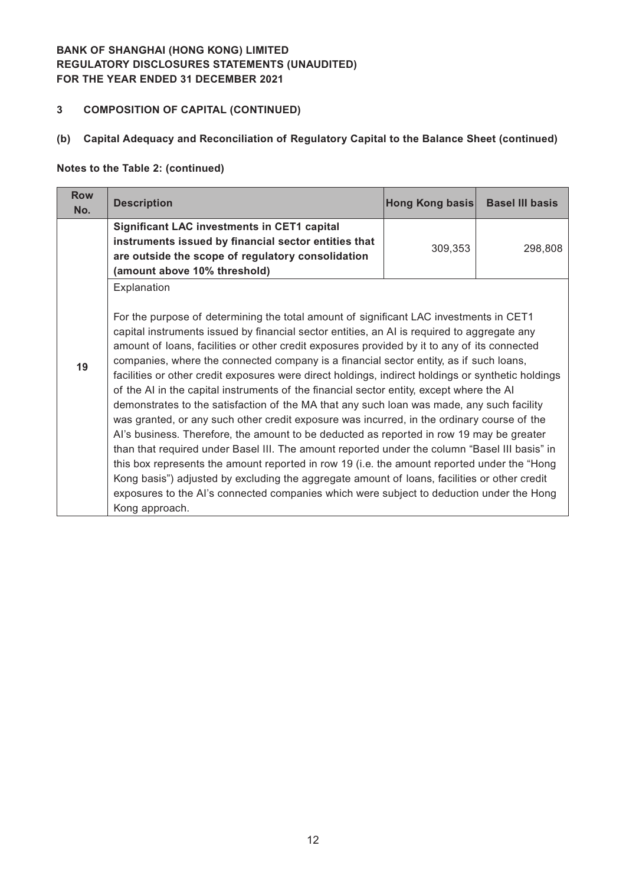**BANK OF SHANGHAI (HONG KONG) LIMITED**
**REGULATORY DISCLOSURES STATEMENTS (UNAUDITED)**
**FOR THE YEAR ENDED 31 DECEMBER 2021**

## 3 COMPOSITION OF CAPITAL (CONTINUED)

### (b) Capital Adequacy and Reconciliation of Regulatory Capital to the Balance Sheet (continued)

**Notes to the Table 2: (continued)**

| Row No. | Description | Hong Kong basis | Basel III basis |
|---|---|---|---|
| 19 | **Significant LAC investments in CET1 capital instruments issued by financial sector entities that are outside the scope of regulatory consolidation (amount above 10% threshold)** | 309,353 | 298,808 |
| | Explanation<br><br>For the purpose of determining the total amount of significant LAC investments in CET1 capital instruments issued by financial sector entities, an AI is required to aggregate any amount of loans, facilities or other credit exposures provided by it to any of its connected companies, where the connected company is a financial sector entity, as if such loans, facilities or other credit exposures were direct holdings, indirect holdings or synthetic holdings of the AI in the capital instruments of the financial sector entity, except where the AI demonstrates to the satisfaction of the MA that any such loan was made, any such facility was granted, or any such other credit exposure was incurred, in the ordinary course of the AI's business. Therefore, the amount to be deducted as reported in row 19 may be greater than that required under Basel III. The amount reported under the column "Basel III basis" in this box represents the amount reported in row 19 (i.e. the amount reported under the "Hong Kong basis") adjusted by excluding the aggregate amount of loans, facilities or other credit exposures to the AI's connected companies which were subject to deduction under the Hong Kong approach. | | |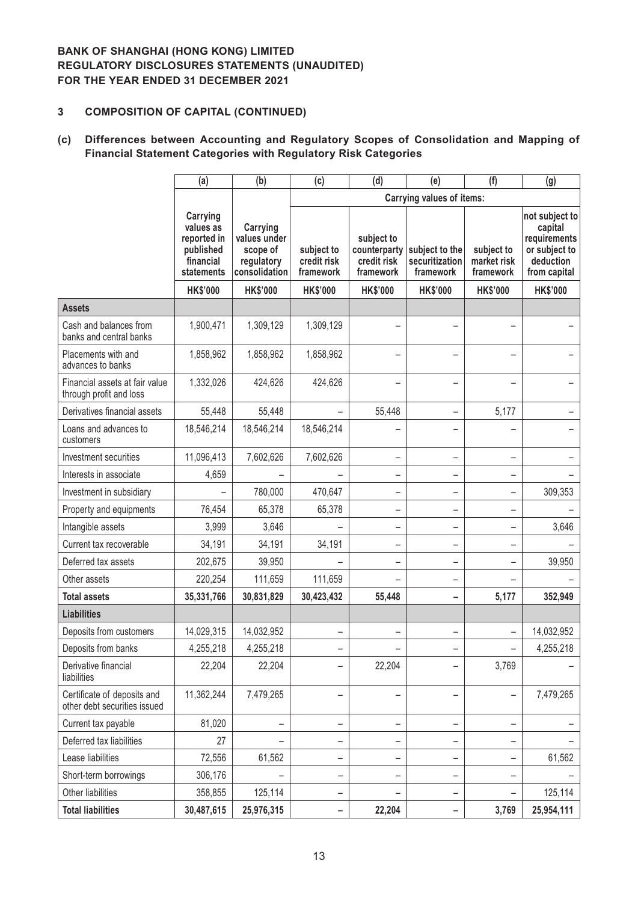**BANK OF SHANGHAI (HONG KONG) LIMITED**
**REGULATORY DISCLOSURES STATEMENTS (UNAUDITED)**
**FOR THE YEAR ENDED 31 DECEMBER 2021**

## 3 COMPOSITION OF CAPITAL (CONTINUED)

### (c) Differences between Accounting and Regulatory Scopes of Consolidation and Mapping of Financial Statement Categories with Regulatory Risk Categories

| | (a) | (b) | (c) | (d) | (e) | (f) | (g) |
|---|---|---|---|---|---|---|---|
| | | | Carrying values of items: | | | | |
| | Carrying values as reported in published financial statements | Carrying values under scope of regulatory consolidation | subject to credit risk framework | subject to counterparty credit risk framework | subject to the securitization framework | subject to market risk framework | not subject to capital requirements or subject to deduction from capital |
| | HK$'000 | HK$'000 | HK$'000 | HK$'000 | HK$'000 | HK$'000 | HK$'000 |
| **Assets** | | | | | | | |
| Cash and balances from banks and central banks | 1,900,471 | 1,309,129 | 1,309,129 | – | – | – | – |
| Placements with and advances to banks | 1,858,962 | 1,858,962 | 1,858,962 | – | – | – | – |
| Financial assets at fair value through profit and loss | 1,332,026 | 424,626 | 424,626 | – | – | – | – |
| Derivatives financial assets | 55,448 | 55,448 | – | 55,448 | – | 5,177 | – |
| Loans and advances to customers | 18,546,214 | 18,546,214 | 18,546,214 | – | – | – | – |
| Investment securities | 11,096,413 | 7,602,626 | 7,602,626 | – | – | – | – |
| Interests in associate | 4,659 | – | – | – | – | – | – |
| Investment in subsidiary | – | 780,000 | 470,647 | – | – | – | 309,353 |
| Property and equipments | 76,454 | 65,378 | 65,378 | – | – | – | – |
| Intangible assets | 3,999 | 3,646 | – | – | – | – | 3,646 |
| Current tax recoverable | 34,191 | 34,191 | 34,191 | – | – | – | – |
| Deferred tax assets | 202,675 | 39,950 | – | – | – | – | 39,950 |
| Other assets | 220,254 | 111,659 | 111,659 | – | – | – | – |
| **Total assets** | **35,331,766** | **30,831,829** | **30,423,432** | **55,448** | **–** | **5,177** | **352,949** |
| **Liabilities** | | | | | | | |
| Deposits from customers | 14,029,315 | 14,032,952 | – | – | – | – | 14,032,952 |
| Deposits from banks | 4,255,218 | 4,255,218 | – | – | – | – | 4,255,218 |
| Derivative financial liabilities | 22,204 | 22,204 | – | 22,204 | – | 3,769 | – |
| Certificate of deposits and other debt securities issued | 11,362,244 | 7,479,265 | – | – | – | – | 7,479,265 |
| Current tax payable | 81,020 | – | – | – | – | – | – |
| Deferred tax liabilities | 27 | – | – | – | – | – | – |
| Lease liabilities | 72,556 | 61,562 | – | – | – | – | 61,562 |
| Short-term borrowings | 306,176 | – | – | – | – | – | – |
| Other liabilities | 358,855 | 125,114 | – | – | – | – | 125,114 |
| **Total liabilities** | **30,487,615** | **25,976,315** | **–** | **22,204** | **–** | **3,769** | **25,954,111** |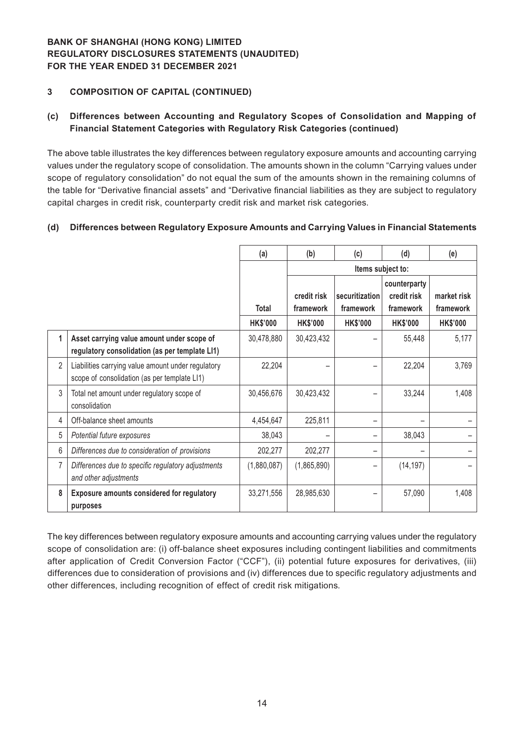**BANK OF SHANGHAI (HONG KONG) LIMITED**
**REGULATORY DISCLOSURES STATEMENTS (UNAUDITED)**
**FOR THE YEAR ENDED 31 DECEMBER 2021**

## 3 COMPOSITION OF CAPITAL (CONTINUED)

### (c) Differences between Accounting and Regulatory Scopes of Consolidation and Mapping of Financial Statement Categories with Regulatory Risk Categories (continued)

The above table illustrates the key differences between regulatory exposure amounts and accounting carrying values under the regulatory scope of consolidation. The amounts shown in the column "Carrying values under scope of regulatory consolidation" do not equal the sum of the amounts shown in the remaining columns of the table for "Derivative financial assets" and "Derivative financial liabilities as they are subject to regulatory capital charges in credit risk, counterparty credit risk and market risk categories.

### (d) Differences between Regulatory Exposure Amounts and Carrying Values in Financial Statements

| | | (a) | (b) | (c) | (d) | (e) |
|---|---|---|---|---|---|---|
| | | | Items subject to: | | | |
| | | Total | credit risk framework | securitization framework | counterparty credit risk framework | market risk framework |
| | | HK$'000 | HK$'000 | HK$'000 | HK$'000 | HK$'000 |
| **1** | **Asset carrying value amount under scope of regulatory consolidation (as per template LI1)** | 30,478,880 | 30,423,432 | – | 55,448 | 5,177 |
| 2 | Liabilities carrying value amount under regulatory scope of consolidation (as per template LI1) | 22,204 | – | – | 22,204 | 3,769 |
| 3 | Total net amount under regulatory scope of consolidation | 30,456,676 | 30,423,432 | – | 33,244 | 1,408 |
| 4 | Off-balance sheet amounts | 4,454,647 | 225,811 | – | – | – |
| 5 | *Potential future exposures* | 38,043 | – | – | 38,043 | – |
| 6 | *Differences due to consideration of provisions* | 202,277 | 202,277 | – | – | – |
| 7 | *Differences due to specific regulatory adjustments and other adjustments* | (1,880,087) | (1,865,890) | – | (14,197) | – |
| **8** | **Exposure amounts considered for regulatory purposes** | 33,271,556 | 28,985,630 | – | 57,090 | 1,408 |

The key differences between regulatory exposure amounts and accounting carrying values under the regulatory scope of consolidation are: (i) off-balance sheet exposures including contingent liabilities and commitments after application of Credit Conversion Factor ("CCF"), (ii) potential future exposures for derivatives, (iii) differences due to consideration of provisions and (iv) differences due to specific regulatory adjustments and other differences, including recognition of effect of credit risk mitigations.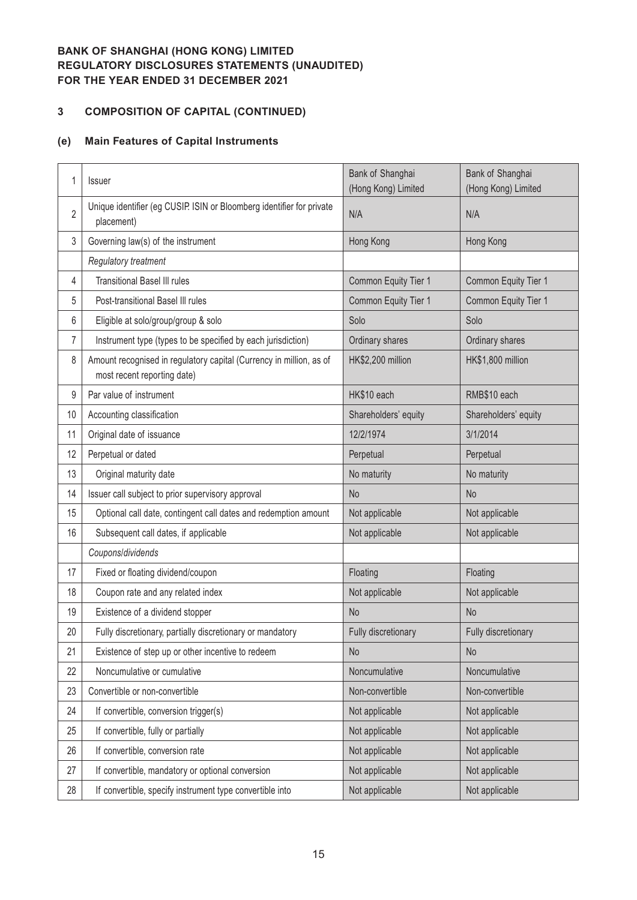**BANK OF SHANGHAI (HONG KONG) LIMITED**
**REGULATORY DISCLOSURES STATEMENTS (UNAUDITED)**
**FOR THE YEAR ENDED 31 DECEMBER 2021**

## 3 COMPOSITION OF CAPITAL (CONTINUED)

### (e) Main Features of Capital Instruments

| | | | |
|---|---|---|---|
| 1 | Issuer | Bank of Shanghai (Hong Kong) Limited | Bank of Shanghai (Hong Kong) Limited |
| 2 | Unique identifier (eg CUSIP. ISIN or Bloomberg identifier for private placement) | N/A | N/A |
| 3 | Governing law(s) of the instrument | Hong Kong | Hong Kong |
| | *Regulatory treatment* | | |
| 4 | Transitional Basel III rules | Common Equity Tier 1 | Common Equity Tier 1 |
| 5 | Post-transitional Basel III rules | Common Equity Tier 1 | Common Equity Tier 1 |
| 6 | Eligible at solo/group/group & solo | Solo | Solo |
| 7 | Instrument type (types to be specified by each jurisdiction) | Ordinary shares | Ordinary shares |
| 8 | Amount recognised in regulatory capital (Currency in million, as of most recent reporting date) | HK$2,200 million | HK$1,800 million |
| 9 | Par value of instrument | HK$10 each | RMB$10 each |
| 10 | Accounting classification | Shareholders' equity | Shareholders' equity |
| 11 | Original date of issuance | 12/2/1974 | 3/1/2014 |
| 12 | Perpetual or dated | Perpetual | Perpetual |
| 13 | Original maturity date | No maturity | No maturity |
| 14 | Issuer call subject to prior supervisory approval | No | No |
| 15 | Optional call date, contingent call dates and redemption amount | Not applicable | Not applicable |
| 16 | Subsequent call dates, if applicable | Not applicable | Not applicable |
| | *Coupons/dividends* | | |
| 17 | Fixed or floating dividend/coupon | Floating | Floating |
| 18 | Coupon rate and any related index | Not applicable | Not applicable |
| 19 | Existence of a dividend stopper | No | No |
| 20 | Fully discretionary, partially discretionary or mandatory | Fully discretionary | Fully discretionary |
| 21 | Existence of step up or other incentive to redeem | No | No |
| 22 | Noncumulative or cumulative | Noncumulative | Noncumulative |
| 23 | Convertible or non-convertible | Non-convertible | Non-convertible |
| 24 | If convertible, conversion trigger(s) | Not applicable | Not applicable |
| 25 | If convertible, fully or partially | Not applicable | Not applicable |
| 26 | If convertible, conversion rate | Not applicable | Not applicable |
| 27 | If convertible, mandatory or optional conversion | Not applicable | Not applicable |
| 28 | If convertible, specify instrument type convertible into | Not applicable | Not applicable |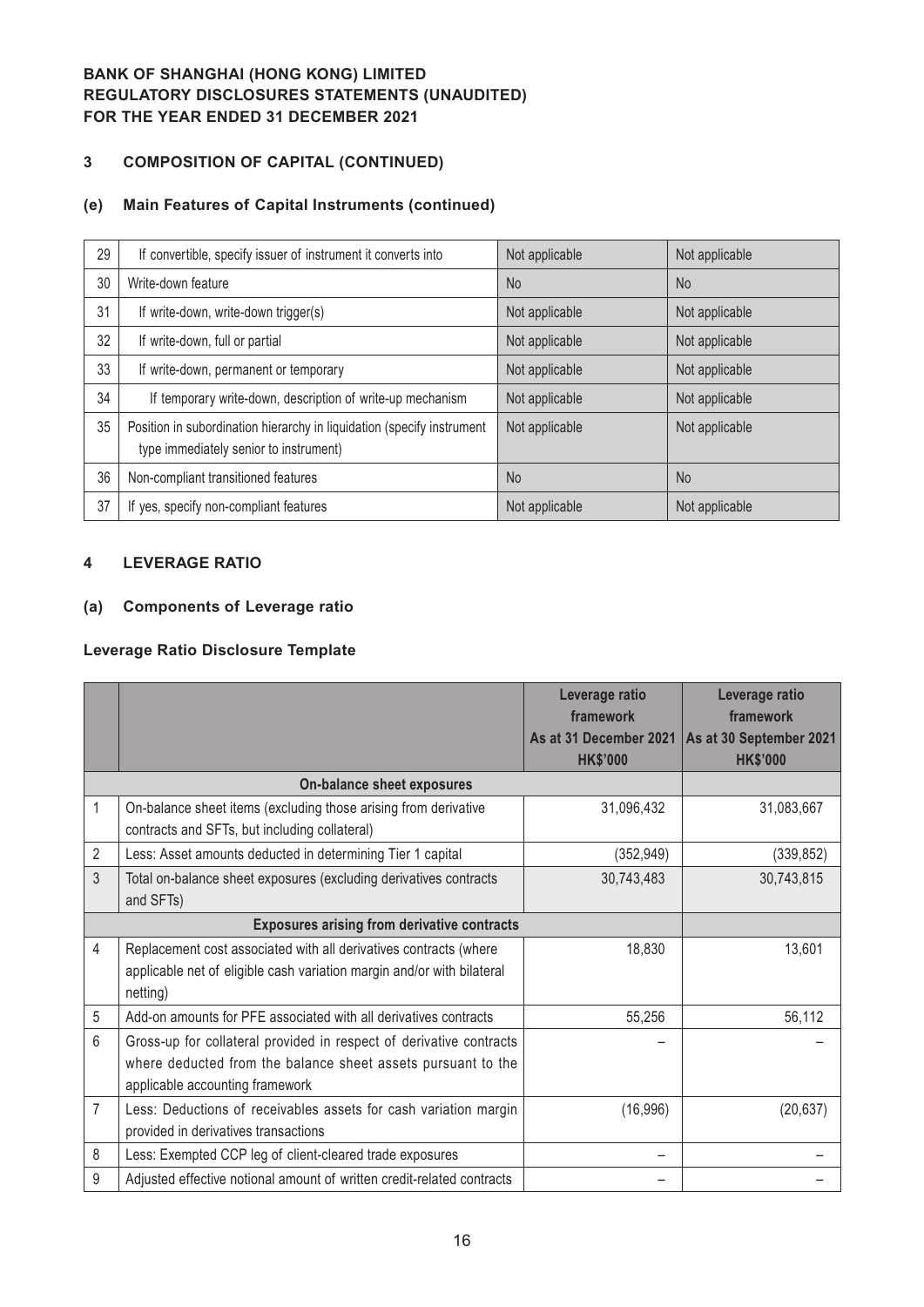# BANK OF SHANGHAI (HONG KONG) LIMITED
# REGULATORY DISCLOSURES STATEMENTS (UNAUDITED)
# FOR THE YEAR ENDED 31 DECEMBER 2021

## 3 COMPOSITION OF CAPITAL (CONTINUED)

### (e) Main Features of Capital Instruments (continued)

| | | | |
|---|---|---|---|
| 29 | If convertible, specify issuer of instrument it converts into | Not applicable | Not applicable |
| 30 | Write-down feature | No | No |
| 31 | If write-down, write-down trigger(s) | Not applicable | Not applicable |
| 32 | If write-down, full or partial | Not applicable | Not applicable |
| 33 | If write-down, permanent or temporary | Not applicable | Not applicable |
| 34 | If temporary write-down, description of write-up mechanism | Not applicable | Not applicable |
| 35 | Position in subordination hierarchy in liquidation (specify instrument type immediately senior to instrument) | Not applicable | Not applicable |
| 36 | Non-compliant transitioned features | No | No |
| 37 | If yes, specify non-compliant features | Not applicable | Not applicable |

## 4 LEVERAGE RATIO

### (a) Components of Leverage ratio

**Leverage Ratio Disclosure Template**

| | | Leverage ratio framework As at 31 December 2021 HK$'000 | Leverage ratio framework As at 30 September 2021 HK$'000 |
|---|---|---|---|
| | **On-balance sheet exposures** | | |
| 1 | On-balance sheet items (excluding those arising from derivative contracts and SFTs, but including collateral) | 31,096,432 | 31,083,667 |
| 2 | Less: Asset amounts deducted in determining Tier 1 capital | (352,949) | (339,852) |
| 3 | Total on-balance sheet exposures (excluding derivatives contracts and SFTs) | 30,743,483 | 30,743,815 |
| | **Exposures arising from derivative contracts** | | |
| 4 | Replacement cost associated with all derivatives contracts (where applicable net of eligible cash variation margin and/or with bilateral netting) | 18,830 | 13,601 |
| 5 | Add-on amounts for PFE associated with all derivatives contracts | 55,256 | 56,112 |
| 6 | Gross-up for collateral provided in respect of derivative contracts where deducted from the balance sheet assets pursuant to the applicable accounting framework | – | – |
| 7 | Less: Deductions of receivables assets for cash variation margin provided in derivatives transactions | (16,996) | (20,637) |
| 8 | Less: Exempted CCP leg of client-cleared trade exposures | – | – |
| 9 | Adjusted effective notional amount of written credit-related contracts | – | – |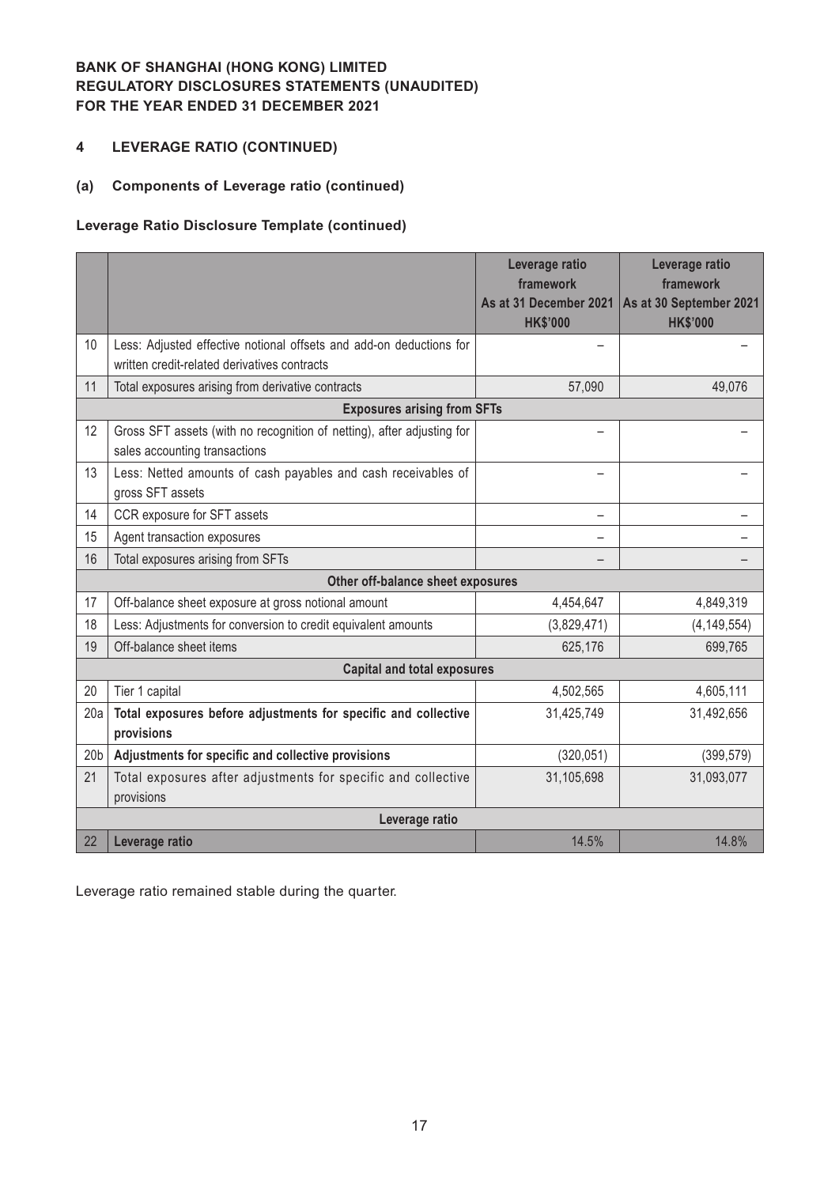**BANK OF SHANGHAI (HONG KONG) LIMITED**
**REGULATORY DISCLOSURES STATEMENTS (UNAUDITED)**
**FOR THE YEAR ENDED 31 DECEMBER 2021**

## 4 LEVERAGE RATIO (CONTINUED)

### (a) Components of Leverage ratio (continued)

**Leverage Ratio Disclosure Template (continued)**

| | | Leverage ratio framework As at 31 December 2021 HK$'000 | Leverage ratio framework As at 30 September 2021 HK$'000 |
|---|---|---|---|
| 10 | Less: Adjusted effective notional offsets and add-on deductions for written credit-related derivatives contracts | – | – |
| 11 | Total exposures arising from derivative contracts | 57,090 | 49,076 |
| | **Exposures arising from SFTs** | | |
| 12 | Gross SFT assets (with no recognition of netting), after adjusting for sales accounting transactions | – | – |
| 13 | Less: Netted amounts of cash payables and cash receivables of gross SFT assets | – | – |
| 14 | CCR exposure for SFT assets | – | – |
| 15 | Agent transaction exposures | – | – |
| 16 | Total exposures arising from SFTs | – | – |
| | **Other off-balance sheet exposures** | | |
| 17 | Off-balance sheet exposure at gross notional amount | 4,454,647 | 4,849,319 |
| 18 | Less: Adjustments for conversion to credit equivalent amounts | (3,829,471) | (4,149,554) |
| 19 | Off-balance sheet items | 625,176 | 699,765 |
| | **Capital and total exposures** | | |
| 20 | Tier 1 capital | 4,502,565 | 4,605,111 |
| 20a | **Total exposures before adjustments for specific and collective provisions** | 31,425,749 | 31,492,656 |
| 20b | **Adjustments for specific and collective provisions** | (320,051) | (399,579) |
| 21 | Total exposures after adjustments for specific and collective provisions | 31,105,698 | 31,093,077 |
| | **Leverage ratio** | | |
| 22 | **Leverage ratio** | 14.5% | 14.8% |

Leverage ratio remained stable during the quarter.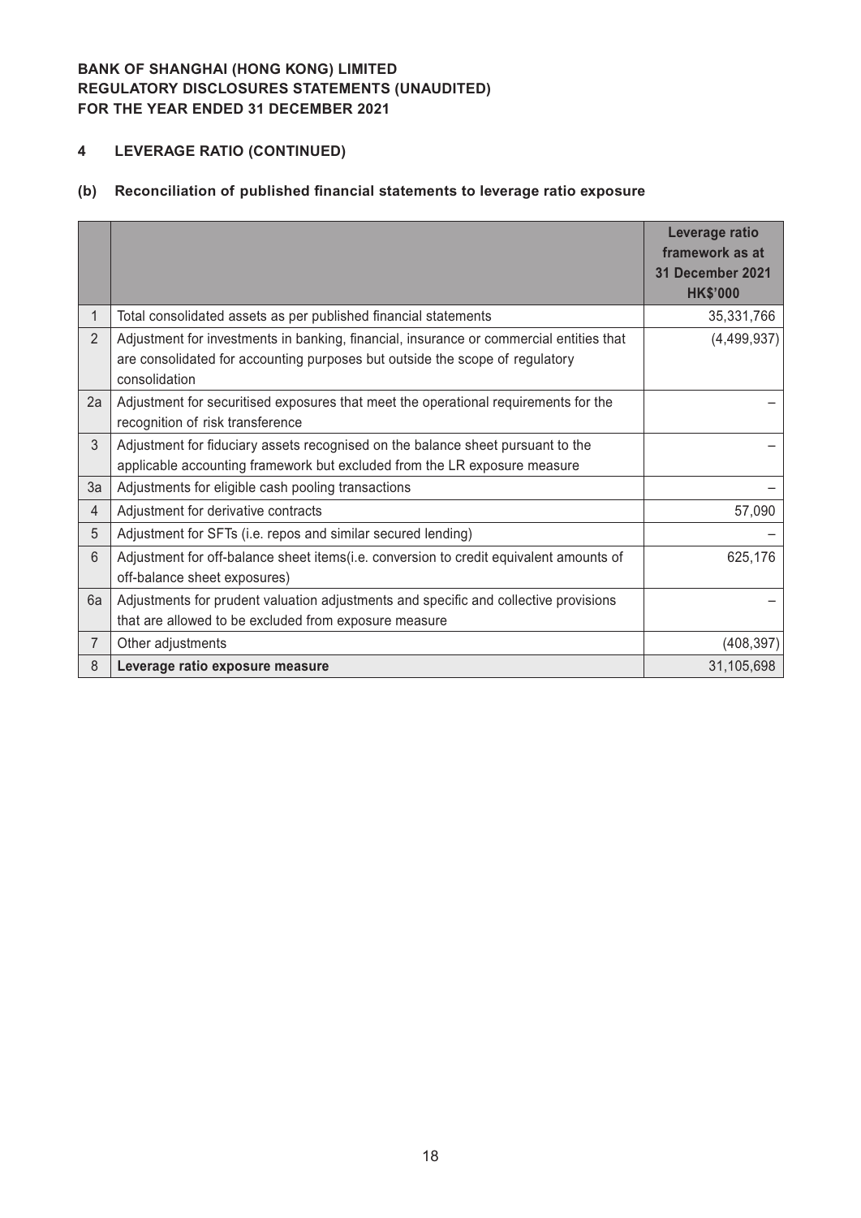**BANK OF SHANGHAI (HONG KONG) LIMITED**
**REGULATORY DISCLOSURES STATEMENTS (UNAUDITED)**
**FOR THE YEAR ENDED 31 DECEMBER 2021**

## 4 LEVERAGE RATIO (CONTINUED)

### (b) Reconciliation of published financial statements to leverage ratio exposure

| | | **Leverage ratio framework as at 31 December 2021 HK$'000** |
|---|---|---|
| 1 | Total consolidated assets as per published financial statements | 35,331,766 |
| 2 | Adjustment for investments in banking, financial, insurance or commercial entities that are consolidated for accounting purposes but outside the scope of regulatory consolidation | (4,499,937) |
| 2a | Adjustment for securitised exposures that meet the operational requirements for the recognition of risk transference | – |
| 3 | Adjustment for fiduciary assets recognised on the balance sheet pursuant to the applicable accounting framework but excluded from the LR exposure measure | – |
| 3a | Adjustments for eligible cash pooling transactions | – |
| 4 | Adjustment for derivative contracts | 57,090 |
| 5 | Adjustment for SFTs (i.e. repos and similar secured lending) | – |
| 6 | Adjustment for off-balance sheet items(i.e. conversion to credit equivalent amounts of off-balance sheet exposures) | 625,176 |
| 6a | Adjustments for prudent valuation adjustments and specific and collective provisions that are allowed to be excluded from exposure measure | – |
| 7 | Other adjustments | (408,397) |
| 8 | **Leverage ratio exposure measure** | 31,105,698 |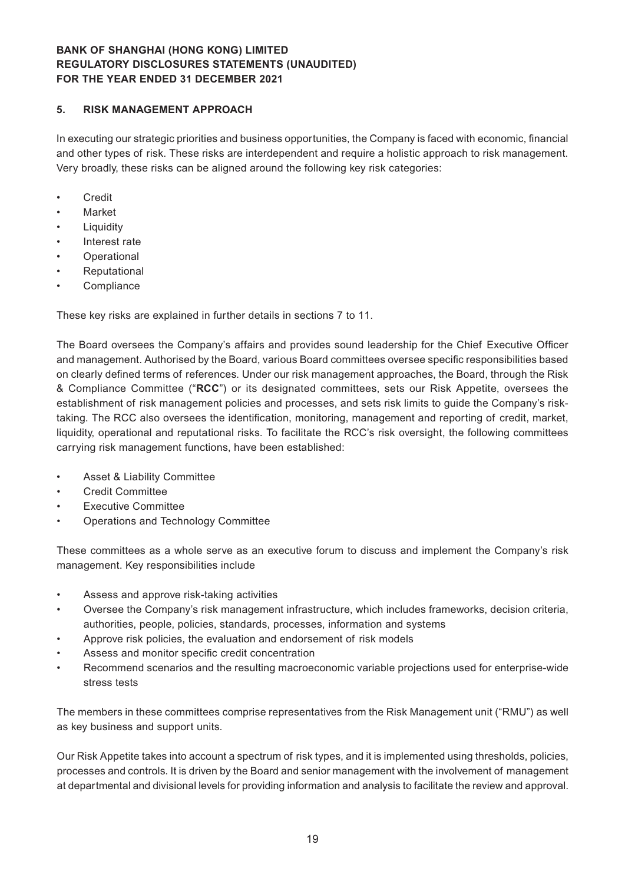## 5. RISK MANAGEMENT APPROACH

In executing our strategic priorities and business opportunities, the Company is faced with economic, financial and other types of risk. These risks are interdependent and require a holistic approach to risk management. Very broadly, these risks can be aligned around the following key risk categories:

- Credit
- Market
- Liquidity
- Interest rate
- Operational
- Reputational
- Compliance

These key risks are explained in further details in sections 7 to 11.

The Board oversees the Company's affairs and provides sound leadership for the Chief Executive Officer and management. Authorised by the Board, various Board committees oversee specific responsibilities based on clearly defined terms of references. Under our risk management approaches, the Board, through the Risk & Compliance Committee ("**RCC**") or its designated committees, sets our Risk Appetite, oversees the establishment of risk management policies and processes, and sets risk limits to guide the Company's risk-taking. The RCC also oversees the identification, monitoring, management and reporting of credit, market, liquidity, operational and reputational risks. To facilitate the RCC's risk oversight, the following committees carrying risk management functions, have been established:

- Asset & Liability Committee
- Credit Committee
- Executive Committee
- Operations and Technology Committee

These committees as a whole serve as an executive forum to discuss and implement the Company's risk management. Key responsibilities include

- Assess and approve risk-taking activities
- Oversee the Company's risk management infrastructure, which includes frameworks, decision criteria, authorities, people, policies, standards, processes, information and systems
- Approve risk policies, the evaluation and endorsement of risk models
- Assess and monitor specific credit concentration
- Recommend scenarios and the resulting macroeconomic variable projections used for enterprise-wide stress tests

The members in these committees comprise representatives from the Risk Management unit ("RMU") as well as key business and support units.

Our Risk Appetite takes into account a spectrum of risk types, and it is implemented using thresholds, policies, processes and controls. It is driven by the Board and senior management with the involvement of management at departmental and divisional levels for providing information and analysis to facilitate the review and approval.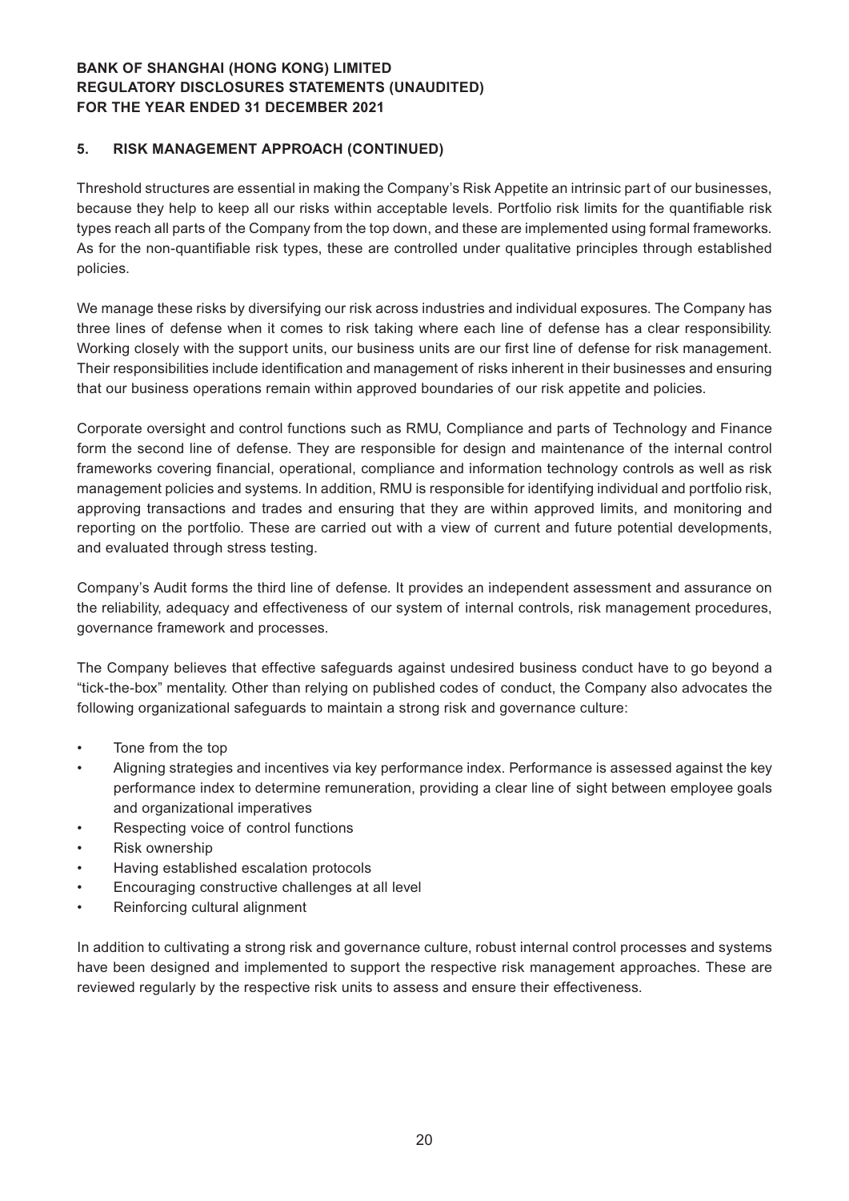## 5. RISK MANAGEMENT APPROACH (CONTINUED)

Threshold structures are essential in making the Company's Risk Appetite an intrinsic part of our businesses, because they help to keep all our risks within acceptable levels. Portfolio risk limits for the quantifiable risk types reach all parts of the Company from the top down, and these are implemented using formal frameworks. As for the non-quantifiable risk types, these are controlled under qualitative principles through established policies.

We manage these risks by diversifying our risk across industries and individual exposures. The Company has three lines of defense when it comes to risk taking where each line of defense has a clear responsibility. Working closely with the support units, our business units are our first line of defense for risk management. Their responsibilities include identification and management of risks inherent in their businesses and ensuring that our business operations remain within approved boundaries of our risk appetite and policies.

Corporate oversight and control functions such as RMU, Compliance and parts of Technology and Finance form the second line of defense. They are responsible for design and maintenance of the internal control frameworks covering financial, operational, compliance and information technology controls as well as risk management policies and systems. In addition, RMU is responsible for identifying individual and portfolio risk, approving transactions and trades and ensuring that they are within approved limits, and monitoring and reporting on the portfolio. These are carried out with a view of current and future potential developments, and evaluated through stress testing.

Company's Audit forms the third line of defense. It provides an independent assessment and assurance on the reliability, adequacy and effectiveness of our system of internal controls, risk management procedures, governance framework and processes.

The Company believes that effective safeguards against undesired business conduct have to go beyond a "tick-the-box" mentality. Other than relying on published codes of conduct, the Company also advocates the following organizational safeguards to maintain a strong risk and governance culture:

- Tone from the top
- Aligning strategies and incentives via key performance index. Performance is assessed against the key performance index to determine remuneration, providing a clear line of sight between employee goals and organizational imperatives
- Respecting voice of control functions
- Risk ownership
- Having established escalation protocols
- Encouraging constructive challenges at all level
- Reinforcing cultural alignment

In addition to cultivating a strong risk and governance culture, robust internal control processes and systems have been designed and implemented to support the respective risk management approaches. These are reviewed regularly by the respective risk units to assess and ensure their effectiveness.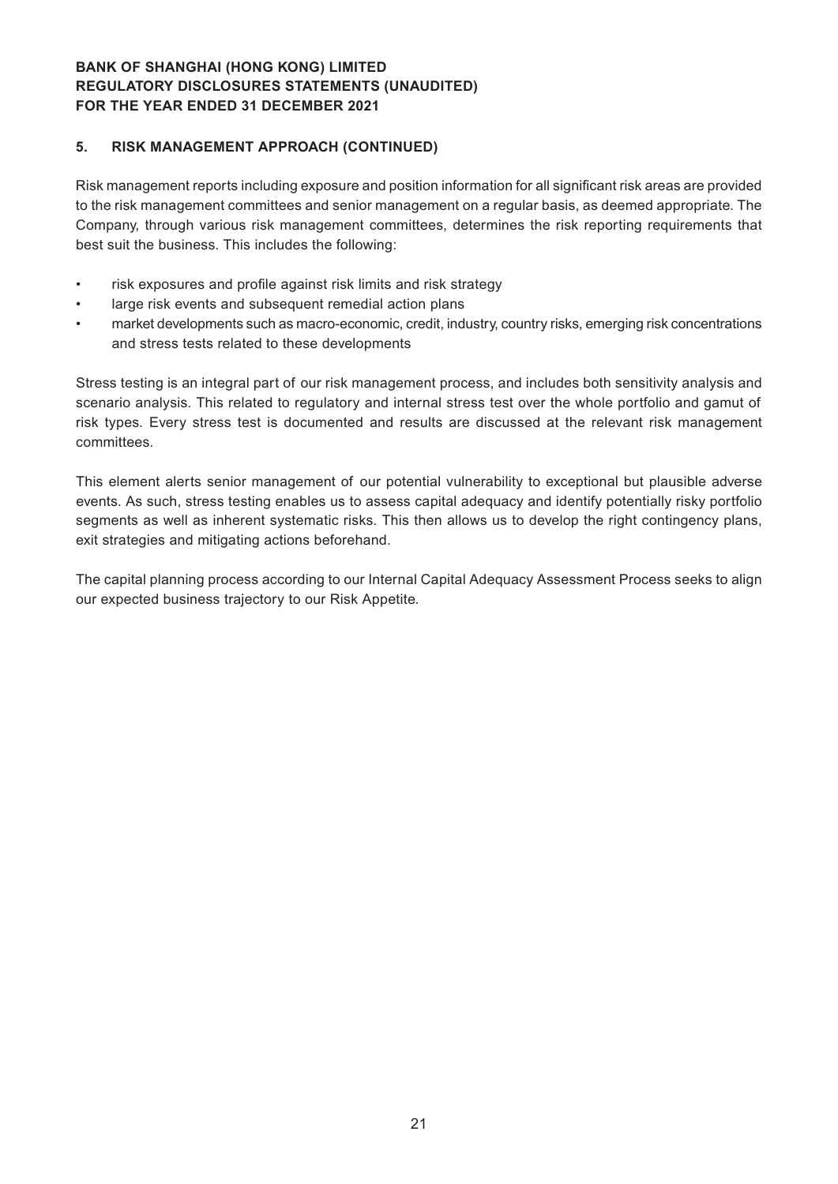## 5. RISK MANAGEMENT APPROACH (CONTINUED)

Risk management reports including exposure and position information for all significant risk areas are provided to the risk management committees and senior management on a regular basis, as deemed appropriate. The Company, through various risk management committees, determines the risk reporting requirements that best suit the business. This includes the following:

- risk exposures and profile against risk limits and risk strategy
- large risk events and subsequent remedial action plans
- market developments such as macro-economic, credit, industry, country risks, emerging risk concentrations and stress tests related to these developments

Stress testing is an integral part of our risk management process, and includes both sensitivity analysis and scenario analysis. This related to regulatory and internal stress test over the whole portfolio and gamut of risk types. Every stress test is documented and results are discussed at the relevant risk management committees.

This element alerts senior management of our potential vulnerability to exceptional but plausible adverse events. As such, stress testing enables us to assess capital adequacy and identify potentially risky portfolio segments as well as inherent systematic risks. This then allows us to develop the right contingency plans, exit strategies and mitigating actions beforehand.

The capital planning process according to our Internal Capital Adequacy Assessment Process seeks to align our expected business trajectory to our Risk Appetite.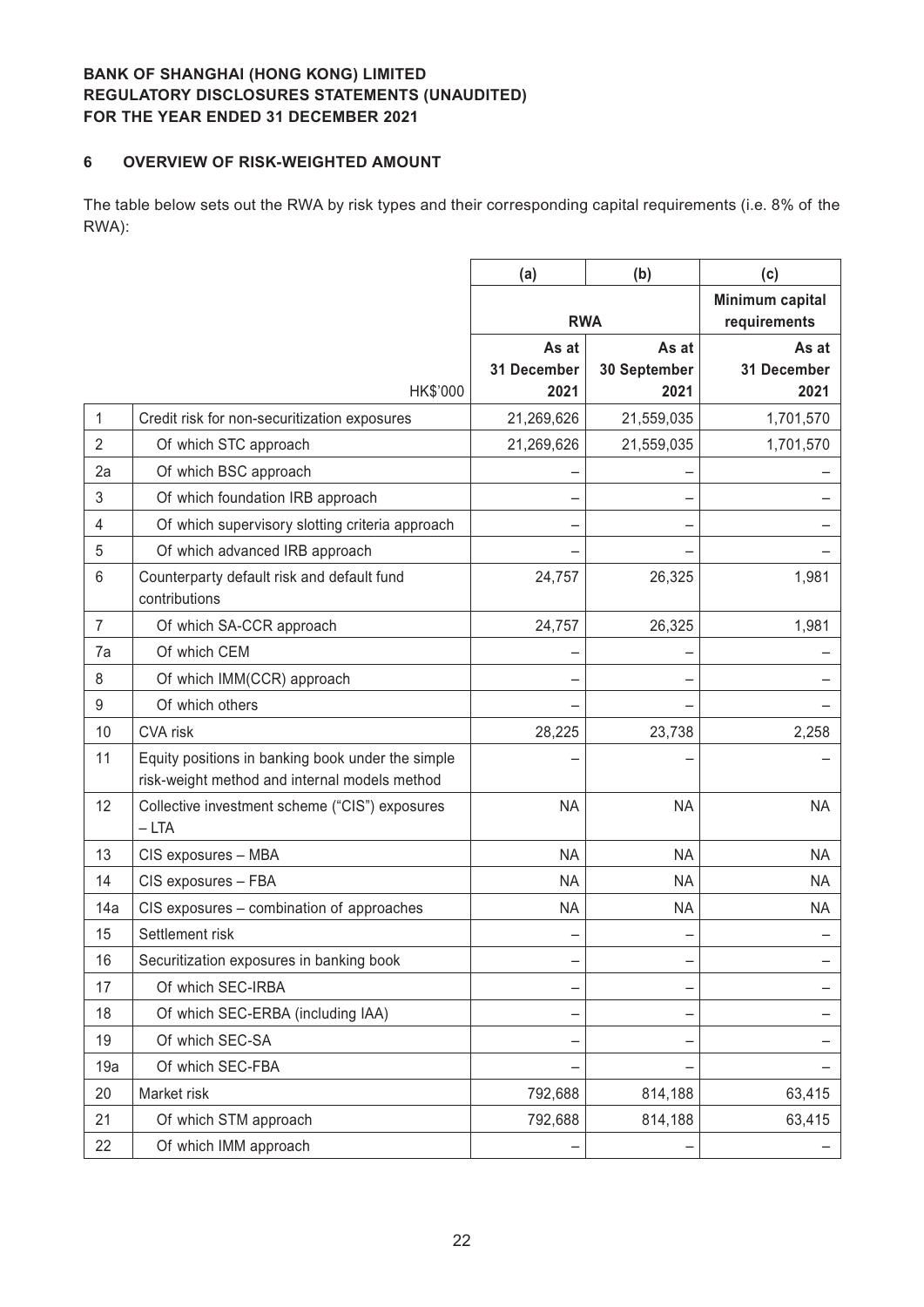**BANK OF SHANGHAI (HONG KONG) LIMITED**
**REGULATORY DISCLOSURES STATEMENTS (UNAUDITED)**
**FOR THE YEAR ENDED 31 DECEMBER 2021**

## 6 OVERVIEW OF RISK-WEIGHTED AMOUNT

The table below sets out the RWA by risk types and their corresponding capital requirements (i.e. 8% of the RWA):

| | | (a) | (b) | (c) |
|---|---|---|---|---|
| | | RWA | | Minimum capital requirements |
| | HK$'000 | As at 31 December 2021 | As at 30 September 2021 | As at 31 December 2021 |
| 1 | Credit risk for non-securitization exposures | 21,269,626 | 21,559,035 | 1,701,570 |
| 2 | Of which STC approach | 21,269,626 | 21,559,035 | 1,701,570 |
| 2a | Of which BSC approach | – | – | – |
| 3 | Of which foundation IRB approach | – | – | – |
| 4 | Of which supervisory slotting criteria approach | – | – | – |
| 5 | Of which advanced IRB approach | – | – | – |
| 6 | Counterparty default risk and default fund contributions | 24,757 | 26,325 | 1,981 |
| 7 | Of which SA-CCR approach | 24,757 | 26,325 | 1,981 |
| 7a | Of which CEM | – | – | – |
| 8 | Of which IMM(CCR) approach | – | – | – |
| 9 | Of which others | – | – | – |
| 10 | CVA risk | 28,225 | 23,738 | 2,258 |
| 11 | Equity positions in banking book under the simple risk-weight method and internal models method | – | – | – |
| 12 | Collective investment scheme ("CIS") exposures – LTA | NA | NA | NA |
| 13 | CIS exposures – MBA | NA | NA | NA |
| 14 | CIS exposures – FBA | NA | NA | NA |
| 14a | CIS exposures – combination of approaches | NA | NA | NA |
| 15 | Settlement risk | – | – | – |
| 16 | Securitization exposures in banking book | – | – | – |
| 17 | Of which SEC-IRBA | – | – | – |
| 18 | Of which SEC-ERBA (including IAA) | – | – | – |
| 19 | Of which SEC-SA | – | – | – |
| 19a | Of which SEC-FBA | – | – | – |
| 20 | Market risk | 792,688 | 814,188 | 63,415 |
| 21 | Of which STM approach | 792,688 | 814,188 | 63,415 |
| 22 | Of which IMM approach | – | – | – |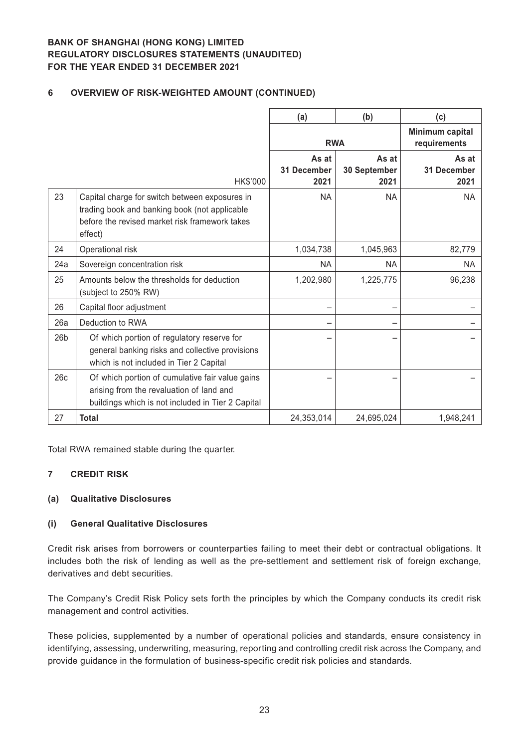## 6 OVERVIEW OF RISK-WEIGHTED AMOUNT (CONTINUED)

| | | (a) | (b) | (c) |
|---|---|---|---|---|
| | | RWA | | Minimum capital requirements |
| | HK$'000 | As at 31 December 2021 | As at 30 September 2021 | As at 31 December 2021 |
| 23 | Capital charge for switch between exposures in trading book and banking book (not applicable before the revised market risk framework takes effect) | NA | NA | NA |
| 24 | Operational risk | 1,034,738 | 1,045,963 | 82,779 |
| 24a | Sovereign concentration risk | NA | NA | NA |
| 25 | Amounts below the thresholds for deduction (subject to 250% RW) | 1,202,980 | 1,225,775 | 96,238 |
| 26 | Capital floor adjustment | – | – | – |
| 26a | Deduction to RWA | – | – | – |
| 26b | Of which portion of regulatory reserve for general banking risks and collective provisions which is not included in Tier 2 Capital | – | – | – |
| 26c | Of which portion of cumulative fair value gains arising from the revaluation of land and buildings which is not included in Tier 2 Capital | – | – | – |
| 27 | **Total** | 24,353,014 | 24,695,024 | 1,948,241 |

Total RWA remained stable during the quarter.

## 7 CREDIT RISK

### (a) Qualitative Disclosures

### (i) General Qualitative Disclosures

Credit risk arises from borrowers or counterparties failing to meet their debt or contractual obligations. It includes both the risk of lending as well as the pre-settlement and settlement risk of foreign exchange, derivatives and debt securities.

The Company's Credit Risk Policy sets forth the principles by which the Company conducts its credit risk management and control activities.

These policies, supplemented by a number of operational policies and standards, ensure consistency in identifying, assessing, underwriting, measuring, reporting and controlling credit risk across the Company, and provide guidance in the formulation of business-specific credit risk policies and standards.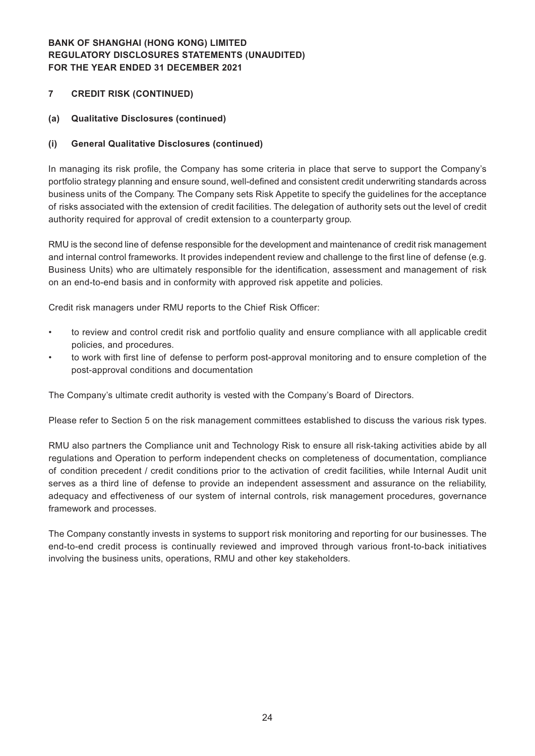## 7 CREDIT RISK (CONTINUED)

### (a) Qualitative Disclosures (continued)

#### (i) General Qualitative Disclosures (continued)

In managing its risk profile, the Company has some criteria in place that serve to support the Company's portfolio strategy planning and ensure sound, well-defined and consistent credit underwriting standards across business units of the Company. The Company sets Risk Appetite to specify the guidelines for the acceptance of risks associated with the extension of credit facilities. The delegation of authority sets out the level of credit authority required for approval of credit extension to a counterparty group.

RMU is the second line of defense responsible for the development and maintenance of credit risk management and internal control frameworks. It provides independent review and challenge to the first line of defense (e.g. Business Units) who are ultimately responsible for the identification, assessment and management of risk on an end-to-end basis and in conformity with approved risk appetite and policies.

Credit risk managers under RMU reports to the Chief Risk Officer:

- to review and control credit risk and portfolio quality and ensure compliance with all applicable credit policies, and procedures.
- to work with first line of defense to perform post-approval monitoring and to ensure completion of the post-approval conditions and documentation

The Company's ultimate credit authority is vested with the Company's Board of Directors.

Please refer to Section 5 on the risk management committees established to discuss the various risk types.

RMU also partners the Compliance unit and Technology Risk to ensure all risk-taking activities abide by all regulations and Operation to perform independent checks on completeness of documentation, compliance of condition precedent / credit conditions prior to the activation of credit facilities, while Internal Audit unit serves as a third line of defense to provide an independent assessment and assurance on the reliability, adequacy and effectiveness of our system of internal controls, risk management procedures, governance framework and processes.

The Company constantly invests in systems to support risk monitoring and reporting for our businesses. The end-to-end credit process is continually reviewed and improved through various front-to-back initiatives involving the business units, operations, RMU and other key stakeholders.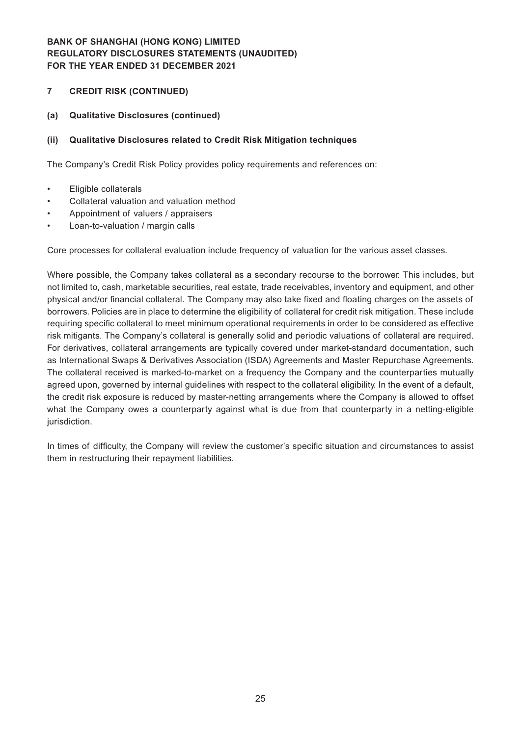**BANK OF SHANGHAI (HONG KONG) LIMITED**
**REGULATORY DISCLOSURES STATEMENTS (UNAUDITED)**
**FOR THE YEAR ENDED 31 DECEMBER 2021**

## 7 CREDIT RISK (CONTINUED)

### (a) Qualitative Disclosures (continued)

#### (ii) Qualitative Disclosures related to Credit Risk Mitigation techniques

The Company's Credit Risk Policy provides policy requirements and references on:

- Eligible collaterals
- Collateral valuation and valuation method
- Appointment of valuers / appraisers
- Loan-to-valuation / margin calls

Core processes for collateral evaluation include frequency of valuation for the various asset classes.

Where possible, the Company takes collateral as a secondary recourse to the borrower. This includes, but not limited to, cash, marketable securities, real estate, trade receivables, inventory and equipment, and other physical and/or financial collateral. The Company may also take fixed and floating charges on the assets of borrowers. Policies are in place to determine the eligibility of collateral for credit risk mitigation. These include requiring specific collateral to meet minimum operational requirements in order to be considered as effective risk mitigants. The Company's collateral is generally solid and periodic valuations of collateral are required. For derivatives, collateral arrangements are typically covered under market-standard documentation, such as International Swaps & Derivatives Association (ISDA) Agreements and Master Repurchase Agreements. The collateral received is marked-to-market on a frequency the Company and the counterparties mutually agreed upon, governed by internal guidelines with respect to the collateral eligibility. In the event of a default, the credit risk exposure is reduced by master-netting arrangements where the Company is allowed to offset what the Company owes a counterparty against what is due from that counterparty in a netting-eligible jurisdiction.

In times of difficulty, the Company will review the customer's specific situation and circumstances to assist them in restructuring their repayment liabilities.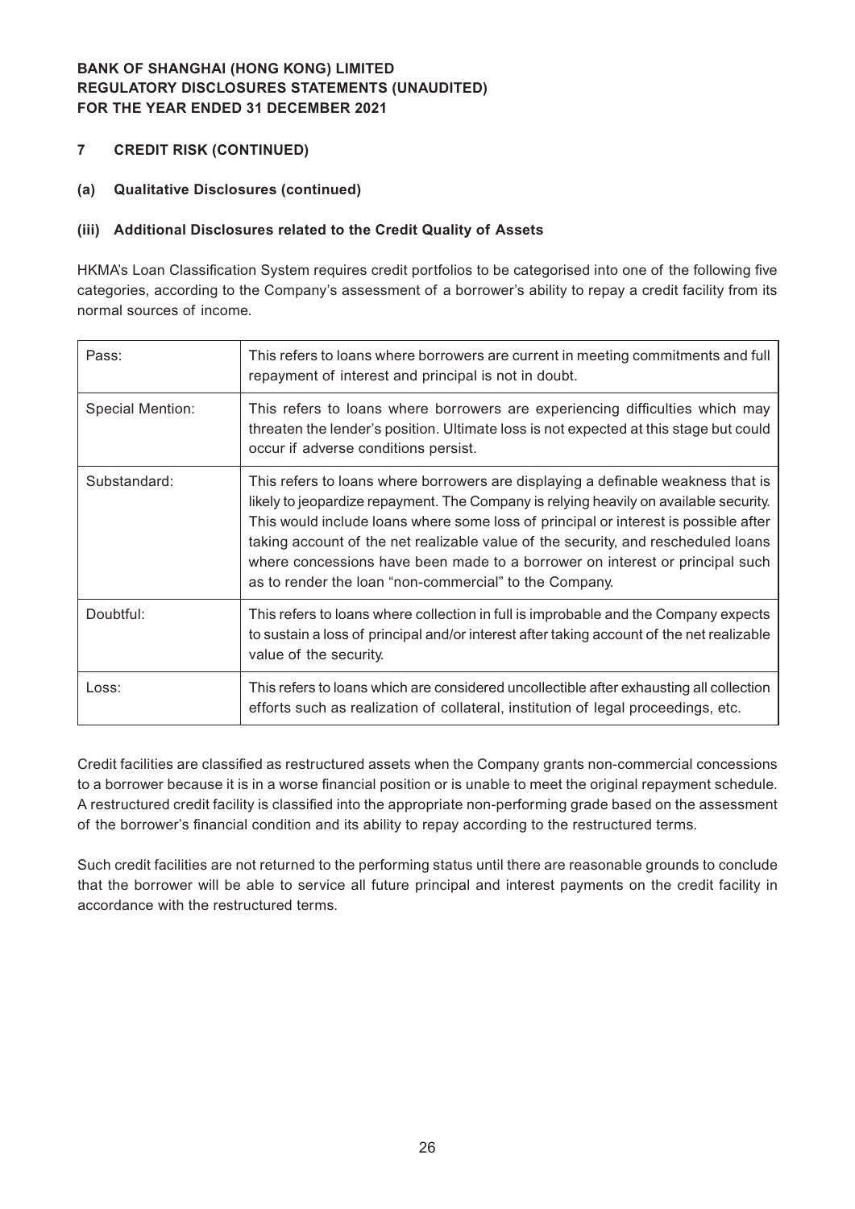## 7 CREDIT RISK (CONTINUED)

### (a) Qualitative Disclosures (continued)

#### (iii) Additional Disclosures related to the Credit Quality of Assets

HKMA's Loan Classification System requires credit portfolios to be categorised into one of the following five categories, according to the Company's assessment of a borrower's ability to repay a credit facility from its normal sources of income.

| | |
|---|---|
| Pass: | This refers to loans where borrowers are current in meeting commitments and full repayment of interest and principal is not in doubt. |
| Special Mention: | This refers to loans where borrowers are experiencing difficulties which may threaten the lender's position. Ultimate loss is not expected at this stage but could occur if adverse conditions persist. |
| Substandard: | This refers to loans where borrowers are displaying a definable weakness that is likely to jeopardize repayment. The Company is relying heavily on available security. This would include loans where some loss of principal or interest is possible after taking account of the net realizable value of the security, and rescheduled loans where concessions have been made to a borrower on interest or principal such as to render the loan "non-commercial" to the Company. |
| Doubtful: | This refers to loans where collection in full is improbable and the Company expects to sustain a loss of principal and/or interest after taking account of the net realizable value of the security. |
| Loss: | This refers to loans which are considered uncollectible after exhausting all collection efforts such as realization of collateral, institution of legal proceedings, etc. |

Credit facilities are classified as restructured assets when the Company grants non-commercial concessions to a borrower because it is in a worse financial position or is unable to meet the original repayment schedule. A restructured credit facility is classified into the appropriate non-performing grade based on the assessment of the borrower's financial condition and its ability to repay according to the restructured terms.

Such credit facilities are not returned to the performing status until there are reasonable grounds to conclude that the borrower will be able to service all future principal and interest payments on the credit facility in accordance with the restructured terms.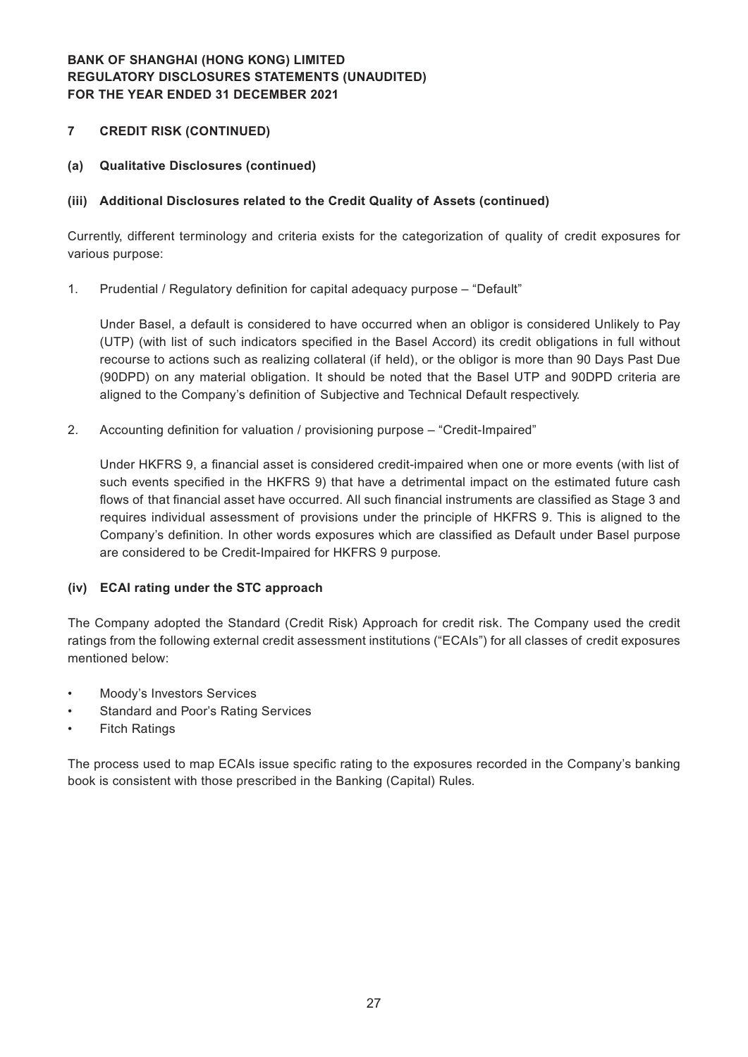## 7 CREDIT RISK (CONTINUED)

### (a) Qualitative Disclosures (continued)

#### (iii) Additional Disclosures related to the Credit Quality of Assets (continued)

Currently, different terminology and criteria exists for the categorization of quality of credit exposures for various purpose:

1. Prudential / Regulatory definition for capital adequacy purpose – "Default"

   Under Basel, a default is considered to have occurred when an obligor is considered Unlikely to Pay (UTP) (with list of such indicators specified in the Basel Accord) its credit obligations in full without recourse to actions such as realizing collateral (if held), or the obligor is more than 90 Days Past Due (90DPD) on any material obligation. It should be noted that the Basel UTP and 90DPD criteria are aligned to the Company's definition of Subjective and Technical Default respectively.

2. Accounting definition for valuation / provisioning purpose – "Credit-Impaired"

   Under HKFRS 9, a financial asset is considered credit-impaired when one or more events (with list of such events specified in the HKFRS 9) that have a detrimental impact on the estimated future cash flows of that financial asset have occurred. All such financial instruments are classified as Stage 3 and requires individual assessment of provisions under the principle of HKFRS 9. This is aligned to the Company's definition. In other words exposures which are classified as Default under Basel purpose are considered to be Credit-Impaired for HKFRS 9 purpose.

#### (iv) ECAI rating under the STC approach

The Company adopted the Standard (Credit Risk) Approach for credit risk. The Company used the credit ratings from the following external credit assessment institutions ("ECAIs") for all classes of credit exposures mentioned below:

- Moody's Investors Services
- Standard and Poor's Rating Services
- Fitch Ratings

The process used to map ECAIs issue specific rating to the exposures recorded in the Company's banking book is consistent with those prescribed in the Banking (Capital) Rules.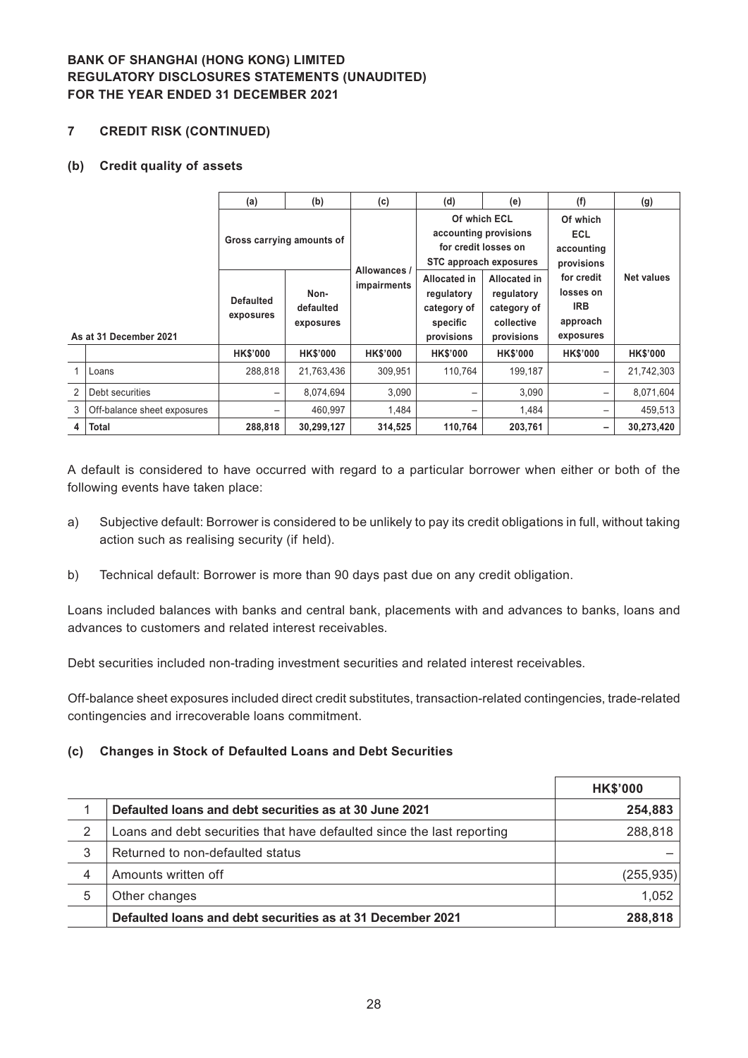## 7 CREDIT RISK (CONTINUED)

### (b) Credit quality of assets

| | | (a) | (b) | (c) | (d) | (e) | (f) | (g) |
|---|---|---|---|---|---|---|---|---|
| | | Gross carrying amounts of | | Allowances / impairments | Of which ECL accounting provisions for credit losses on STC approach exposures | | Of which ECL accounting provisions for credit losses on IRB approach exposures | Net values |
| | **As at 31 December 2021** | Defaulted exposures | Non-defaulted exposures | | Allocated in regulatory category of specific provisions | Allocated in regulatory category of collective provisions | | |
| | | HK$'000 | HK$'000 | HK$'000 | HK$'000 | HK$'000 | HK$'000 | HK$'000 |
| 1 | Loans | 288,818 | 21,763,436 | 309,951 | 110,764 | 199,187 | – | 21,742,303 |
| 2 | Debt securities | – | 8,074,694 | 3,090 | – | 3,090 | – | 8,071,604 |
| 3 | Off-balance sheet exposures | – | 460,997 | 1,484 | – | 1,484 | – | 459,513 |
| 4 | **Total** | **288,818** | **30,299,127** | **314,525** | **110,764** | **203,761** | **–** | **30,273,420** |

A default is considered to have occurred with regard to a particular borrower when either or both of the following events have taken place:

a) Subjective default: Borrower is considered to be unlikely to pay its credit obligations in full, without taking action such as realising security (if held).

b) Technical default: Borrower is more than 90 days past due on any credit obligation.

Loans included balances with banks and central bank, placements with and advances to banks, loans and advances to customers and related interest receivables.

Debt securities included non-trading investment securities and related interest receivables.

Off-balance sheet exposures included direct credit substitutes, transaction-related contingencies, trade-related contingencies and irrecoverable loans commitment.

### (c) Changes in Stock of Defaulted Loans and Debt Securities

| | | HK$'000 |
|---|---|---|
| 1 | **Defaulted loans and debt securities as at 30 June 2021** | **254,883** |
| 2 | Loans and debt securities that have defaulted since the last reporting | 288,818 |
| 3 | Returned to non-defaulted status | – |
| 4 | Amounts written off | (255,935) |
| 5 | Other changes | 1,052 |
| | **Defaulted loans and debt securities as at 31 December 2021** | **288,818** |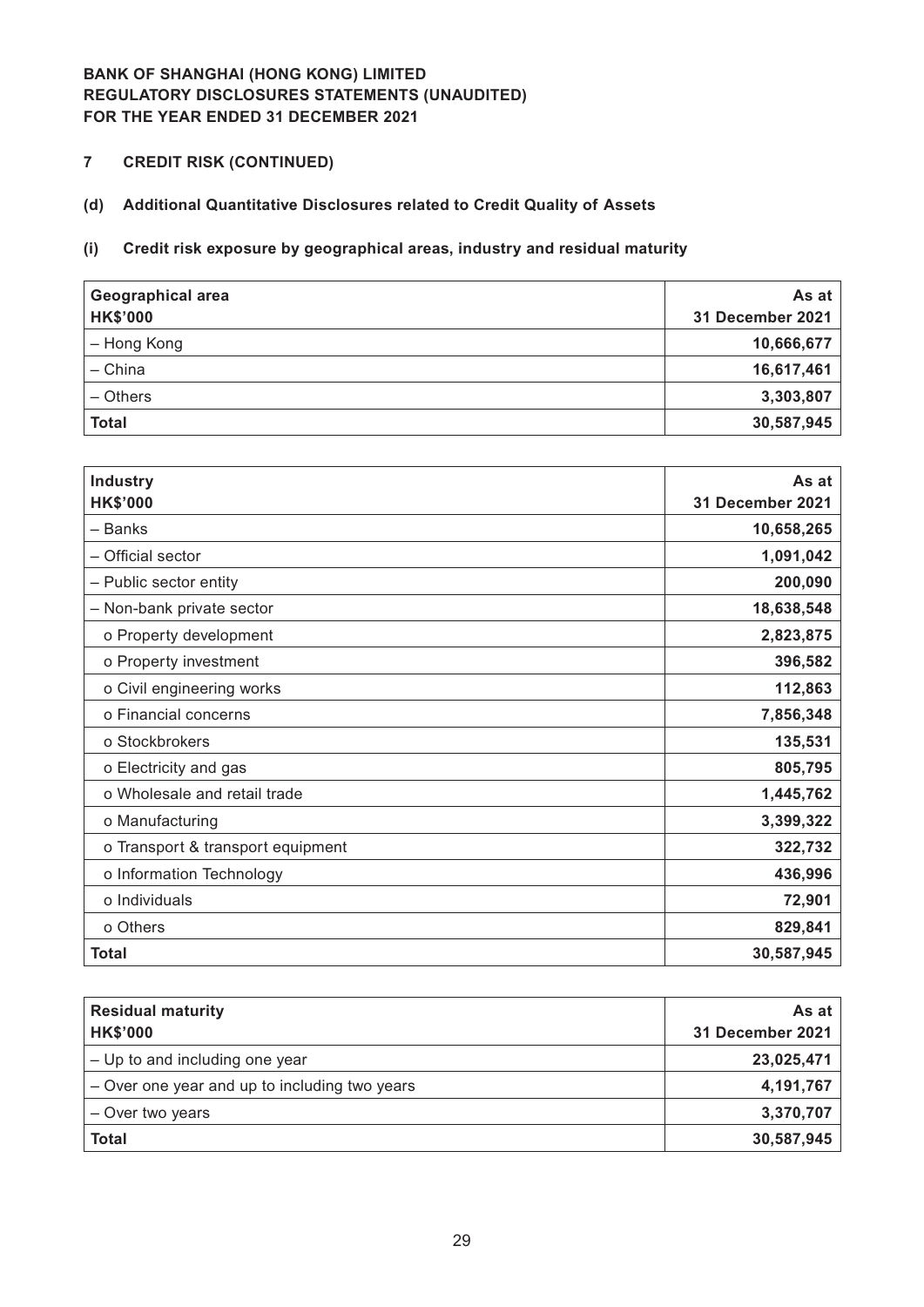**BANK OF SHANGHAI (HONG KONG) LIMITED**
**REGULATORY DISCLOSURES STATEMENTS (UNAUDITED)**
**FOR THE YEAR ENDED 31 DECEMBER 2021**

## 7 CREDIT RISK (CONTINUED)

### (d) Additional Quantitative Disclosures related to Credit Quality of Assets

### (i) Credit risk exposure by geographical areas, industry and residual maturity

| Geographical area<br>HK$'000 | As at<br>31 December 2021 |
|---|---|
| – Hong Kong | 10,666,677 |
| – China | 16,617,461 |
| – Others | 3,303,807 |
| **Total** | **30,587,945** |

| Industry<br>HK$'000 | As at<br>31 December 2021 |
|---|---|
| – Banks | 10,658,265 |
| – Official sector | 1,091,042 |
| – Public sector entity | 200,090 |
| – Non-bank private sector | 18,638,548 |
| o Property development | 2,823,875 |
| o Property investment | 396,582 |
| o Civil engineering works | 112,863 |
| o Financial concerns | 7,856,348 |
| o Stockbrokers | 135,531 |
| o Electricity and gas | 805,795 |
| o Wholesale and retail trade | 1,445,762 |
| o Manufacturing | 3,399,322 |
| o Transport & transport equipment | 322,732 |
| o Information Technology | 436,996 |
| o Individuals | 72,901 |
| o Others | 829,841 |
| **Total** | **30,587,945** |

| Residual maturity<br>HK$'000 | As at<br>31 December 2021 |
|---|---|
| – Up to and including one year | 23,025,471 |
| – Over one year and up to including two years | 4,191,767 |
| – Over two years | 3,370,707 |
| **Total** | **30,587,945** |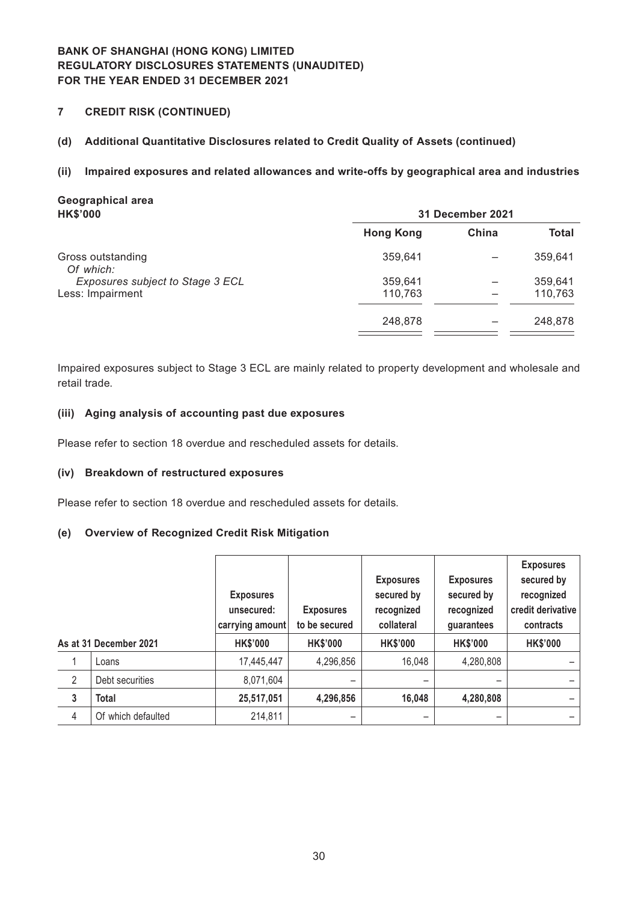## 7 CREDIT RISK (CONTINUED)

### (d) Additional Quantitative Disclosures related to Credit Quality of Assets (continued)

#### (ii) Impaired exposures and related allowances and write-offs by geographical area and industries

**Geographical area**

| HK$'000 | 31 December 2021 | | |
|---|---|---|---|
| | **Hong Kong** | **China** | **Total** |
| Gross outstanding | 359,641 | – | 359,641 |
| *Of which:* | | | |
| *Exposures subject to Stage 3 ECL* | 359,641 | – | 359,641 |
| Less: Impairment | 110,763 | – | 110,763 |
| | 248,878 | – | 248,878 |

Impaired exposures subject to Stage 3 ECL are mainly related to property development and wholesale and retail trade.

#### (iii) Aging analysis of accounting past due exposures

Please refer to section 18 overdue and rescheduled assets for details.

#### (iv) Breakdown of restructured exposures

Please refer to section 18 overdue and rescheduled assets for details.

### (e) Overview of Recognized Credit Risk Mitigation

| | | Exposures unsecured: carrying amount | Exposures to be secured | Exposures secured by recognized collateral | Exposures secured by recognized guarantees | Exposures secured by recognized credit derivative contracts |
|---|---|---|---|---|---|---|
| **As at 31 December 2021** | | **HK$'000** | **HK$'000** | **HK$'000** | **HK$'000** | **HK$'000** |
| 1 | Loans | 17,445,447 | 4,296,856 | 16,048 | 4,280,808 | – |
| 2 | Debt securities | 8,071,604 | – | – | – | – |
| **3** | **Total** | **25,517,051** | **4,296,856** | **16,048** | **4,280,808** | – |
| 4 | Of which defaulted | 214,811 | – | – | – | – |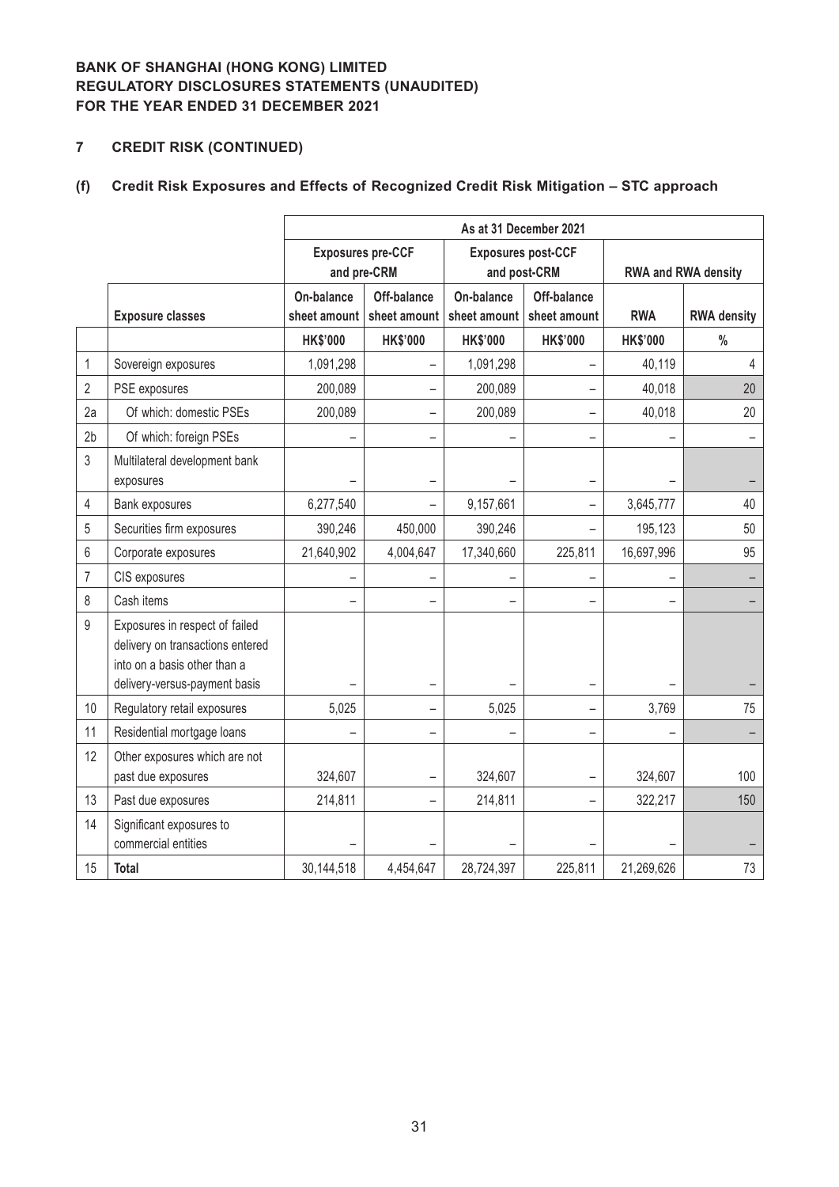**BANK OF SHANGHAI (HONG KONG) LIMITED**
**REGULATORY DISCLOSURES STATEMENTS (UNAUDITED)**
**FOR THE YEAR ENDED 31 DECEMBER 2021**

## 7 CREDIT RISK (CONTINUED)

### (f) Credit Risk Exposures and Effects of Recognized Credit Risk Mitigation – STC approach

| | | As at 31 December 2021 | | | | | |
|---|---|---|---|---|---|---|---|
| | | Exposures pre-CCF and pre-CRM | | Exposures post-CCF and post-CRM | | RWA and RWA density | |
| | Exposure classes | On-balance sheet amount | Off-balance sheet amount | On-balance sheet amount | Off-balance sheet amount | RWA | RWA density |
| | | HK$'000 | HK$'000 | HK$'000 | HK$'000 | HK$'000 | % |
| 1 | Sovereign exposures | 1,091,298 | – | 1,091,298 | – | 40,119 | 4 |
| 2 | PSE exposures | 200,089 | – | 200,089 | – | 40,018 | 20 |
| 2a | Of which: domestic PSEs | 200,089 | – | 200,089 | – | 40,018 | 20 |
| 2b | Of which: foreign PSEs | – | – | – | – | – | – |
| 3 | Multilateral development bank exposures | – | – | – | – | – | – |
| 4 | Bank exposures | 6,277,540 | – | 9,157,661 | – | 3,645,777 | 40 |
| 5 | Securities firm exposures | 390,246 | 450,000 | 390,246 | – | 195,123 | 50 |
| 6 | Corporate exposures | 21,640,902 | 4,004,647 | 17,340,660 | 225,811 | 16,697,996 | 95 |
| 7 | CIS exposures | – | – | – | – | – | – |
| 8 | Cash items | – | – | – | – | – | – |
| 9 | Exposures in respect of failed delivery on transactions entered into on a basis other than a delivery-versus-payment basis | – | – | – | – | – | – |
| 10 | Regulatory retail exposures | 5,025 | – | 5,025 | – | 3,769 | 75 |
| 11 | Residential mortgage loans | – | – | – | – | – | – |
| 12 | Other exposures which are not past due exposures | 324,607 | – | 324,607 | – | 324,607 | 100 |
| 13 | Past due exposures | 214,811 | – | 214,811 | – | 322,217 | 150 |
| 14 | Significant exposures to commercial entities | – | – | – | – | – | – |
| 15 | **Total** | 30,144,518 | 4,454,647 | 28,724,397 | 225,811 | 21,269,626 | 73 |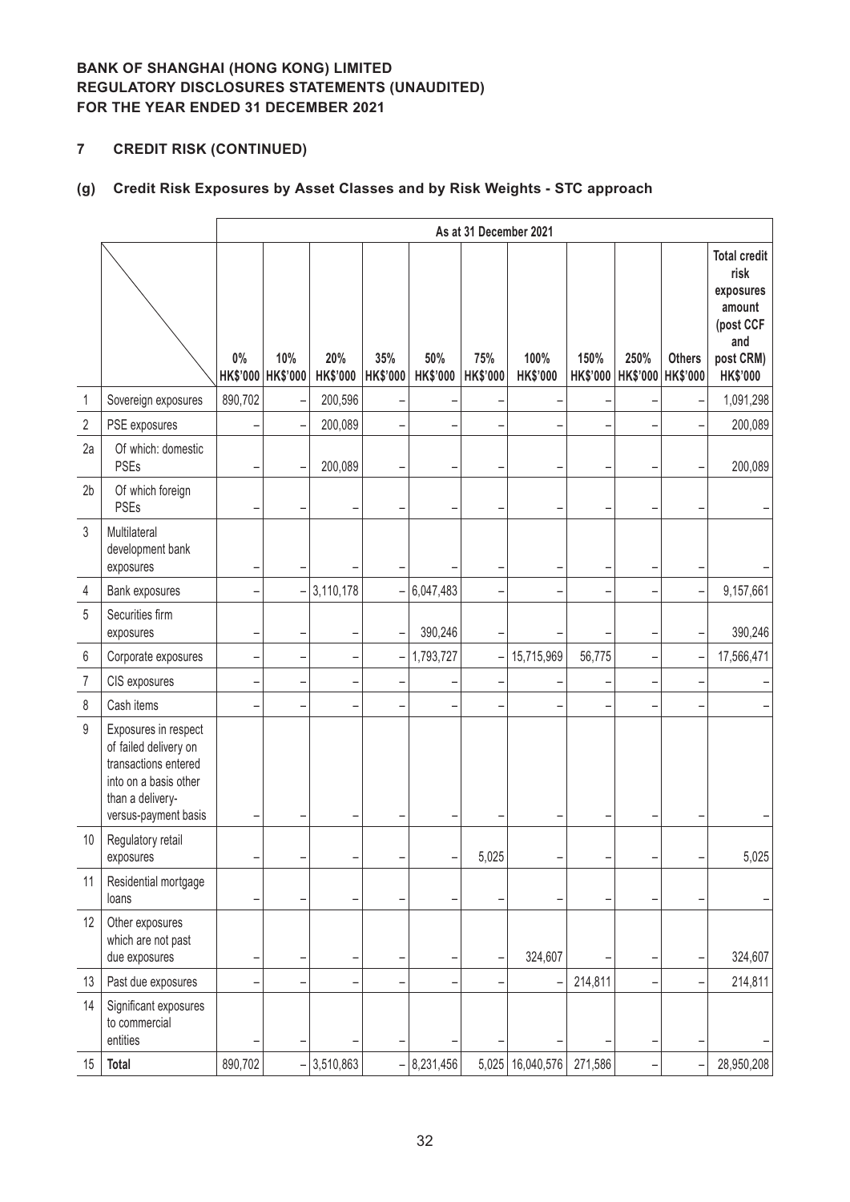**BANK OF SHANGHAI (HONG KONG) LIMITED**
**REGULATORY DISCLOSURES STATEMENTS (UNAUDITED)**
**FOR THE YEAR ENDED 31 DECEMBER 2021**

## 7 CREDIT RISK (CONTINUED)

### (g) Credit Risk Exposures by Asset Classes and by Risk Weights - STC approach

| | | As at 31 December 2021 | | | | | | | | | | |
|---|---|---|---|---|---|---|---|---|---|---|---|---|
| | | 0% HK$'000 | 10% HK$'000 | 20% HK$'000 | 35% HK$'000 | 50% HK$'000 | 75% HK$'000 | 100% HK$'000 | 150% HK$'000 | 250% HK$'000 | Others HK$'000 | Total credit risk exposures amount (post CCF and post CRM) HK$'000 |
| 1 | Sovereign exposures | 890,702 | – | 200,596 | – | – | – | – | – | – | – | 1,091,298 |
| 2 | PSE exposures | – | – | 200,089 | – | – | – | – | – | – | – | 200,089 |
| 2a | Of which: domestic PSEs | – | – | 200,089 | – | – | – | – | – | – | – | 200,089 |
| 2b | Of which foreign PSEs | – | – | – | – | – | – | – | – | – | – | – |
| 3 | Multilateral development bank exposures | – | – | – | – | – | – | – | – | – | – | – |
| 4 | Bank exposures | – | – | 3,110,178 | – | 6,047,483 | – | – | – | – | – | 9,157,661 |
| 5 | Securities firm exposures | – | – | – | – | 390,246 | – | – | – | – | – | 390,246 |
| 6 | Corporate exposures | – | – | – | – | 1,793,727 | – | 15,715,969 | 56,775 | – | – | 17,566,471 |
| 7 | CIS exposures | – | – | – | – | – | – | – | – | – | – | – |
| 8 | Cash items | – | – | – | – | – | – | – | – | – | – | – |
| 9 | Exposures in respect of failed delivery on transactions entered into on a basis other than a delivery-versus-payment basis | – | – | – | – | – | – | – | – | – | – | – |
| 10 | Regulatory retail exposures | – | – | – | – | – | 5,025 | – | – | – | – | 5,025 |
| 11 | Residential mortgage loans | – | – | – | – | – | – | – | – | – | – | – |
| 12 | Other exposures which are not past due exposures | – | – | – | – | – | – | 324,607 | – | – | – | 324,607 |
| 13 | Past due exposures | – | – | – | – | – | – | – | 214,811 | – | – | 214,811 |
| 14 | Significant exposures to commercial entities | – | – | – | – | – | – | – | – | – | – | – |
| 15 | **Total** | 890,702 | – | 3,510,863 | – | 8,231,456 | 5,025 | 16,040,576 | 271,586 | – | – | 28,950,208 |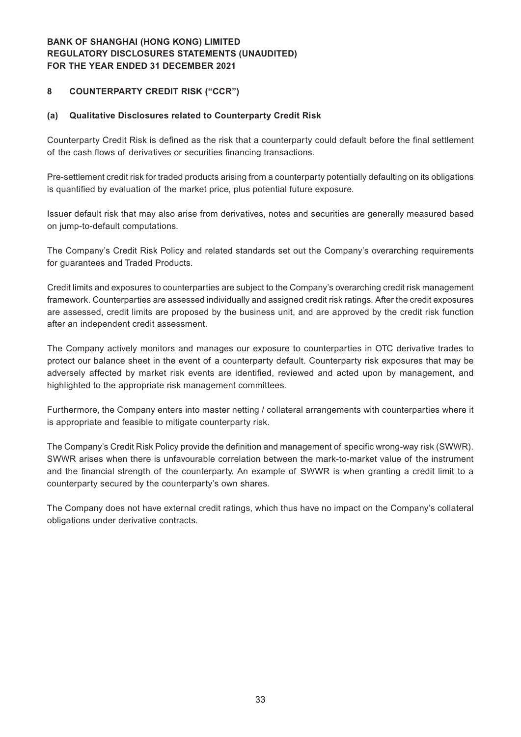## 8 COUNTERPARTY CREDIT RISK ("CCR")

### (a) Qualitative Disclosures related to Counterparty Credit Risk

Counterparty Credit Risk is defined as the risk that a counterparty could default before the final settlement of the cash flows of derivatives or securities financing transactions.

Pre-settlement credit risk for traded products arising from a counterparty potentially defaulting on its obligations is quantified by evaluation of the market price, plus potential future exposure.

Issuer default risk that may also arise from derivatives, notes and securities are generally measured based on jump-to-default computations.

The Company's Credit Risk Policy and related standards set out the Company's overarching requirements for guarantees and Traded Products.

Credit limits and exposures to counterparties are subject to the Company's overarching credit risk management framework. Counterparties are assessed individually and assigned credit risk ratings. After the credit exposures are assessed, credit limits are proposed by the business unit, and are approved by the credit risk function after an independent credit assessment.

The Company actively monitors and manages our exposure to counterparties in OTC derivative trades to protect our balance sheet in the event of a counterparty default. Counterparty risk exposures that may be adversely affected by market risk events are identified, reviewed and acted upon by management, and highlighted to the appropriate risk management committees.

Furthermore, the Company enters into master netting / collateral arrangements with counterparties where it is appropriate and feasible to mitigate counterparty risk.

The Company's Credit Risk Policy provide the definition and management of specific wrong-way risk (SWWR). SWWR arises when there is unfavourable correlation between the mark-to-market value of the instrument and the financial strength of the counterparty. An example of SWWR is when granting a credit limit to a counterparty secured by the counterparty's own shares.

The Company does not have external credit ratings, which thus have no impact on the Company's collateral obligations under derivative contracts.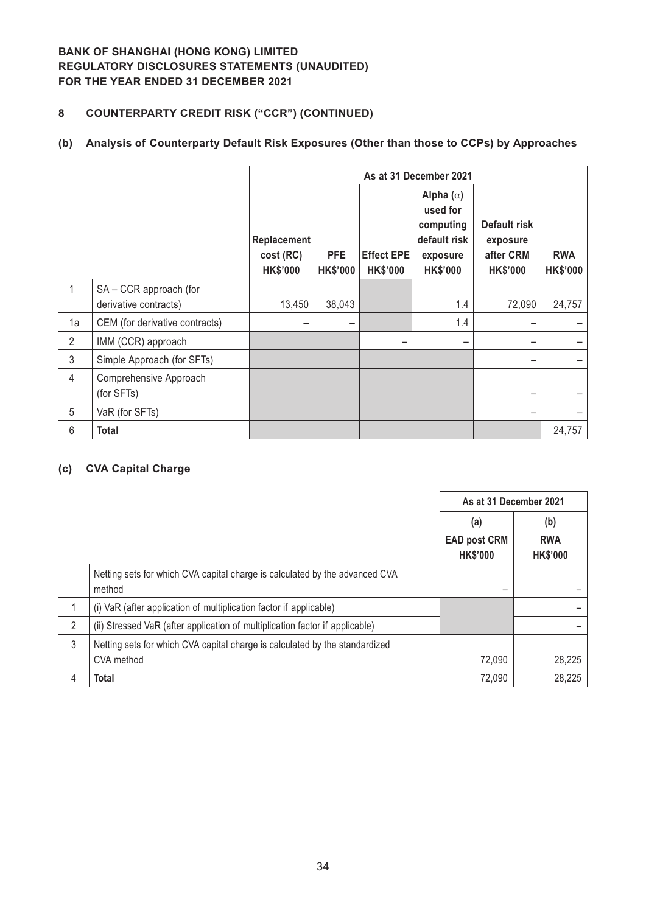**BANK OF SHANGHAI (HONG KONG) LIMITED**
**REGULATORY DISCLOSURES STATEMENTS (UNAUDITED)**
**FOR THE YEAR ENDED 31 DECEMBER 2021**

## 8 COUNTERPARTY CREDIT RISK ("CCR") (CONTINUED)

### (b) Analysis of Counterparty Default Risk Exposures (Other than those to CCPs) by Approaches

| | | As at 31 December 2021 | | | | | |
|---|---|---|---|---|---|---|---|
| | | Replacement cost (RC) HK$'000 | PFE HK$'000 | Effect EPE HK$'000 | Alpha (α) used for computing default risk exposure HK$'000 | Default risk exposure after CRM HK$'000 | RWA HK$'000 |
| 1 | SA – CCR approach (for derivative contracts) | 13,450 | 38,043 | | 1.4 | 72,090 | 24,757 |
| 1a | CEM (for derivative contracts) | – | – | | 1.4 | – | – |
| 2 | IMM (CCR) approach | | | – | – | – | – |
| 3 | Simple Approach (for SFTs) | | | | | – | – |
| 4 | Comprehensive Approach (for SFTs) | | | | | – | – |
| 5 | VaR (for SFTs) | | | | | – | – |
| 6 | **Total** | | | | | | 24,757 |

### (c) CVA Capital Charge

| | | As at 31 December 2021 | |
|---|---|---|---|
| | | (a) | (b) |
| | | EAD post CRM HK$'000 | RWA HK$'000 |
| | Netting sets for which CVA capital charge is calculated by the advanced CVA method | – | – |
| 1 | (i) VaR (after application of multiplication factor if applicable) | | – |
| 2 | (ii) Stressed VaR (after application of multiplication factor if applicable) | | – |
| 3 | Netting sets for which CVA capital charge is calculated by the standardized CVA method | 72,090 | 28,225 |
| 4 | **Total** | 72,090 | 28,225 |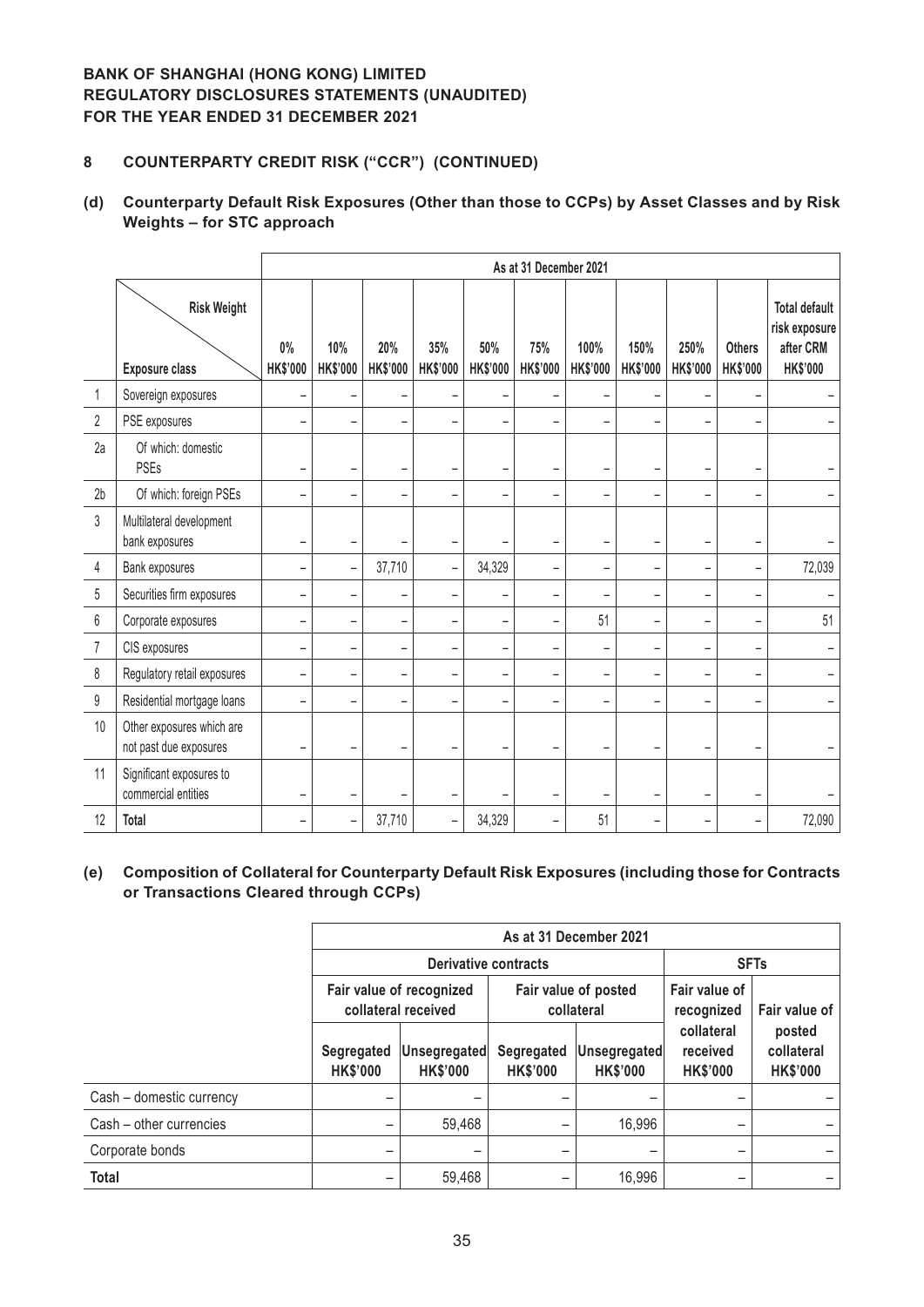**BANK OF SHANGHAI (HONG KONG) LIMITED**
**REGULATORY DISCLOSURES STATEMENTS (UNAUDITED)**
**FOR THE YEAR ENDED 31 DECEMBER 2021**

## 8 COUNTERPARTY CREDIT RISK ("CCR") (CONTINUED)

### (d) Counterparty Default Risk Exposures (Other than those to CCPs) by Asset Classes and by Risk Weights – for STC approach

| | | As at 31 December 2021 | | | | | | | | | | |
|---|---|---|---|---|---|---|---|---|---|---|---|---|
| | Exposure class \ Risk Weight | 0% HK$'000 | 10% HK$'000 | 20% HK$'000 | 35% HK$'000 | 50% HK$'000 | 75% HK$'000 | 100% HK$'000 | 150% HK$'000 | 250% HK$'000 | Others HK$'000 | Total default risk exposure after CRM HK$'000 |
| 1 | Sovereign exposures | – | – | – | – | – | – | – | – | – | – | – |
| 2 | PSE exposures | – | – | – | – | – | – | – | – | – | – | – |
| 2a | Of which: domestic PSEs | – | – | – | – | – | – | – | – | – | – | – |
| 2b | Of which: foreign PSEs | – | – | – | – | – | – | – | – | – | – | – |
| 3 | Multilateral development bank exposures | – | – | – | – | – | – | – | – | – | – | – |
| 4 | Bank exposures | – | – | 37,710 | – | 34,329 | – | – | – | – | – | 72,039 |
| 5 | Securities firm exposures | – | – | – | – | – | – | – | – | – | – | – |
| 6 | Corporate exposures | – | – | – | – | – | – | 51 | – | – | – | 51 |
| 7 | CIS exposures | – | – | – | – | – | – | – | – | – | – | – |
| 8 | Regulatory retail exposures | – | – | – | – | – | – | – | – | – | – | – |
| 9 | Residential mortgage loans | – | – | – | – | – | – | – | – | – | – | – |
| 10 | Other exposures which are not past due exposures | – | – | – | – | – | – | – | – | – | – | – |
| 11 | Significant exposures to commercial entities | – | – | – | – | – | – | – | – | – | – | – |
| 12 | **Total** | – | – | 37,710 | – | 34,329 | – | 51 | – | – | – | 72,090 |

### (e) Composition of Collateral for Counterparty Default Risk Exposures (including those for Contracts or Transactions Cleared through CCPs)

| | As at 31 December 2021 | | | | | |
|---|---|---|---|---|---|---|
| | Derivative contracts | | | | SFTs | |
| | Fair value of recognized collateral received | | Fair value of posted collateral | | Fair value of recognized collateral received | Fair value of posted collateral |
| | Segregated HK$'000 | Unsegregated HK$'000 | Segregated HK$'000 | Unsegregated HK$'000 | HK$'000 | HK$'000 |
| Cash – domestic currency | – | – | – | – | – | – |
| Cash – other currencies | – | 59,468 | – | 16,996 | – | – |
| Corporate bonds | – | – | – | – | – | – |
| **Total** | – | 59,468 | – | 16,996 | – | – |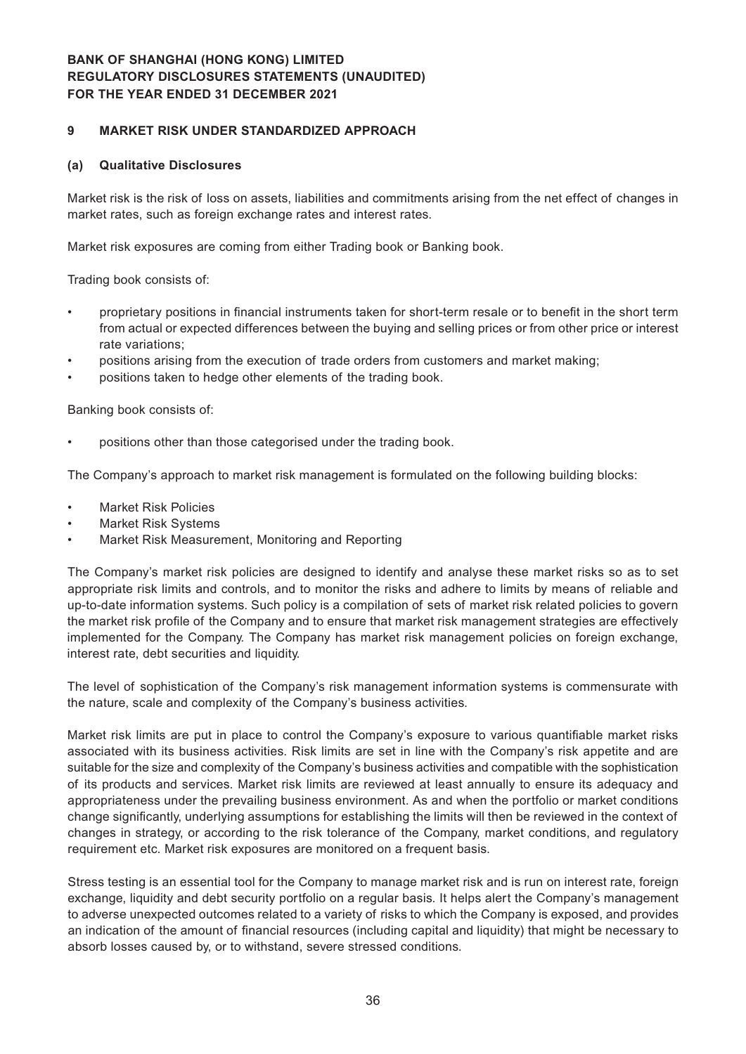## 9 MARKET RISK UNDER STANDARDIZED APPROACH

### (a) Qualitative Disclosures

Market risk is the risk of loss on assets, liabilities and commitments arising from the net effect of changes in market rates, such as foreign exchange rates and interest rates.

Market risk exposures are coming from either Trading book or Banking book.

Trading book consists of:

- proprietary positions in financial instruments taken for short-term resale or to benefit in the short term from actual or expected differences between the buying and selling prices or from other price or interest rate variations;
- positions arising from the execution of trade orders from customers and market making;
- positions taken to hedge other elements of the trading book.

Banking book consists of:

- positions other than those categorised under the trading book.

The Company's approach to market risk management is formulated on the following building blocks:

- Market Risk Policies
- Market Risk Systems
- Market Risk Measurement, Monitoring and Reporting

The Company's market risk policies are designed to identify and analyse these market risks so as to set appropriate risk limits and controls, and to monitor the risks and adhere to limits by means of reliable and up-to-date information systems. Such policy is a compilation of sets of market risk related policies to govern the market risk profile of the Company and to ensure that market risk management strategies are effectively implemented for the Company. The Company has market risk management policies on foreign exchange, interest rate, debt securities and liquidity.

The level of sophistication of the Company's risk management information systems is commensurate with the nature, scale and complexity of the Company's business activities.

Market risk limits are put in place to control the Company's exposure to various quantifiable market risks associated with its business activities. Risk limits are set in line with the Company's risk appetite and are suitable for the size and complexity of the Company's business activities and compatible with the sophistication of its products and services. Market risk limits are reviewed at least annually to ensure its adequacy and appropriateness under the prevailing business environment. As and when the portfolio or market conditions change significantly, underlying assumptions for establishing the limits will then be reviewed in the context of changes in strategy, or according to the risk tolerance of the Company, market conditions, and regulatory requirement etc. Market risk exposures are monitored on a frequent basis.

Stress testing is an essential tool for the Company to manage market risk and is run on interest rate, foreign exchange, liquidity and debt security portfolio on a regular basis. It helps alert the Company's management to adverse unexpected outcomes related to a variety of risks to which the Company is exposed, and provides an indication of the amount of financial resources (including capital and liquidity) that might be necessary to absorb losses caused by, or to withstand, severe stressed conditions.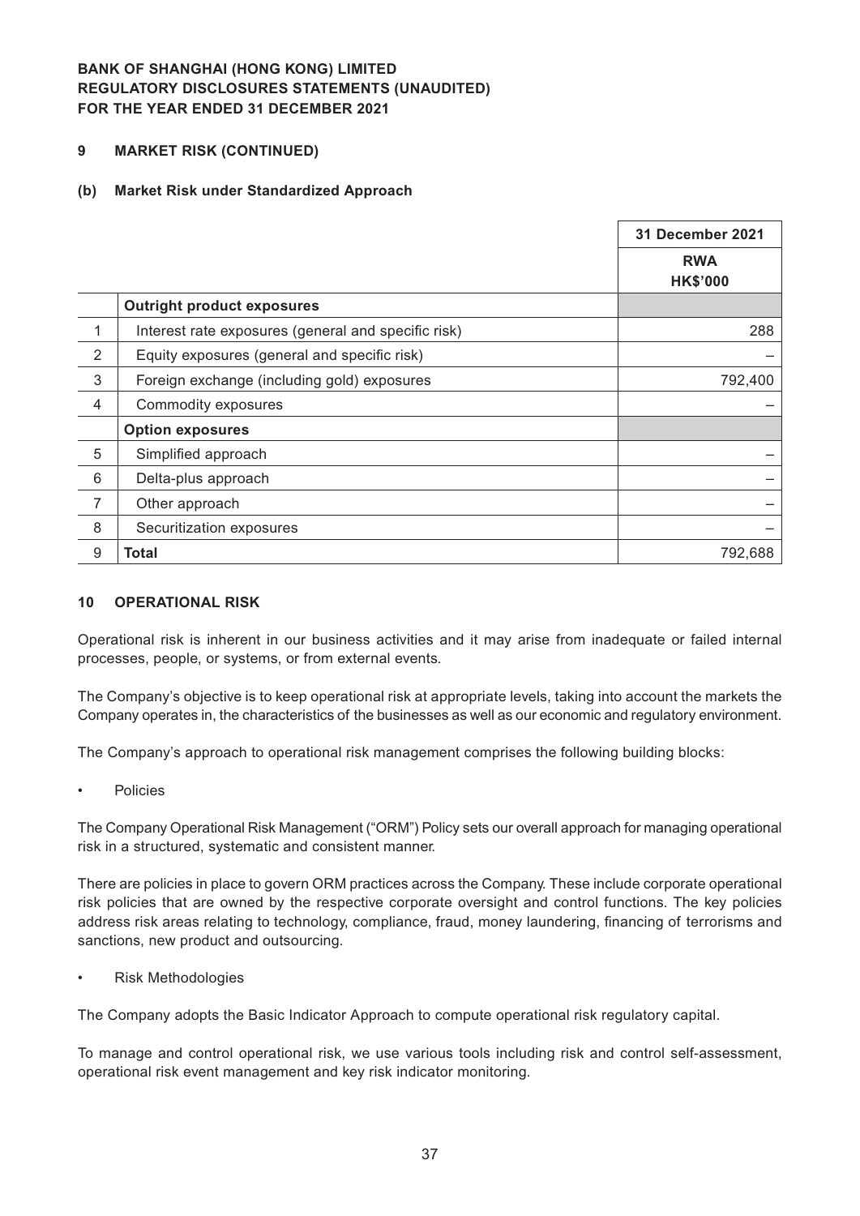**BANK OF SHANGHAI (HONG KONG) LIMITED**
**REGULATORY DISCLOSURES STATEMENTS (UNAUDITED)**
**FOR THE YEAR ENDED 31 DECEMBER 2021**

## 9 MARKET RISK (CONTINUED)

### (b) Market Risk under Standardized Approach

| | | 31 December 2021 |
|---|---|---|
| | | RWA HK$'000 |
| | **Outright product exposures** | |
| 1 | Interest rate exposures (general and specific risk) | 288 |
| 2 | Equity exposures (general and specific risk) | – |
| 3 | Foreign exchange (including gold) exposures | 792,400 |
| 4 | Commodity exposures | – |
| | **Option exposures** | |
| 5 | Simplified approach | – |
| 6 | Delta-plus approach | – |
| 7 | Other approach | – |
| 8 | Securitization exposures | – |
| 9 | **Total** | 792,688 |

## 10 OPERATIONAL RISK

Operational risk is inherent in our business activities and it may arise from inadequate or failed internal processes, people, or systems, or from external events.

The Company's objective is to keep operational risk at appropriate levels, taking into account the markets the Company operates in, the characteristics of the businesses as well as our economic and regulatory environment.

The Company's approach to operational risk management comprises the following building blocks:

- Policies

The Company Operational Risk Management ("ORM") Policy sets our overall approach for managing operational risk in a structured, systematic and consistent manner.

There are policies in place to govern ORM practices across the Company. These include corporate operational risk policies that are owned by the respective corporate oversight and control functions. The key policies address risk areas relating to technology, compliance, fraud, money laundering, financing of terrorisms and sanctions, new product and outsourcing.

- Risk Methodologies

The Company adopts the Basic Indicator Approach to compute operational risk regulatory capital.

To manage and control operational risk, we use various tools including risk and control self-assessment, operational risk event management and key risk indicator monitoring.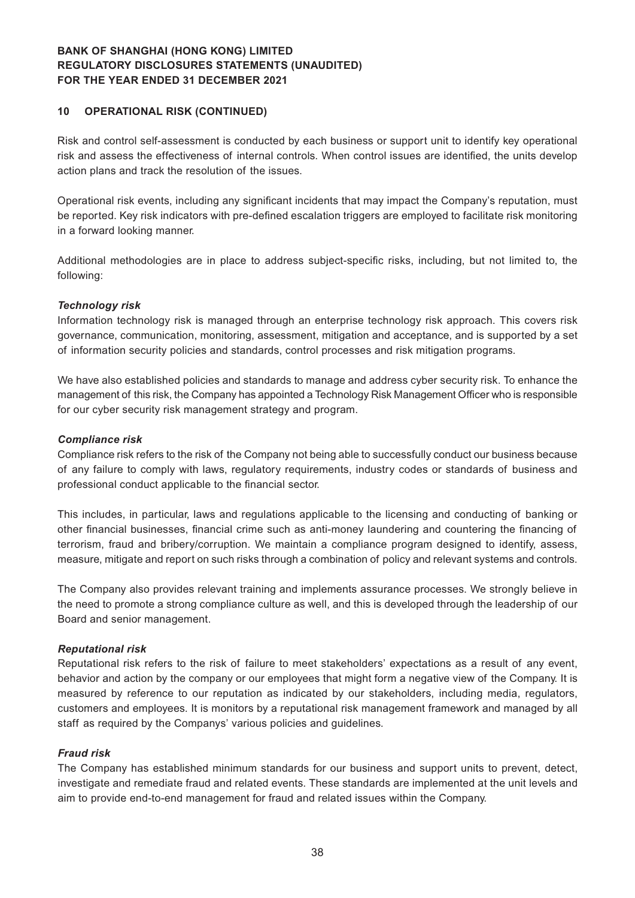## 10 OPERATIONAL RISK (CONTINUED)

Risk and control self-assessment is conducted by each business or support unit to identify key operational risk and assess the effectiveness of internal controls. When control issues are identified, the units develop action plans and track the resolution of the issues.

Operational risk events, including any significant incidents that may impact the Company's reputation, must be reported. Key risk indicators with pre-defined escalation triggers are employed to facilitate risk monitoring in a forward looking manner.

Additional methodologies are in place to address subject-specific risks, including, but not limited to, the following:

***Technology risk***

Information technology risk is managed through an enterprise technology risk approach. This covers risk governance, communication, monitoring, assessment, mitigation and acceptance, and is supported by a set of information security policies and standards, control processes and risk mitigation programs.

We have also established policies and standards to manage and address cyber security risk. To enhance the management of this risk, the Company has appointed a Technology Risk Management Officer who is responsible for our cyber security risk management strategy and program.

***Compliance risk***

Compliance risk refers to the risk of the Company not being able to successfully conduct our business because of any failure to comply with laws, regulatory requirements, industry codes or standards of business and professional conduct applicable to the financial sector.

This includes, in particular, laws and regulations applicable to the licensing and conducting of banking or other financial businesses, financial crime such as anti-money laundering and countering the financing of terrorism, fraud and bribery/corruption. We maintain a compliance program designed to identify, assess, measure, mitigate and report on such risks through a combination of policy and relevant systems and controls.

The Company also provides relevant training and implements assurance processes. We strongly believe in the need to promote a strong compliance culture as well, and this is developed through the leadership of our Board and senior management.

***Reputational risk***

Reputational risk refers to the risk of failure to meet stakeholders' expectations as a result of any event, behavior and action by the company or our employees that might form a negative view of the Company. It is measured by reference to our reputation as indicated by our stakeholders, including media, regulators, customers and employees. It is monitors by a reputational risk management framework and managed by all staff as required by the Companys' various policies and guidelines.

***Fraud risk***

The Company has established minimum standards for our business and support units to prevent, detect, investigate and remediate fraud and related events. These standards are implemented at the unit levels and aim to provide end-to-end management for fraud and related issues within the Company.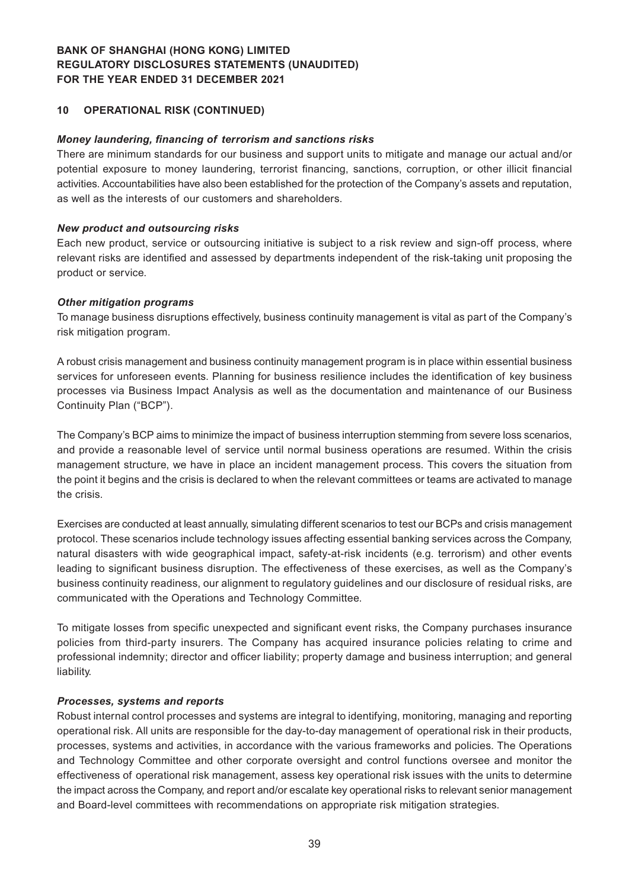## 10 OPERATIONAL RISK (CONTINUED)

***Money laundering, financing of terrorism and sanctions risks***

There are minimum standards for our business and support units to mitigate and manage our actual and/or potential exposure to money laundering, terrorist financing, sanctions, corruption, or other illicit financial activities. Accountabilities have also been established for the protection of the Company's assets and reputation, as well as the interests of our customers and shareholders.

***New product and outsourcing risks***

Each new product, service or outsourcing initiative is subject to a risk review and sign-off process, where relevant risks are identified and assessed by departments independent of the risk-taking unit proposing the product or service.

***Other mitigation programs***

To manage business disruptions effectively, business continuity management is vital as part of the Company's risk mitigation program.

A robust crisis management and business continuity management program is in place within essential business services for unforeseen events. Planning for business resilience includes the identification of key business processes via Business Impact Analysis as well as the documentation and maintenance of our Business Continuity Plan ("BCP").

The Company's BCP aims to minimize the impact of business interruption stemming from severe loss scenarios, and provide a reasonable level of service until normal business operations are resumed. Within the crisis management structure, we have in place an incident management process. This covers the situation from the point it begins and the crisis is declared to when the relevant committees or teams are activated to manage the crisis.

Exercises are conducted at least annually, simulating different scenarios to test our BCPs and crisis management protocol. These scenarios include technology issues affecting essential banking services across the Company, natural disasters with wide geographical impact, safety-at-risk incidents (e.g. terrorism) and other events leading to significant business disruption. The effectiveness of these exercises, as well as the Company's business continuity readiness, our alignment to regulatory guidelines and our disclosure of residual risks, are communicated with the Operations and Technology Committee.

To mitigate losses from specific unexpected and significant event risks, the Company purchases insurance policies from third-party insurers. The Company has acquired insurance policies relating to crime and professional indemnity; director and officer liability; property damage and business interruption; and general liability.

***Processes, systems and reports***

Robust internal control processes and systems are integral to identifying, monitoring, managing and reporting operational risk. All units are responsible for the day-to-day management of operational risk in their products, processes, systems and activities, in accordance with the various frameworks and policies. The Operations and Technology Committee and other corporate oversight and control functions oversee and monitor the effectiveness of operational risk management, assess key operational risk issues with the units to determine the impact across the Company, and report and/or escalate key operational risks to relevant senior management and Board-level committees with recommendations on appropriate risk mitigation strategies.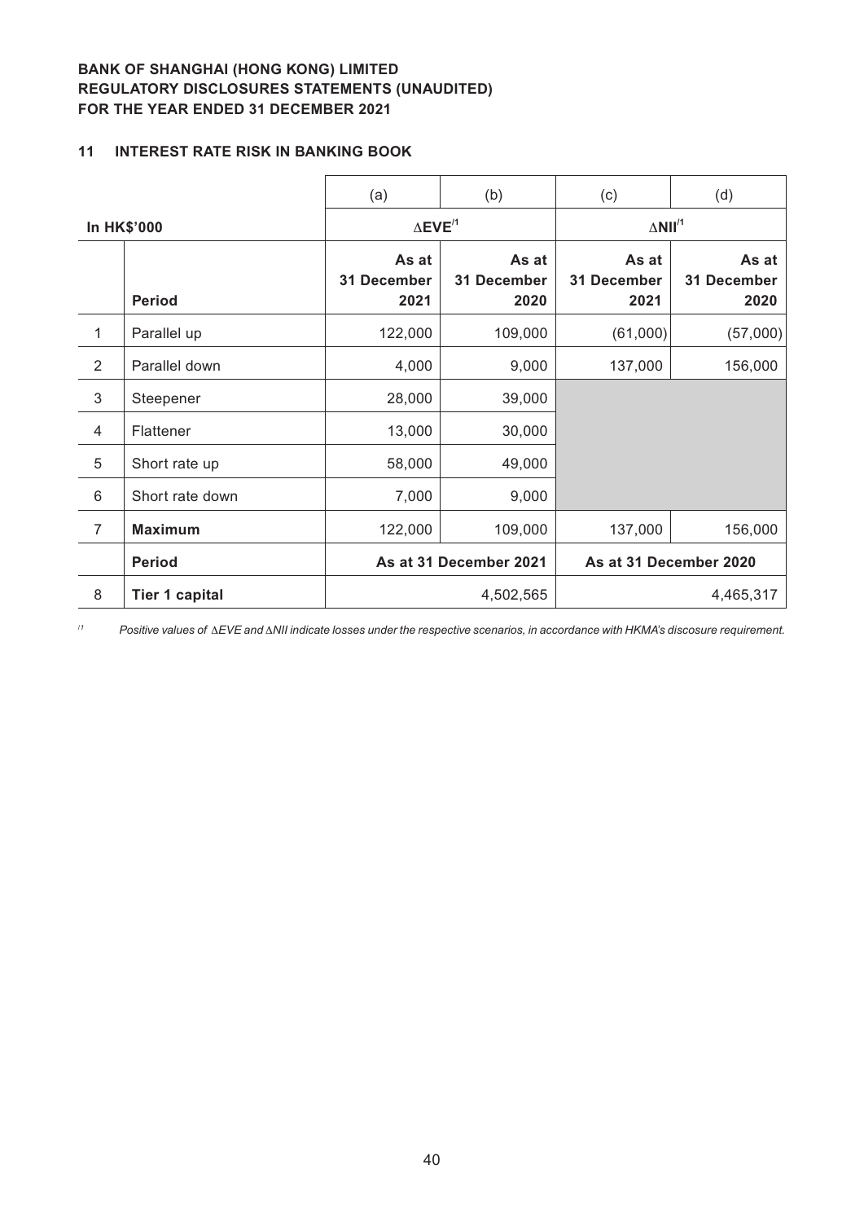**BANK OF SHANGHAI (HONG KONG) LIMITED**
**REGULATORY DISCLOSURES STATEMENTS (UNAUDITED)**
**FOR THE YEAR ENDED 31 DECEMBER 2021**

## 11 INTEREST RATE RISK IN BANKING BOOK

| | | (a) | (b) | (c) | (d) |
|---|---|---|---|---|---|
| **In HK$'000** | | **ΔEVE[/1]** | | **ΔNII[/1]** | |
| | **Period** | **As at 31 December 2021** | **As at 31 December 2020** | **As at 31 December 2021** | **As at 31 December 2020** |
| 1 | Parallel up | 122,000 | 109,000 | (61,000) | (57,000) |
| 2 | Parallel down | 4,000 | 9,000 | 137,000 | 156,000 |
| 3 | Steepener | 28,000 | 39,000 | | |
| 4 | Flattener | 13,000 | 30,000 | | |
| 5 | Short rate up | 58,000 | 49,000 | | |
| 6 | Short rate down | 7,000 | 9,000 | | |
| 7 | **Maximum** | 122,000 | 109,000 | 137,000 | 156,000 |
| | **Period** | **As at 31 December 2021** | | **As at 31 December 2020** | |
| 8 | **Tier 1 capital** | 4,502,565 | | 4,465,317 | |

[/1] *Positive values of ΔEVE and ΔNII indicate losses under the respective scenarios, in accordance with HKMA's discosure requirement.*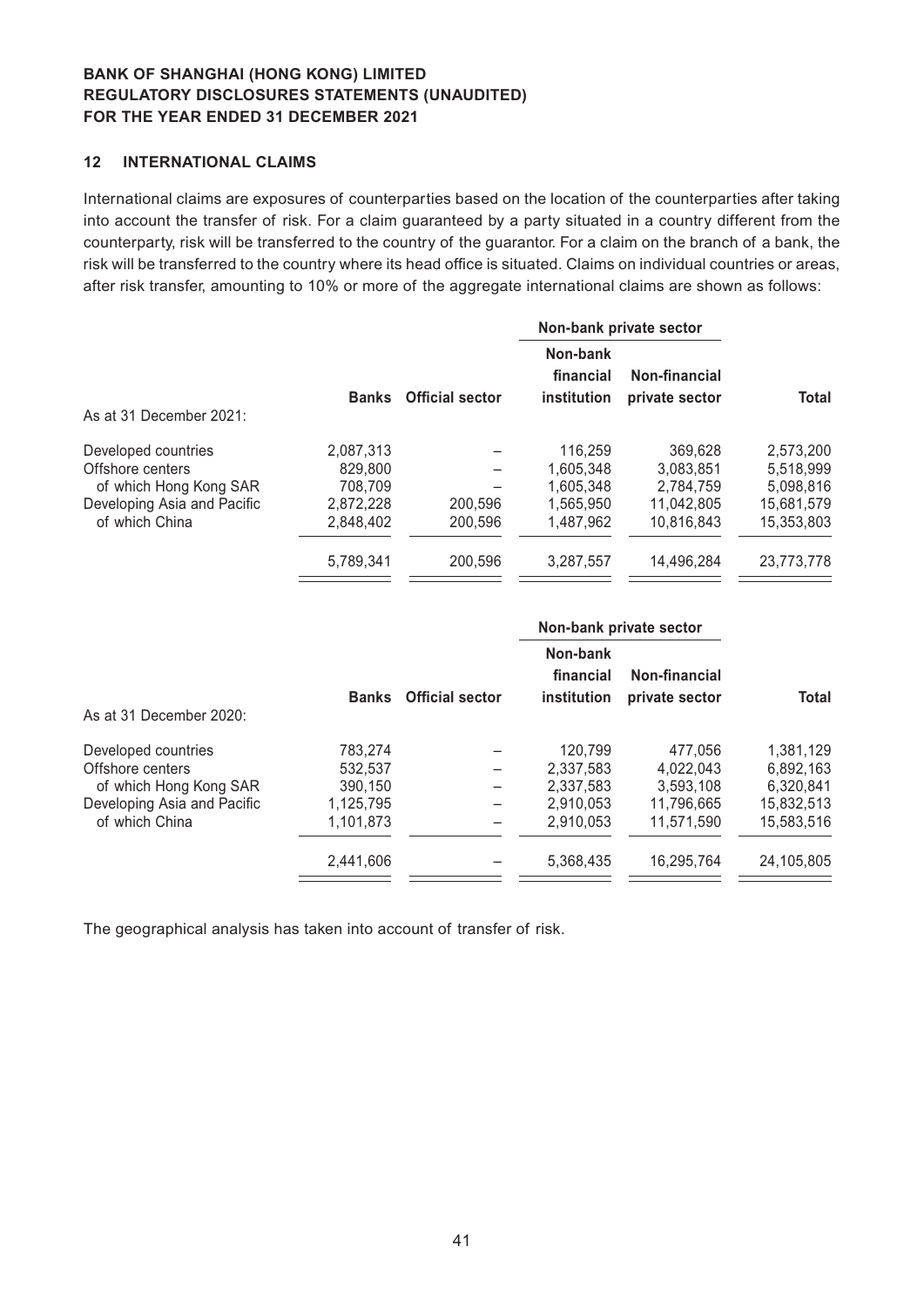## 12 INTERNATIONAL CLAIMS

International claims are exposures of counterparties based on the location of the counterparties after taking into account the transfer of risk. For a claim guaranteed by a party situated in a country different from the counterparty, risk will be transferred to the country of the guarantor. For a claim on the branch of a bank, the risk will be transferred to the country where its head office is situated. Claims on individual countries or areas, after risk transfer, amounting to 10% or more of the aggregate international claims are shown as follows:

| | | | Non-bank private sector | | |
|---|---|---|---|---|---|
| | Banks | Official sector | Non-bank financial institution | Non-financial private sector | Total |
| As at 31 December 2021: | | | | | |
| Developed countries | 2,087,313 | – | 116,259 | 369,628 | 2,573,200 |
| Offshore centers | 829,800 | – | 1,605,348 | 3,083,851 | 5,518,999 |
| of which Hong Kong SAR | 708,709 | – | 1,605,348 | 2,784,759 | 5,098,816 |
| Developing Asia and Pacific | 2,872,228 | 200,596 | 1,565,950 | 11,042,805 | 15,681,579 |
| of which China | 2,848,402 | 200,596 | 1,487,962 | 10,816,843 | 15,353,803 |
| | 5,789,341 | 200,596 | 3,287,557 | 14,496,284 | 23,773,778 |

| | | | Non-bank private sector | | |
|---|---|---|---|---|---|
| | Banks | Official sector | Non-bank financial institution | Non-financial private sector | Total |
| As at 31 December 2020: | | | | | |
| Developed countries | 783,274 | – | 120,799 | 477,056 | 1,381,129 |
| Offshore centers | 532,537 | – | 2,337,583 | 4,022,043 | 6,892,163 |
| of which Hong Kong SAR | 390,150 | – | 2,337,583 | 3,593,108 | 6,320,841 |
| Developing Asia and Pacific | 1,125,795 | – | 2,910,053 | 11,796,665 | 15,832,513 |
| of which China | 1,101,873 | – | 2,910,053 | 11,571,590 | 15,583,516 |
| | 2,441,606 | – | 5,368,435 | 16,295,764 | 24,105,805 |

The geographical analysis has taken into account of transfer of risk.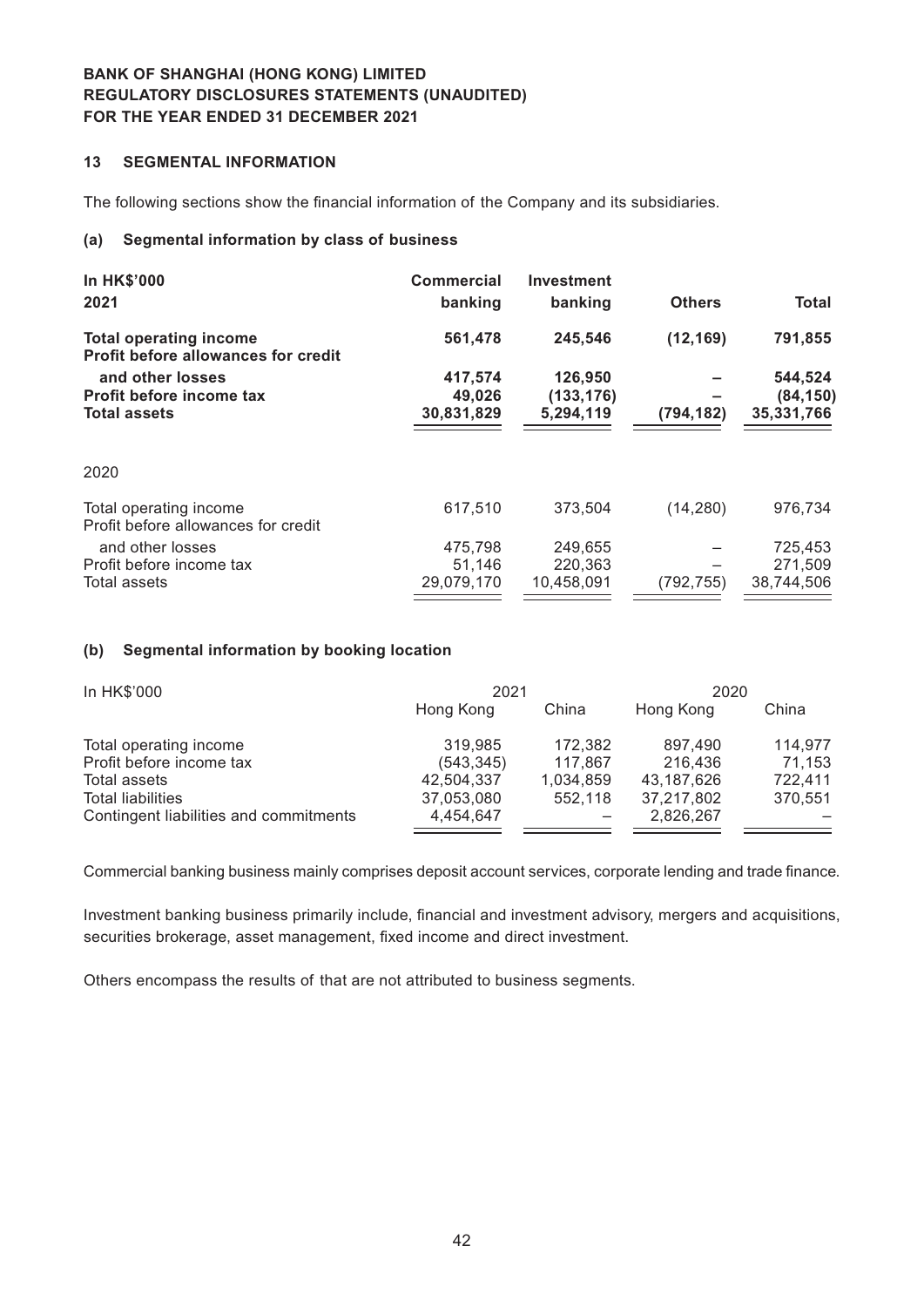**BANK OF SHANGHAI (HONG KONG) LIMITED**
**REGULATORY DISCLOSURES STATEMENTS (UNAUDITED)**
**FOR THE YEAR ENDED 31 DECEMBER 2021**

## 13 SEGMENTAL INFORMATION

The following sections show the financial information of the Company and its subsidiaries.

### (a) Segmental information by class of business

| In HK$'000 2021 | Commercial banking | Investment banking | Others | Total |
|---|---|---|---|---|
| **Total operating income** | **561,478** | **245,546** | **(12,169)** | **791,855** |
| **Profit before allowances for credit and other losses** | **417,574** | **126,950** | **–** | **544,524** |
| **Profit before income tax** | **49,026** | **(133,176)** | **–** | **(84,150)** |
| **Total assets** | **30,831,829** | **5,294,119** | **(794,182)** | **35,331,766** |
| 2020 | | | | |
| Total operating income | 617,510 | 373,504 | (14,280) | 976,734 |
| Profit before allowances for credit and other losses | 475,798 | 249,655 | – | 725,453 |
| Profit before income tax | 51,146 | 220,363 | – | 271,509 |
| Total assets | 29,079,170 | 10,458,091 | (792,755) | 38,744,506 |

### (b) Segmental information by booking location

| In HK$'000 | 2021 | | 2020 | |
|---|---|---|---|---|
| | Hong Kong | China | Hong Kong | China |
| Total operating income | 319,985 | 172,382 | 897,490 | 114,977 |
| Profit before income tax | (543,345) | 117,867 | 216,436 | 71,153 |
| Total assets | 42,504,337 | 1,034,859 | 43,187,626 | 722,411 |
| Total liabilities | 37,053,080 | 552,118 | 37,217,802 | 370,551 |
| Contingent liabilities and commitments | 4,454,647 | – | 2,826,267 | – |

Commercial banking business mainly comprises deposit account services, corporate lending and trade finance.

Investment banking business primarily include, financial and investment advisory, mergers and acquisitions, securities brokerage, asset management, fixed income and direct investment.

Others encompass the results of that are not attributed to business segments.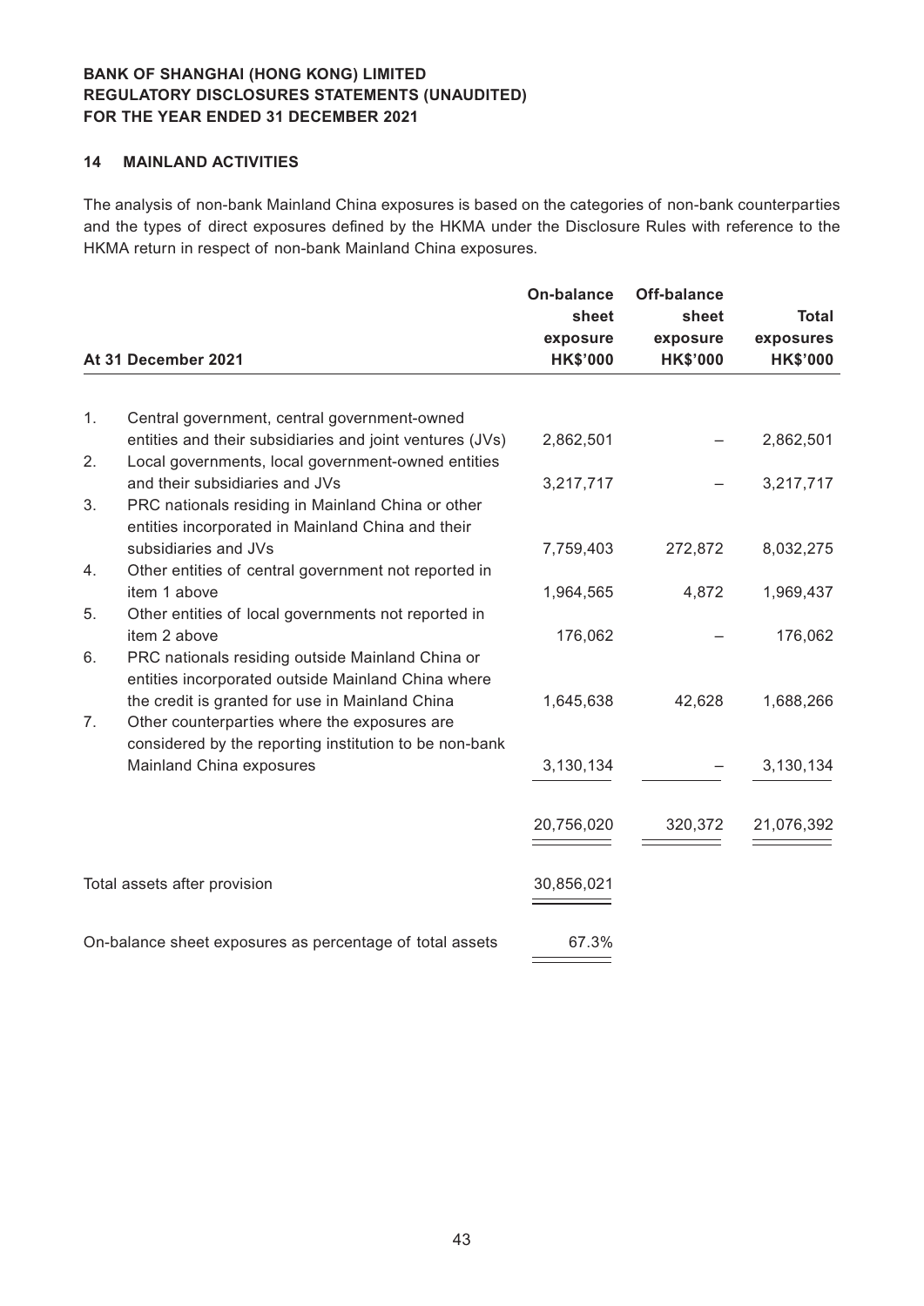**BANK OF SHANGHAI (HONG KONG) LIMITED**
**REGULATORY DISCLOSURES STATEMENTS (UNAUDITED)**
**FOR THE YEAR ENDED 31 DECEMBER 2021**

## 14 MAINLAND ACTIVITIES

The analysis of non-bank Mainland China exposures is based on the categories of non-bank counterparties and the types of direct exposures defined by the HKMA under the Disclosure Rules with reference to the HKMA return in respect of non-bank Mainland China exposures.

| | At 31 December 2021 | On-balance sheet exposure HK$'000 | Off-balance sheet exposure HK$'000 | Total exposures HK$'000 |
|---|---|---|---|---|
| 1. | Central government, central government-owned entities and their subsidiaries and joint ventures (JVs) | 2,862,501 | – | 2,862,501 |
| 2. | Local governments, local government-owned entities and their subsidiaries and JVs | 3,217,717 | – | 3,217,717 |
| 3. | PRC nationals residing in Mainland China or other entities incorporated in Mainland China and their subsidiaries and JVs | 7,759,403 | 272,872 | 8,032,275 |
| 4. | Other entities of central government not reported in item 1 above | 1,964,565 | 4,872 | 1,969,437 |
| 5. | Other entities of local governments not reported in item 2 above | 176,062 | – | 176,062 |
| 6. | PRC nationals residing outside Mainland China or entities incorporated outside Mainland China where the credit is granted for use in Mainland China | 1,645,638 | 42,628 | 1,688,266 |
| 7. | Other counterparties where the exposures are considered by the reporting institution to be non-bank Mainland China exposures | 3,130,134 | – | 3,130,134 |
| | | 20,756,020 | 320,372 | 21,076,392 |
| | Total assets after provision | 30,856,021 | | |
| | On-balance sheet exposures as percentage of total assets | 67.3% | | |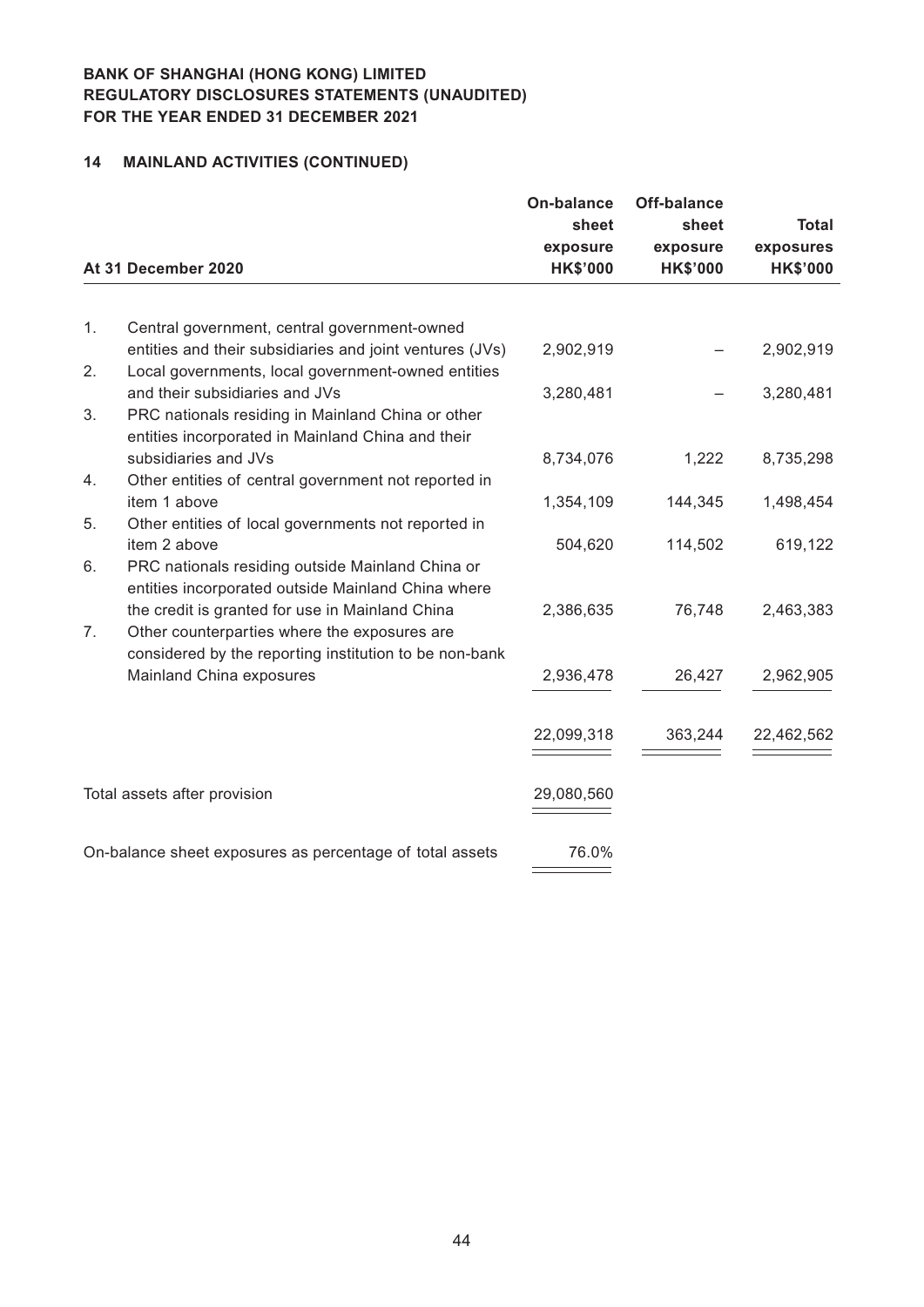**BANK OF SHANGHAI (HONG KONG) LIMITED**
**REGULATORY DISCLOSURES STATEMENTS (UNAUDITED)**
**FOR THE YEAR ENDED 31 DECEMBER 2021**

## 14 MAINLAND ACTIVITIES (CONTINUED)

| | At 31 December 2020 | On-balance sheet exposure HK$'000 | Off-balance sheet exposure HK$'000 | Total exposures HK$'000 |
|---|---|---|---|---|
| 1. | Central government, central government-owned entities and their subsidiaries and joint ventures (JVs) | 2,902,919 | – | 2,902,919 |
| 2. | Local governments, local government-owned entities and their subsidiaries and JVs | 3,280,481 | – | 3,280,481 |
| 3. | PRC nationals residing in Mainland China or other entities incorporated in Mainland China and their subsidiaries and JVs | 8,734,076 | 1,222 | 8,735,298 |
| 4. | Other entities of central government not reported in item 1 above | 1,354,109 | 144,345 | 1,498,454 |
| 5. | Other entities of local governments not reported in item 2 above | 504,620 | 114,502 | 619,122 |
| 6. | PRC nationals residing outside Mainland China or entities incorporated outside Mainland China where the credit is granted for use in Mainland China | 2,386,635 | 76,748 | 2,463,383 |
| 7. | Other counterparties where the exposures are considered by the reporting institution to be non-bank Mainland China exposures | 2,936,478 | 26,427 | 2,962,905 |
| | | 22,099,318 | 363,244 | 22,462,562 |
| | Total assets after provision | 29,080,560 | | |
| | On-balance sheet exposures as percentage of total assets | 76.0% | | |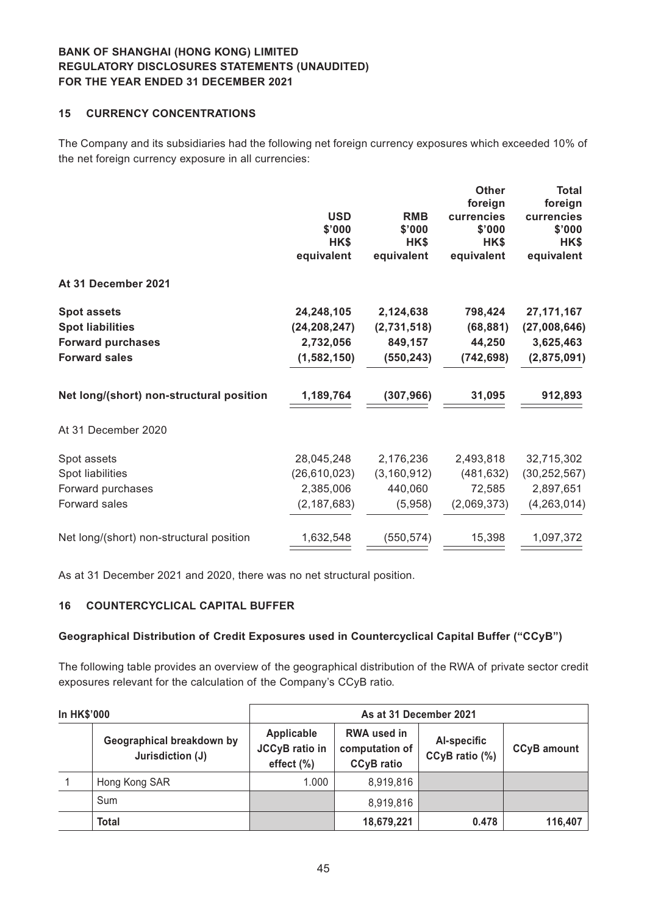## 15 CURRENCY CONCENTRATIONS

The Company and its subsidiaries had the following net foreign currency exposures which exceeded 10% of the net foreign currency exposure in all currencies:

| | USD $'000 HK$ equivalent | RMB $'000 HK$ equivalent | Other foreign currencies $'000 HK$ equivalent | Total foreign currencies $'000 HK$ equivalent |
|---|---|---|---|---|
| **At 31 December 2021** | | | | |
| **Spot assets** | **24,248,105** | **2,124,638** | **798,424** | **27,171,167** |
| **Spot liabilities** | **(24,208,247)** | **(2,731,518)** | **(68,881)** | **(27,008,646)** |
| **Forward purchases** | **2,732,056** | **849,157** | **44,250** | **3,625,463** |
| **Forward sales** | **(1,582,150)** | **(550,243)** | **(742,698)** | **(2,875,091)** |
| **Net long/(short) non-structural position** | **1,189,764** | **(307,966)** | **31,095** | **912,893** |
| At 31 December 2020 | | | | |
| Spot assets | 28,045,248 | 2,176,236 | 2,493,818 | 32,715,302 |
| Spot liabilities | (26,610,023) | (3,160,912) | (481,632) | (30,252,567) |
| Forward purchases | 2,385,006 | 440,060 | 72,585 | 2,897,651 |
| Forward sales | (2,187,683) | (5,958) | (2,069,373) | (4,263,014) |
| Net long/(short) non-structural position | 1,632,548 | (550,574) | 15,398 | 1,097,372 |

As at 31 December 2021 and 2020, there was no net structural position.

## 16 COUNTERCYCLICAL CAPITAL BUFFER

### Geographical Distribution of Credit Exposures used in Countercyclical Capital Buffer ("CCyB")

The following table provides an overview of the geographical distribution of the RWA of private sector credit exposures relevant for the calculation of the Company's CCyB ratio.

| In HK$'000 | | As at 31 December 2021 | | | |
|---|---|---|---|---|---|
| | Geographical breakdown by Jurisdiction (J) | Applicable JCCyB ratio in effect (%) | RWA used in computation of CCyB ratio | AI-specific CCyB ratio (%) | CCyB amount |
| 1 | Hong Kong SAR | 1.000 | 8,919,816 | | |
| | Sum | | 8,919,816 | | |
| | **Total** | | **18,679,221** | **0.478** | **116,407** |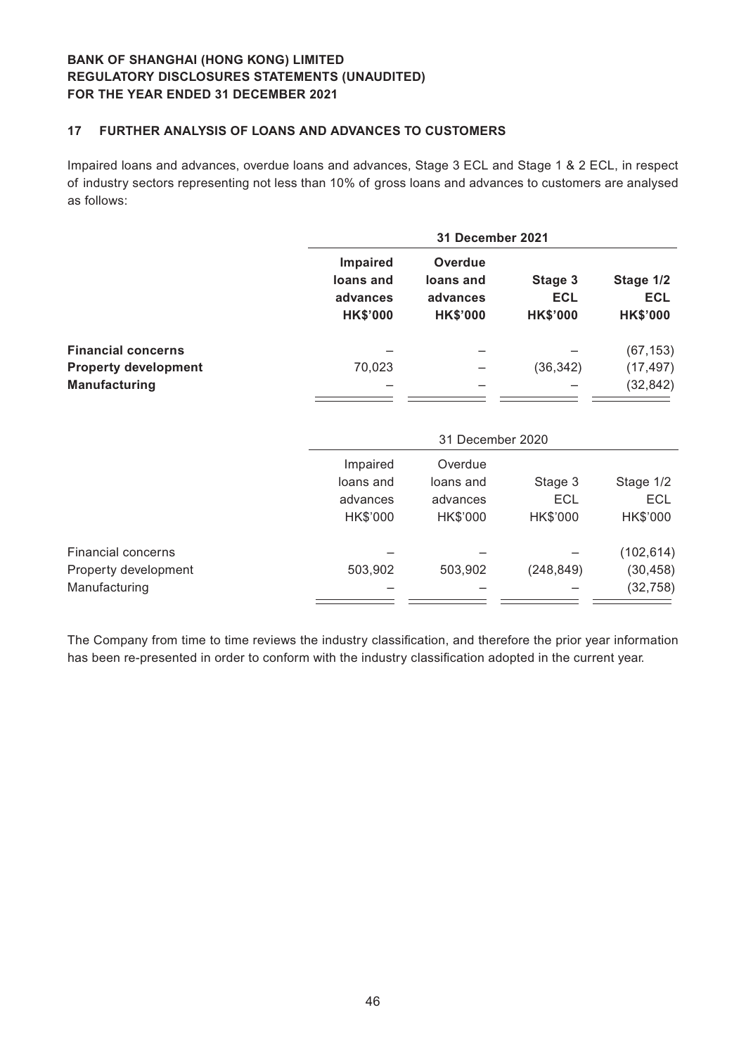**BANK OF SHANGHAI (HONG KONG) LIMITED**
**REGULATORY DISCLOSURES STATEMENTS (UNAUDITED)**
**FOR THE YEAR ENDED 31 DECEMBER 2021**

## 17 FURTHER ANALYSIS OF LOANS AND ADVANCES TO CUSTOMERS

Impaired loans and advances, overdue loans and advances, Stage 3 ECL and Stage 1 & 2 ECL, in respect of industry sectors representing not less than 10% of gross loans and advances to customers are analysed as follows:

| | **31 December 2021** | | | |
|---|---|---|---|---|
| | **Impaired loans and advances HK$'000** | **Overdue loans and advances HK$'000** | **Stage 3 ECL HK$'000** | **Stage 1/2 ECL HK$'000** |
| **Financial concerns** | – | – | – | (67,153) |
| **Property development** | 70,023 | – | (36,342) | (17,497) |
| **Manufacturing** | – | – | – | (32,842) |

| | 31 December 2020 | | | |
|---|---|---|---|---|
| | Impaired loans and advances HK$'000 | Overdue loans and advances HK$'000 | Stage 3 ECL HK$'000 | Stage 1/2 ECL HK$'000 |
| Financial concerns | – | – | – | (102,614) |
| Property development | 503,902 | 503,902 | (248,849) | (30,458) |
| Manufacturing | – | – | – | (32,758) |

The Company from time to time reviews the industry classification, and therefore the prior year information has been re-presented in order to conform with the industry classification adopted in the current year.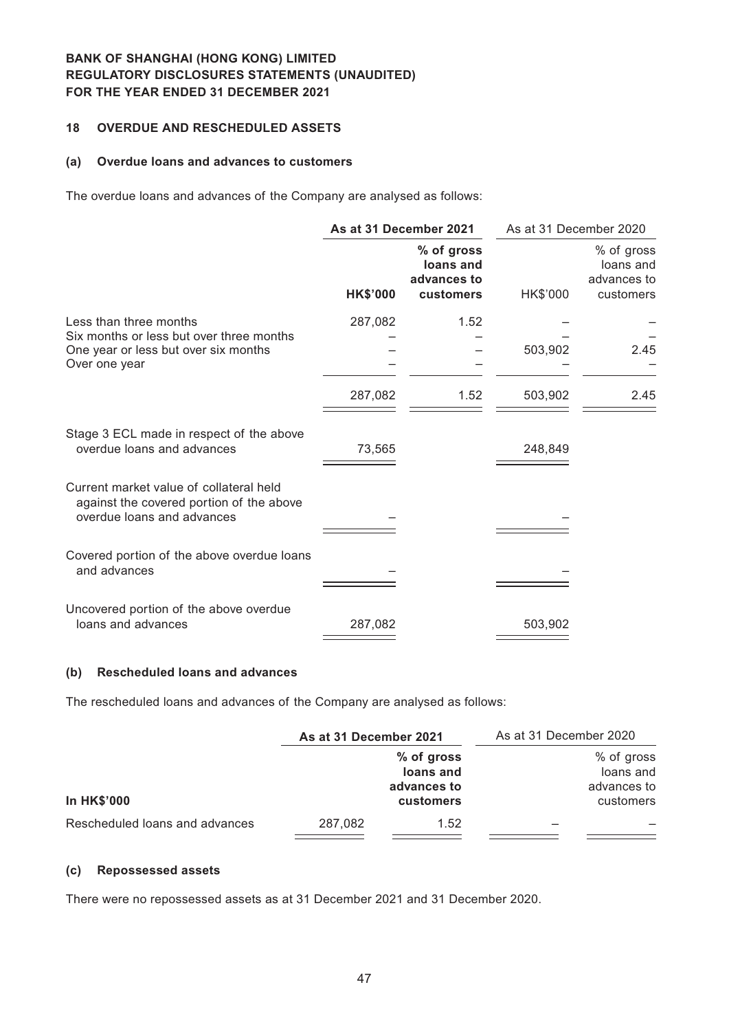**BANK OF SHANGHAI (HONG KONG) LIMITED**
**REGULATORY DISCLOSURES STATEMENTS (UNAUDITED)**
**FOR THE YEAR ENDED 31 DECEMBER 2021**

## 18 OVERDUE AND RESCHEDULED ASSETS

### (a) Overdue loans and advances to customers

The overdue loans and advances of the Company are analysed as follows:

| | **As at 31 December 2021** | | As at 31 December 2020 | |
|---|---|---|---|---|
| | **HK$'000** | **% of gross loans and advances to customers** | HK$'000 | % of gross loans and advances to customers |
| Less than three months | 287,082 | 1.52 | – | – |
| Six months or less but over three months | – | – | – | – |
| One year or less but over six months | – | – | 503,902 | 2.45 |
| Over one year | – | – | – | – |
| | 287,082 | 1.52 | 503,902 | 2.45 |
| Stage 3 ECL made in respect of the above overdue loans and advances | 73,565 | | 248,849 | |
| Current market value of collateral held against the covered portion of the above overdue loans and advances | – | | – | |
| Covered portion of the above overdue loans and advances | – | | – | |
| Uncovered portion of the above overdue loans and advances | 287,082 | | 503,902 | |

### (b) Rescheduled loans and advances

The rescheduled loans and advances of the Company are analysed as follows:

| | **As at 31 December 2021** | | As at 31 December 2020 | |
|---|---|---|---|---|
| **In HK$'000** | | **% of gross loans and advances to customers** | | % of gross loans and advances to customers |
| Rescheduled loans and advances | 287,082 | 1.52 | – | – |

### (c) Repossessed assets

There were no repossessed assets as at 31 December 2021 and 31 December 2020.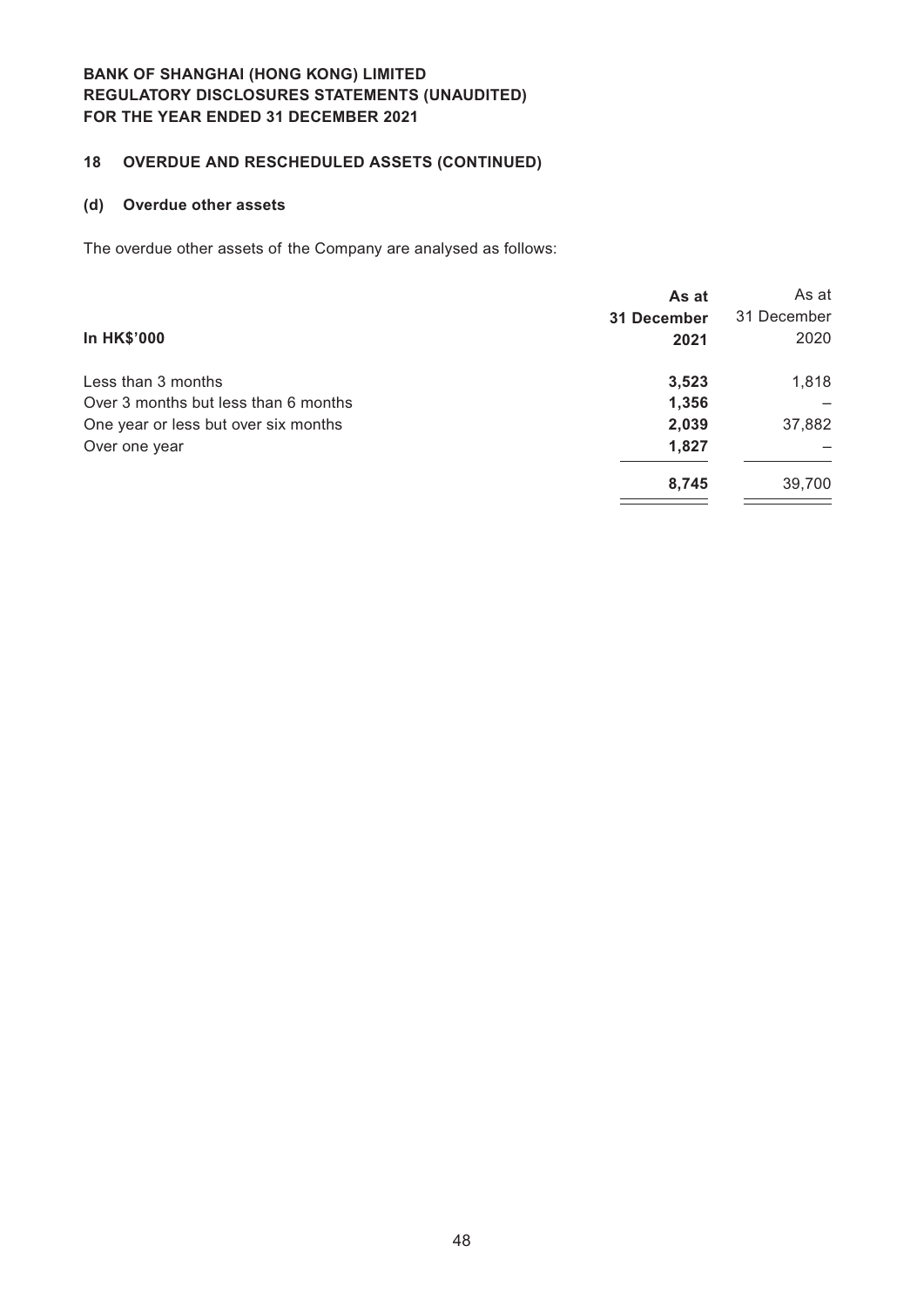## 18 OVERDUE AND RESCHEDULED ASSETS (CONTINUED)

### (d) Overdue other assets

The overdue other assets of the Company are analysed as follows:

| In HK$'000 | As at 31 December 2021 | As at 31 December 2020 |
|---|---|---|
| Less than 3 months | **3,523** | 1,818 |
| Over 3 months but less than 6 months | **1,356** | – |
| One year or less but over six months | **2,039** | 37,882 |
| Over one year | **1,827** | – |
| | **8,745** | 39,700 |